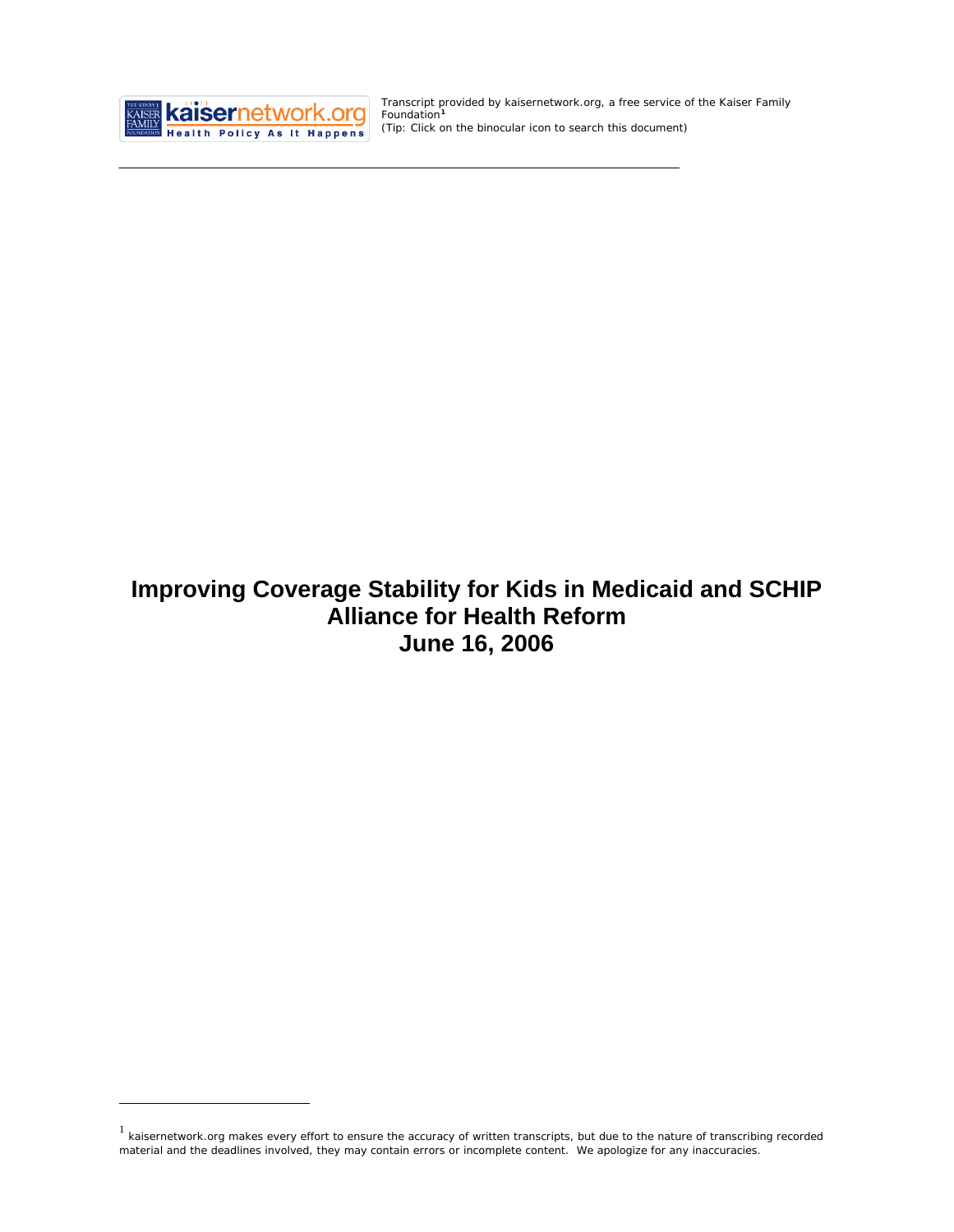Transcript provided by kaisernetwork.org, a free service of the Kaiser Family Foundation[1]
(Tip: Click on the binocular icon to search this document)

# Improving Coverage Stability for Kids in Medicaid and SCHIP
# Alliance for Health Reform
# June 16, 2006

[1] kaisernetwork.org makes every effort to ensure the accuracy of written transcripts, but due to the nature of transcribing recorded material and the deadlines involved, they may contain errors or incomplete content. We apologize for any inaccuracies.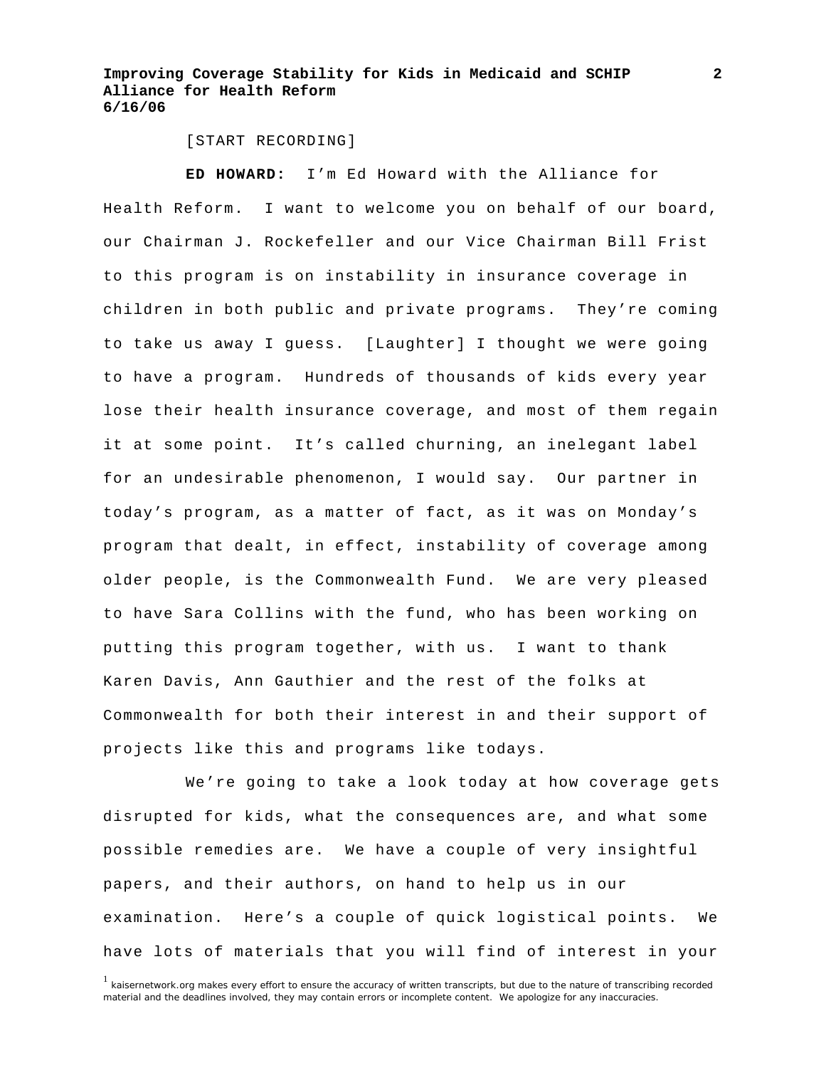[START RECORDING]

**ED HOWARD:** I'm Ed Howard with the Alliance for Health Reform. I want to welcome you on behalf of our board, our Chairman J. Rockefeller and our Vice Chairman Bill Frist to this program is on instability in insurance coverage in children in both public and private programs. They're coming to take us away I guess. [Laughter] I thought we were going to have a program. Hundreds of thousands of kids every year lose their health insurance coverage, and most of them regain it at some point. It's called churning, an inelegant label for an undesirable phenomenon, I would say. Our partner in today's program, as a matter of fact, as it was on Monday's program that dealt, in effect, instability of coverage among older people, is the Commonwealth Fund. We are very pleased to have Sara Collins with the fund, who has been working on putting this program together, with us. I want to thank Karen Davis, Ann Gauthier and the rest of the folks at Commonwealth for both their interest in and their support of projects like this and programs like todays.

We're going to take a look today at how coverage gets disrupted for kids, what the consequences are, and what some possible remedies are. We have a couple of very insightful papers, and their authors, on hand to help us in our examination. Here's a couple of quick logistical points. We have lots of materials that you will find of interest in your

[1] kaisernetwork.org makes every effort to ensure the accuracy of written transcripts, but due to the nature of transcribing recorded material and the deadlines involved, they may contain errors or incomplete content. We apologize for any inaccuracies.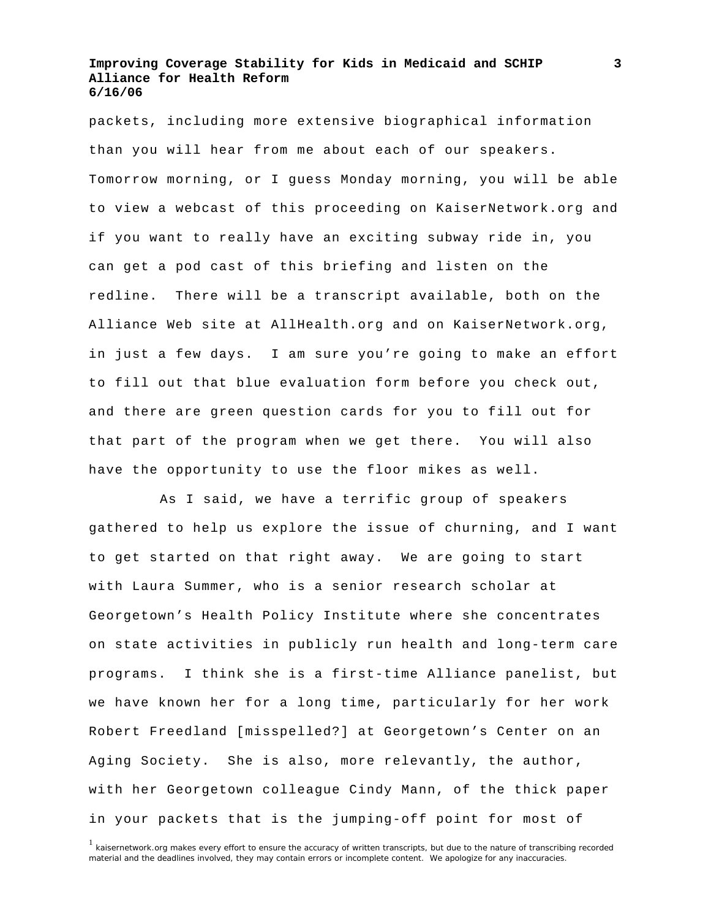packets, including more extensive biographical information than you will hear from me about each of our speakers. Tomorrow morning, or I guess Monday morning, you will be able to view a webcast of this proceeding on KaiserNetwork.org and if you want to really have an exciting subway ride in, you can get a pod cast of this briefing and listen on the redline. There will be a transcript available, both on the Alliance Web site at AllHealth.org and on KaiserNetwork.org, in just a few days. I am sure you're going to make an effort to fill out that blue evaluation form before you check out, and there are green question cards for you to fill out for that part of the program when we get there. You will also have the opportunity to use the floor mikes as well.

As I said, we have a terrific group of speakers gathered to help us explore the issue of churning, and I want to get started on that right away. We are going to start with Laura Summer, who is a senior research scholar at Georgetown's Health Policy Institute where she concentrates on state activities in publicly run health and long-term care programs. I think she is a first-time Alliance panelist, but we have known her for a long time, particularly for her work Robert Freedland [misspelled?] at Georgetown's Center on an Aging Society. She is also, more relevantly, the author, with her Georgetown colleague Cindy Mann, of the thick paper in your packets that is the jumping-off point for most of

[1] kaisernetwork.org makes every effort to ensure the accuracy of written transcripts, but due to the nature of transcribing recorded material and the deadlines involved, they may contain errors or incomplete content. We apologize for any inaccuracies.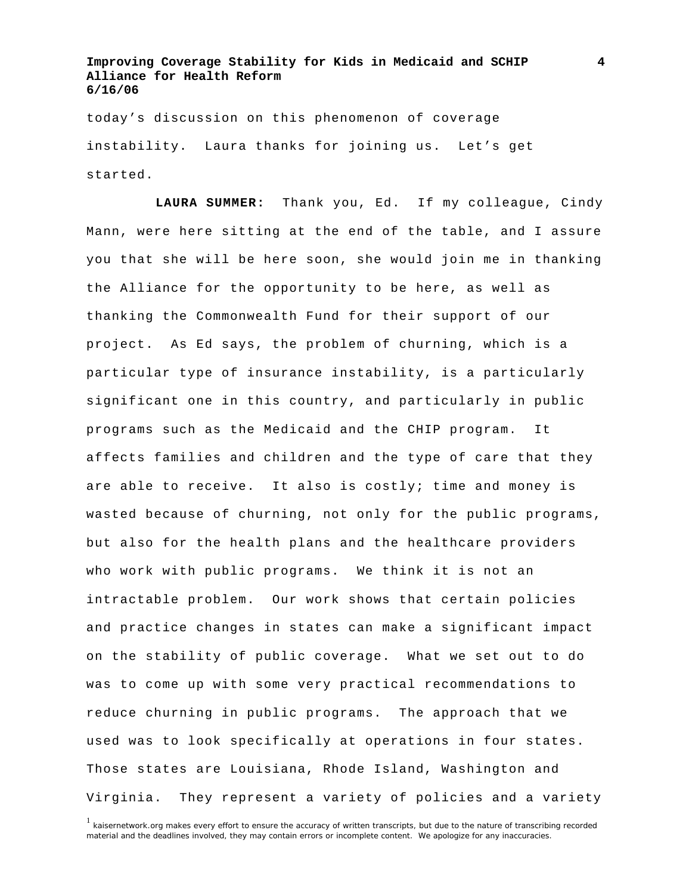today's discussion on this phenomenon of coverage instability. Laura thanks for joining us. Let's get started.

**LAURA SUMMER:** Thank you, Ed. If my colleague, Cindy Mann, were here sitting at the end of the table, and I assure you that she will be here soon, she would join me in thanking the Alliance for the opportunity to be here, as well as thanking the Commonwealth Fund for their support of our project. As Ed says, the problem of churning, which is a particular type of insurance instability, is a particularly significant one in this country, and particularly in public programs such as the Medicaid and the CHIP program. It affects families and children and the type of care that they are able to receive. It also is costly; time and money is wasted because of churning, not only for the public programs, but also for the health plans and the healthcare providers who work with public programs. We think it is not an intractable problem. Our work shows that certain policies and practice changes in states can make a significant impact on the stability of public coverage. What we set out to do was to come up with some very practical recommendations to reduce churning in public programs. The approach that we used was to look specifically at operations in four states. Those states are Louisiana, Rhode Island, Washington and Virginia. They represent a variety of policies and a variety

[1] kaisernetwork.org makes every effort to ensure the accuracy of written transcripts, but due to the nature of transcribing recorded material and the deadlines involved, they may contain errors or incomplete content. We apologize for any inaccuracies.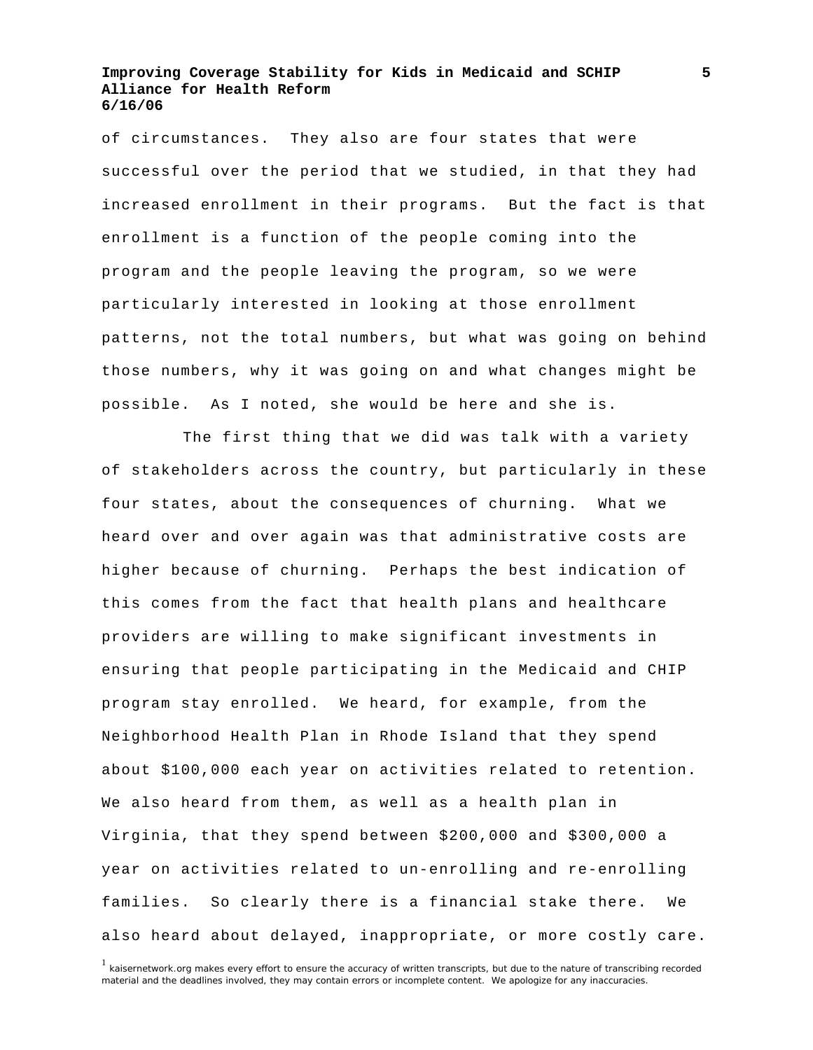of circumstances. They also are four states that were successful over the period that we studied, in that they had increased enrollment in their programs. But the fact is that enrollment is a function of the people coming into the program and the people leaving the program, so we were particularly interested in looking at those enrollment patterns, not the total numbers, but what was going on behind those numbers, why it was going on and what changes might be possible. As I noted, she would be here and she is.

The first thing that we did was talk with a variety of stakeholders across the country, but particularly in these four states, about the consequences of churning. What we heard over and over again was that administrative costs are higher because of churning. Perhaps the best indication of this comes from the fact that health plans and healthcare providers are willing to make significant investments in ensuring that people participating in the Medicaid and CHIP program stay enrolled. We heard, for example, from the Neighborhood Health Plan in Rhode Island that they spend about $100,000 each year on activities related to retention. We also heard from them, as well as a health plan in Virginia, that they spend between $200,000 and $300,000 a year on activities related to un-enrolling and re-enrolling families. So clearly there is a financial stake there. We also heard about delayed, inappropriate, or more costly care.

[1] kaisernetwork.org makes every effort to ensure the accuracy of written transcripts, but due to the nature of transcribing recorded material and the deadlines involved, they may contain errors or incomplete content. We apologize for any inaccuracies.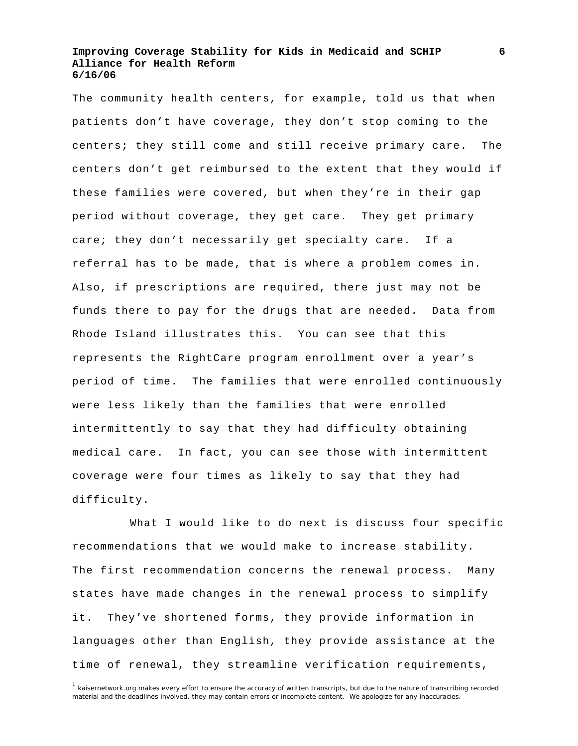The community health centers, for example, told us that when patients don't have coverage, they don't stop coming to the centers; they still come and still receive primary care. The centers don't get reimbursed to the extent that they would if these families were covered, but when they're in their gap period without coverage, they get care. They get primary care; they don't necessarily get specialty care. If a referral has to be made, that is where a problem comes in. Also, if prescriptions are required, there just may not be funds there to pay for the drugs that are needed. Data from Rhode Island illustrates this. You can see that this represents the RightCare program enrollment over a year's period of time. The families that were enrolled continuously were less likely than the families that were enrolled intermittently to say that they had difficulty obtaining medical care. In fact, you can see those with intermittent coverage were four times as likely to say that they had difficulty.

What I would like to do next is discuss four specific recommendations that we would make to increase stability. The first recommendation concerns the renewal process. Many states have made changes in the renewal process to simplify it. They've shortened forms, they provide information in languages other than English, they provide assistance at the time of renewal, they streamline verification requirements,

[1] kaisernetwork.org makes every effort to ensure the accuracy of written transcripts, but due to the nature of transcribing recorded material and the deadlines involved, they may contain errors or incomplete content. We apologize for any inaccuracies.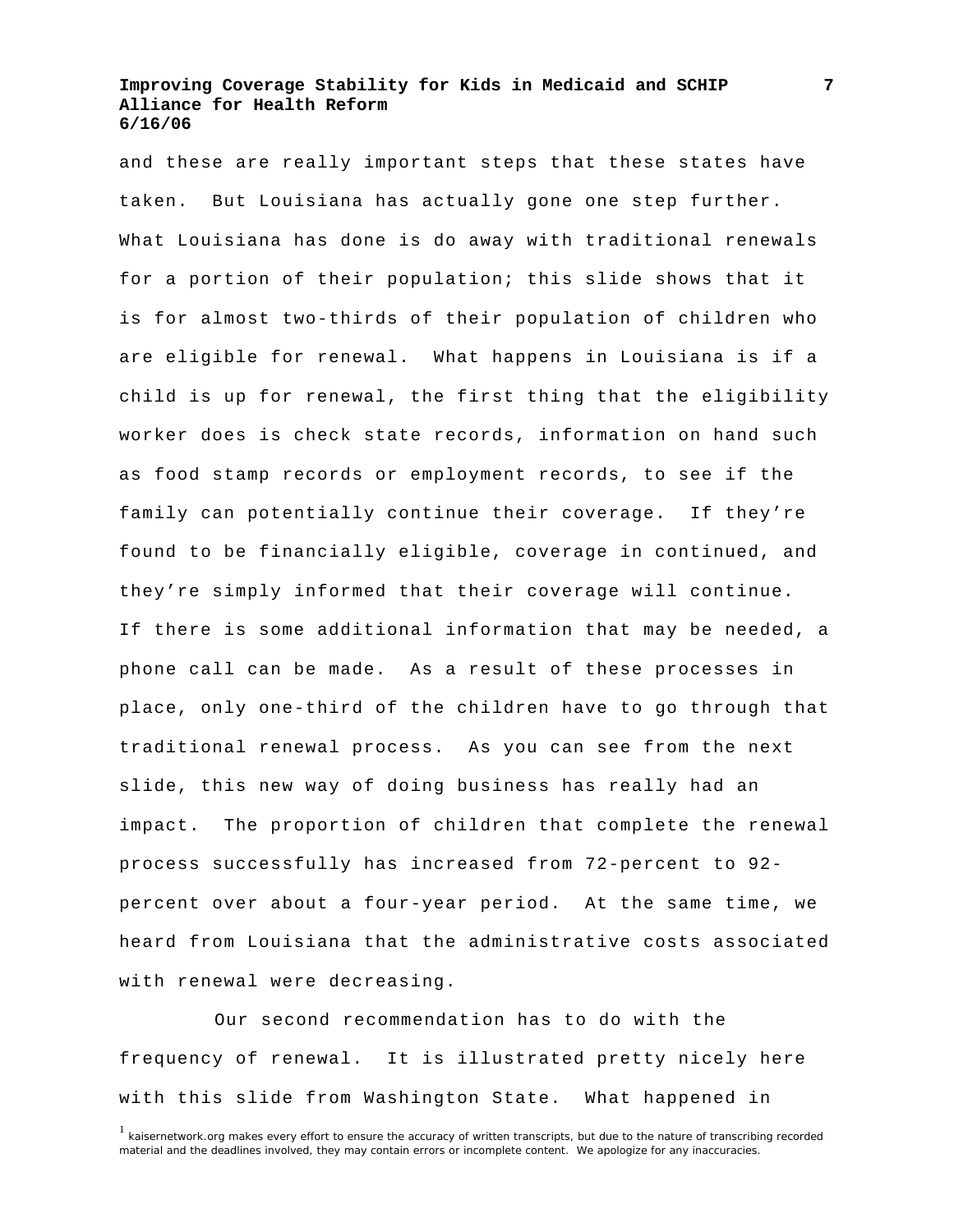and these are really important steps that these states have taken. But Louisiana has actually gone one step further. What Louisiana has done is do away with traditional renewals for a portion of their population; this slide shows that it is for almost two-thirds of their population of children who are eligible for renewal. What happens in Louisiana is if a child is up for renewal, the first thing that the eligibility worker does is check state records, information on hand such as food stamp records or employment records, to see if the family can potentially continue their coverage. If they're found to be financially eligible, coverage in continued, and they're simply informed that their coverage will continue. If there is some additional information that may be needed, a phone call can be made. As a result of these processes in place, only one-third of the children have to go through that traditional renewal process. As you can see from the next slide, this new way of doing business has really had an impact. The proportion of children that complete the renewal process successfully has increased from 72-percent to 92-percent over about a four-year period. At the same time, we heard from Louisiana that the administrative costs associated with renewal were decreasing.

Our second recommendation has to do with the frequency of renewal. It is illustrated pretty nicely here with this slide from Washington State. What happened in

[1] kaisernetwork.org makes every effort to ensure the accuracy of written transcripts, but due to the nature of transcribing recorded material and the deadlines involved, they may contain errors or incomplete content. We apologize for any inaccuracies.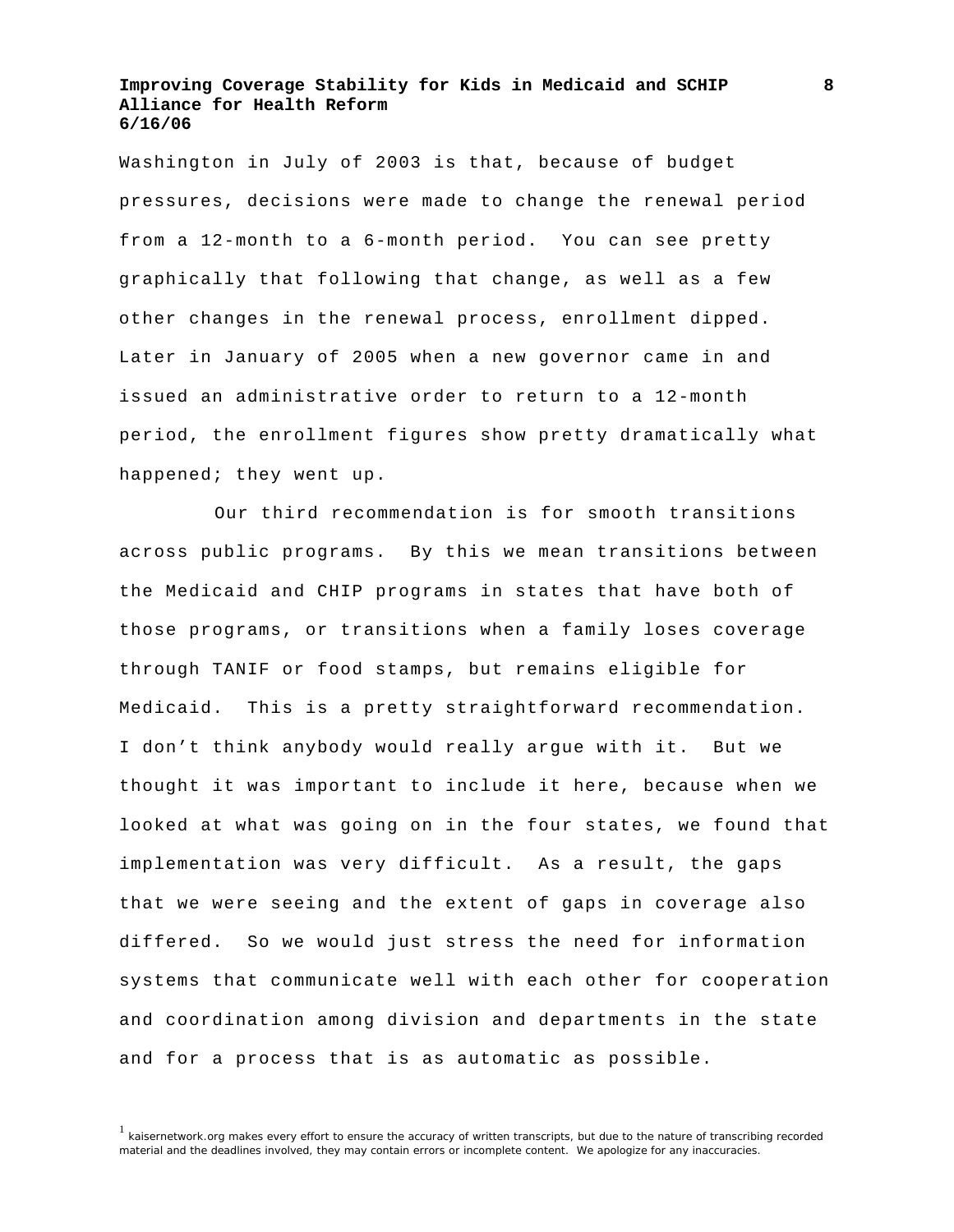Washington in July of 2003 is that, because of budget pressures, decisions were made to change the renewal period from a 12-month to a 6-month period. You can see pretty graphically that following that change, as well as a few other changes in the renewal process, enrollment dipped. Later in January of 2005 when a new governor came in and issued an administrative order to return to a 12-month period, the enrollment figures show pretty dramatically what happened; they went up.

Our third recommendation is for smooth transitions across public programs. By this we mean transitions between the Medicaid and CHIP programs in states that have both of those programs, or transitions when a family loses coverage through TANIF or food stamps, but remains eligible for Medicaid. This is a pretty straightforward recommendation. I don't think anybody would really argue with it. But we thought it was important to include it here, because when we looked at what was going on in the four states, we found that implementation was very difficult. As a result, the gaps that we were seeing and the extent of gaps in coverage also differed. So we would just stress the need for information systems that communicate well with each other for cooperation and coordination among division and departments in the state and for a process that is as automatic as possible.

[1] kaisernetwork.org makes every effort to ensure the accuracy of written transcripts, but due to the nature of transcribing recorded material and the deadlines involved, they may contain errors or incomplete content. We apologize for any inaccuracies.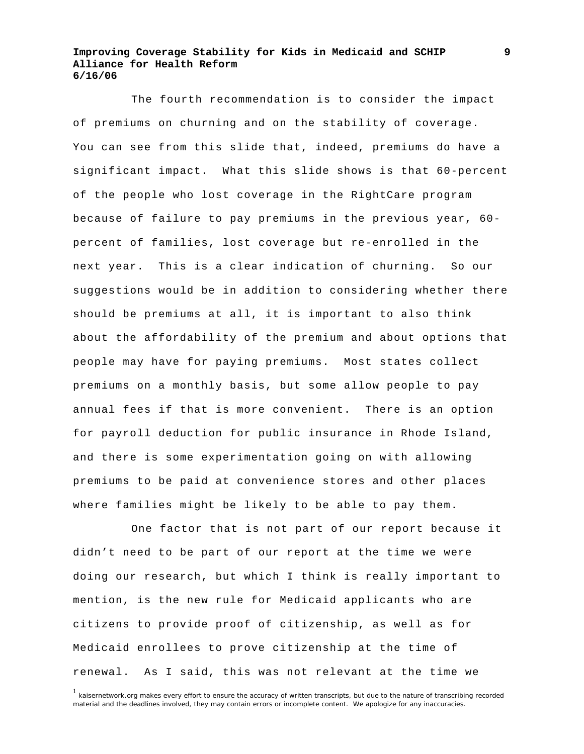The fourth recommendation is to consider the impact of premiums on churning and on the stability of coverage. You can see from this slide that, indeed, premiums do have a significant impact. What this slide shows is that 60-percent of the people who lost coverage in the RightCare program because of failure to pay premiums in the previous year, 60-percent of families, lost coverage but re-enrolled in the next year. This is a clear indication of churning. So our suggestions would be in addition to considering whether there should be premiums at all, it is important to also think about the affordability of the premium and about options that people may have for paying premiums. Most states collect premiums on a monthly basis, but some allow people to pay annual fees if that is more convenient. There is an option for payroll deduction for public insurance in Rhode Island, and there is some experimentation going on with allowing premiums to be paid at convenience stores and other places where families might be likely to be able to pay them.

One factor that is not part of our report because it didn't need to be part of our report at the time we were doing our research, but which I think is really important to mention, is the new rule for Medicaid applicants who are citizens to provide proof of citizenship, as well as for Medicaid enrollees to prove citizenship at the time of renewal. As I said, this was not relevant at the time we

[1] kaisernetwork.org makes every effort to ensure the accuracy of written transcripts, but due to the nature of transcribing recorded material and the deadlines involved, they may contain errors or incomplete content. We apologize for any inaccuracies.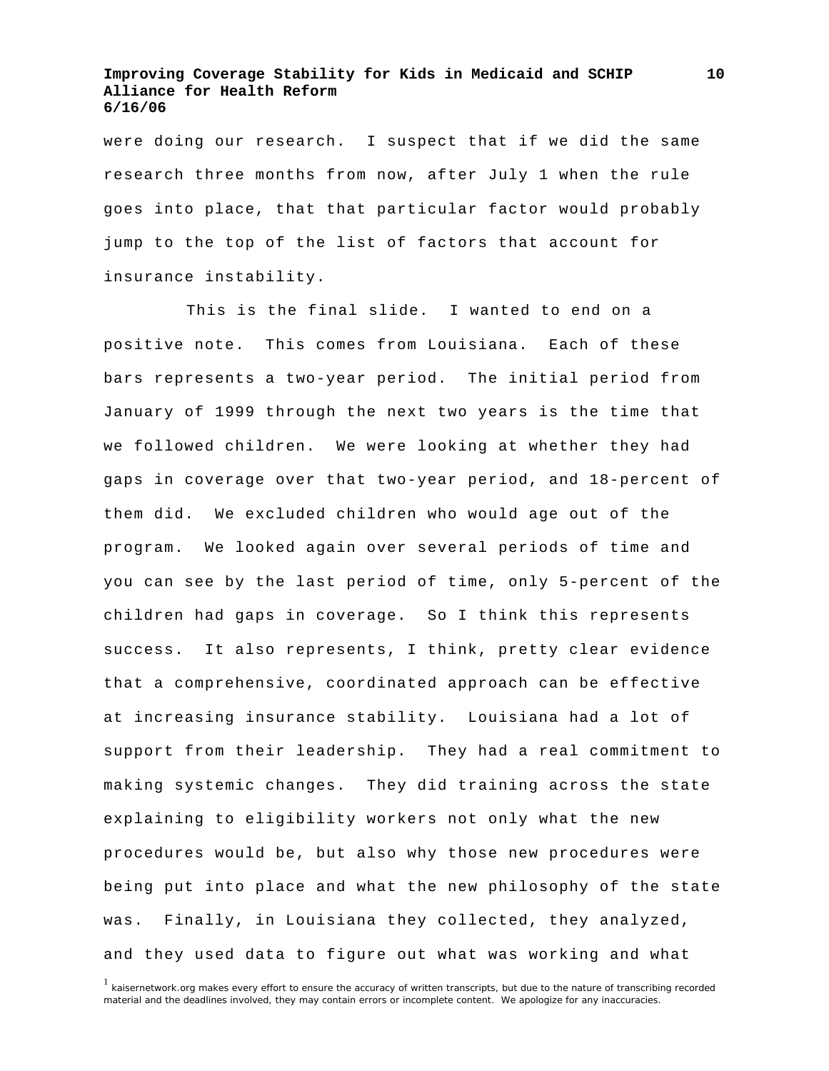were doing our research. I suspect that if we did the same research three months from now, after July 1 when the rule goes into place, that that particular factor would probably jump to the top of the list of factors that account for insurance instability.

This is the final slide. I wanted to end on a positive note. This comes from Louisiana. Each of these bars represents a two-year period. The initial period from January of 1999 through the next two years is the time that we followed children. We were looking at whether they had gaps in coverage over that two-year period, and 18-percent of them did. We excluded children who would age out of the program. We looked again over several periods of time and you can see by the last period of time, only 5-percent of the children had gaps in coverage. So I think this represents success. It also represents, I think, pretty clear evidence that a comprehensive, coordinated approach can be effective at increasing insurance stability. Louisiana had a lot of support from their leadership. They had a real commitment to making systemic changes. They did training across the state explaining to eligibility workers not only what the new procedures would be, but also why those new procedures were being put into place and what the new philosophy of the state was. Finally, in Louisiana they collected, they analyzed, and they used data to figure out what was working and what

[1] kaisernetwork.org makes every effort to ensure the accuracy of written transcripts, but due to the nature of transcribing recorded material and the deadlines involved, they may contain errors or incomplete content. We apologize for any inaccuracies.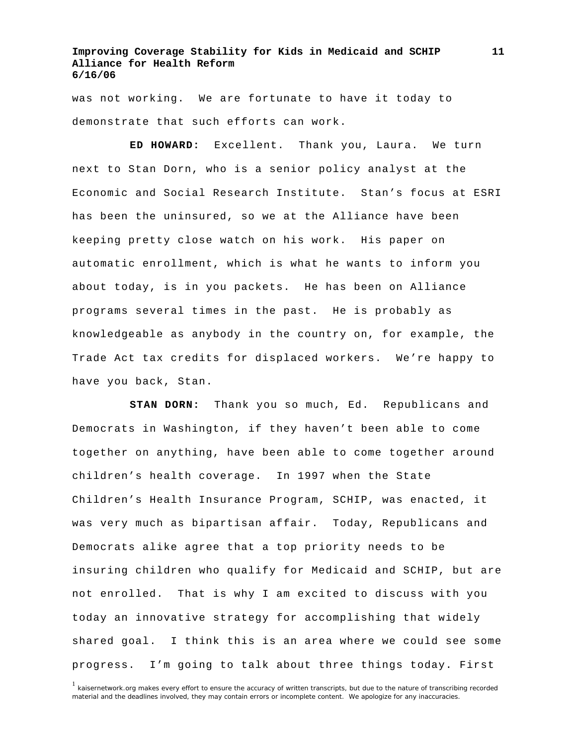was not working. We are fortunate to have it today to demonstrate that such efforts can work.

**ED HOWARD:** Excellent. Thank you, Laura. We turn next to Stan Dorn, who is a senior policy analyst at the Economic and Social Research Institute. Stan's focus at ESRI has been the uninsured, so we at the Alliance have been keeping pretty close watch on his work. His paper on automatic enrollment, which is what he wants to inform you about today, is in you packets. He has been on Alliance programs several times in the past. He is probably as knowledgeable as anybody in the country on, for example, the Trade Act tax credits for displaced workers. We're happy to have you back, Stan.

**STAN DORN:** Thank you so much, Ed. Republicans and Democrats in Washington, if they haven't been able to come together on anything, have been able to come together around children's health coverage. In 1997 when the State Children's Health Insurance Program, SCHIP, was enacted, it was very much as bipartisan affair. Today, Republicans and Democrats alike agree that a top priority needs to be insuring children who qualify for Medicaid and SCHIP, but are not enrolled. That is why I am excited to discuss with you today an innovative strategy for accomplishing that widely shared goal. I think this is an area where we could see some progress. I'm going to talk about three things today. First

[1] kaisernetwork.org makes every effort to ensure the accuracy of written transcripts, but due to the nature of transcribing recorded material and the deadlines involved, they may contain errors or incomplete content. We apologize for any inaccuracies.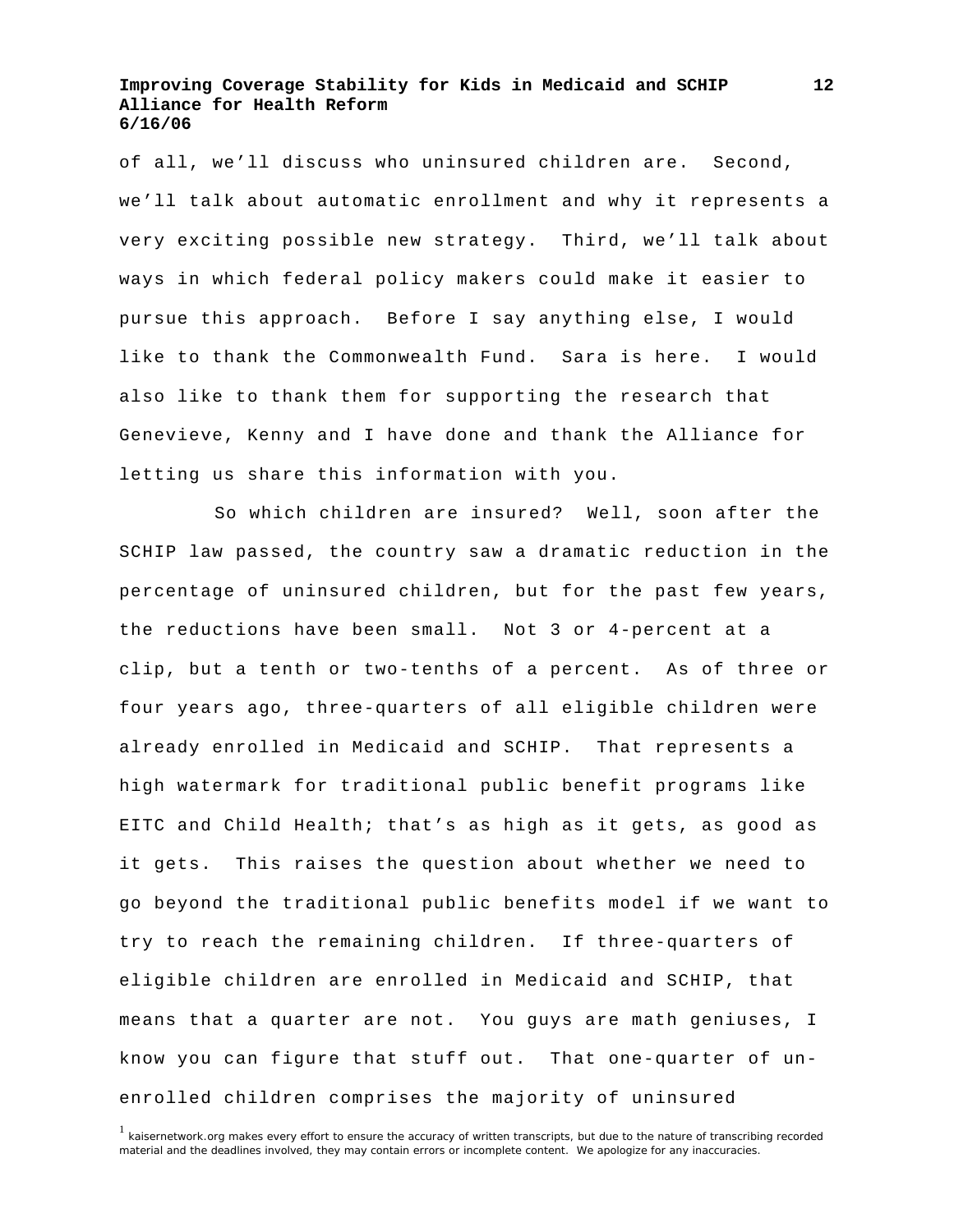of all, we'll discuss who uninsured children are. Second, we'll talk about automatic enrollment and why it represents a very exciting possible new strategy. Third, we'll talk about ways in which federal policy makers could make it easier to pursue this approach. Before I say anything else, I would like to thank the Commonwealth Fund. Sara is here. I would also like to thank them for supporting the research that Genevieve, Kenny and I have done and thank the Alliance for letting us share this information with you.

So which children are insured? Well, soon after the SCHIP law passed, the country saw a dramatic reduction in the percentage of uninsured children, but for the past few years, the reductions have been small. Not 3 or 4-percent at a clip, but a tenth or two-tenths of a percent. As of three or four years ago, three-quarters of all eligible children were already enrolled in Medicaid and SCHIP. That represents a high watermark for traditional public benefit programs like EITC and Child Health; that's as high as it gets, as good as it gets. This raises the question about whether we need to go beyond the traditional public benefits model if we want to try to reach the remaining children. If three-quarters of eligible children are enrolled in Medicaid and SCHIP, that means that a quarter are not. You guys are math geniuses, I know you can figure that stuff out. That one-quarter of un-enrolled children comprises the majority of uninsured

[1] kaisernetwork.org makes every effort to ensure the accuracy of written transcripts, but due to the nature of transcribing recorded material and the deadlines involved, they may contain errors or incomplete content. We apologize for any inaccuracies.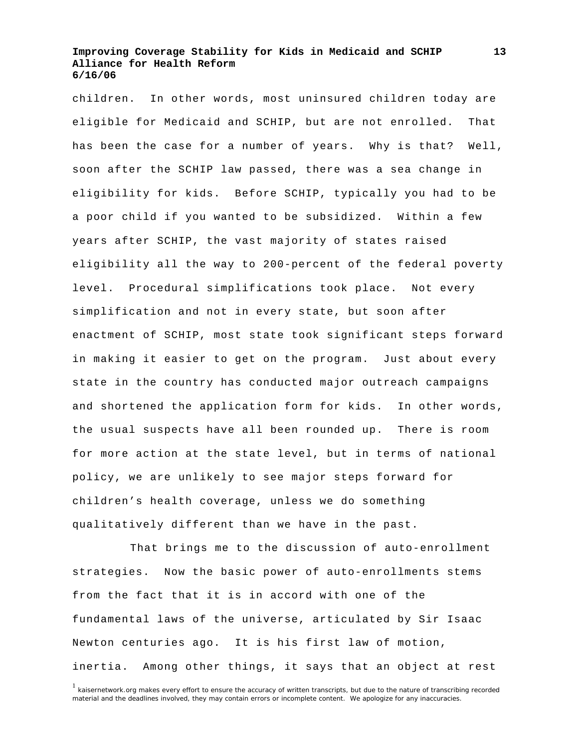children. In other words, most uninsured children today are eligible for Medicaid and SCHIP, but are not enrolled. That has been the case for a number of years. Why is that? Well, soon after the SCHIP law passed, there was a sea change in eligibility for kids. Before SCHIP, typically you had to be a poor child if you wanted to be subsidized. Within a few years after SCHIP, the vast majority of states raised eligibility all the way to 200-percent of the federal poverty level. Procedural simplifications took place. Not every simplification and not in every state, but soon after enactment of SCHIP, most state took significant steps forward in making it easier to get on the program. Just about every state in the country has conducted major outreach campaigns and shortened the application form for kids. In other words, the usual suspects have all been rounded up. There is room for more action at the state level, but in terms of national policy, we are unlikely to see major steps forward for children's health coverage, unless we do something qualitatively different than we have in the past.

That brings me to the discussion of auto-enrollment strategies. Now the basic power of auto-enrollments stems from the fact that it is in accord with one of the fundamental laws of the universe, articulated by Sir Isaac Newton centuries ago. It is his first law of motion, inertia. Among other things, it says that an object at rest

[1] kaisernetwork.org makes every effort to ensure the accuracy of written transcripts, but due to the nature of transcribing recorded material and the deadlines involved, they may contain errors or incomplete content. We apologize for any inaccuracies.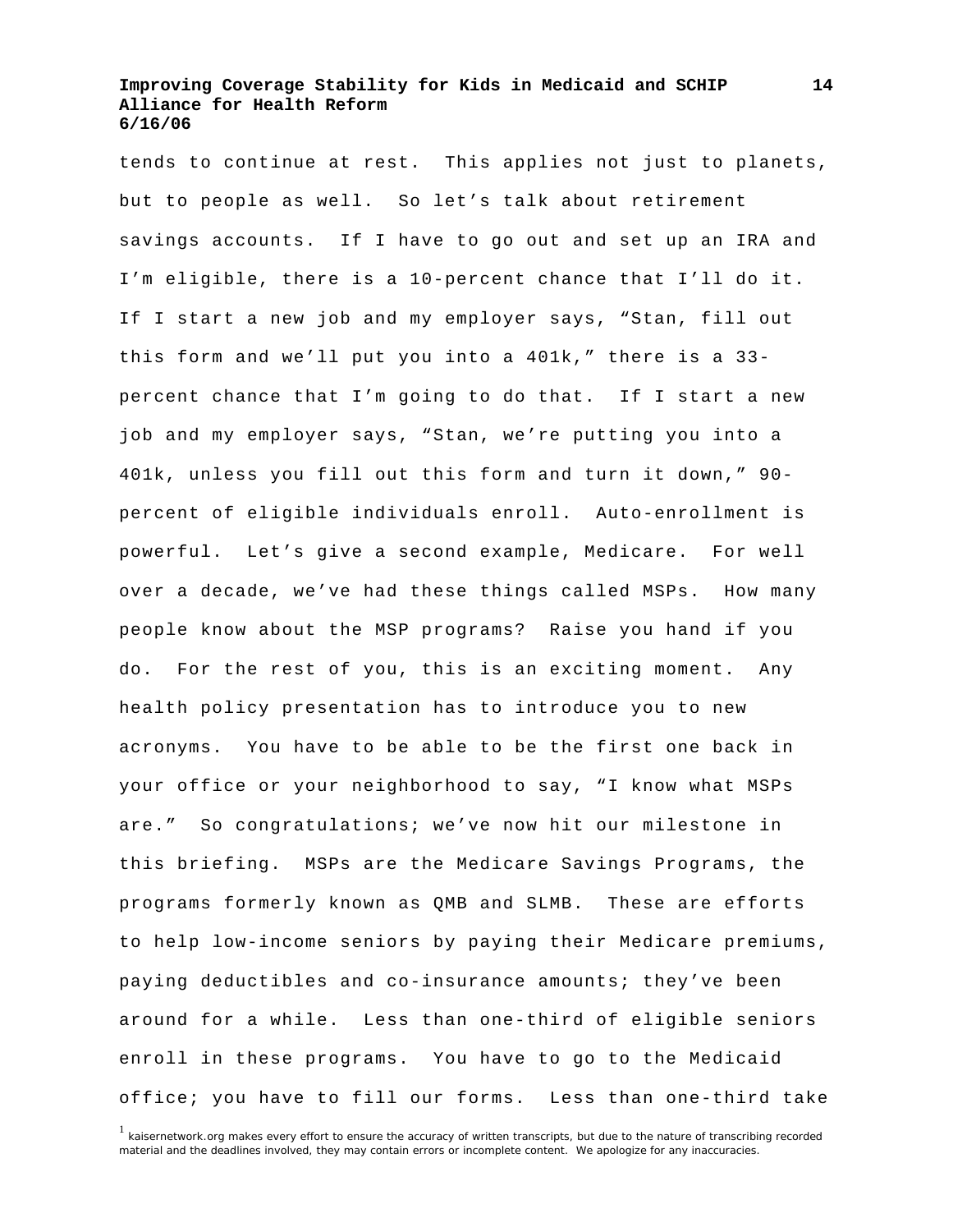tends to continue at rest. This applies not just to planets, but to people as well. So let’s talk about retirement savings accounts. If I have to go out and set up an IRA and I’m eligible, there is a 10-percent chance that I’ll do it. If I start a new job and my employer says, “Stan, fill out this form and we’ll put you into a 401k,” there is a 33-percent chance that I’m going to do that. If I start a new job and my employer says, “Stan, we’re putting you into a 401k, unless you fill out this form and turn it down,” 90-percent of eligible individuals enroll. Auto-enrollment is powerful. Let’s give a second example, Medicare. For well over a decade, we’ve had these things called MSPs. How many people know about the MSP programs? Raise you hand if you do. For the rest of you, this is an exciting moment. Any health policy presentation has to introduce you to new acronyms. You have to be able to be the first one back in your office or your neighborhood to say, “I know what MSPs are.” So congratulations; we’ve now hit our milestone in this briefing. MSPs are the Medicare Savings Programs, the programs formerly known as QMB and SLMB. These are efforts to help low-income seniors by paying their Medicare premiums, paying deductibles and co-insurance amounts; they’ve been around for a while. Less than one-third of eligible seniors enroll in these programs. You have to go to the Medicaid office; you have to fill our forms. Less than one-third take

[1] kaisernetwork.org makes every effort to ensure the accuracy of written transcripts, but due to the nature of transcribing recorded material and the deadlines involved, they may contain errors or incomplete content. We apologize for any inaccuracies.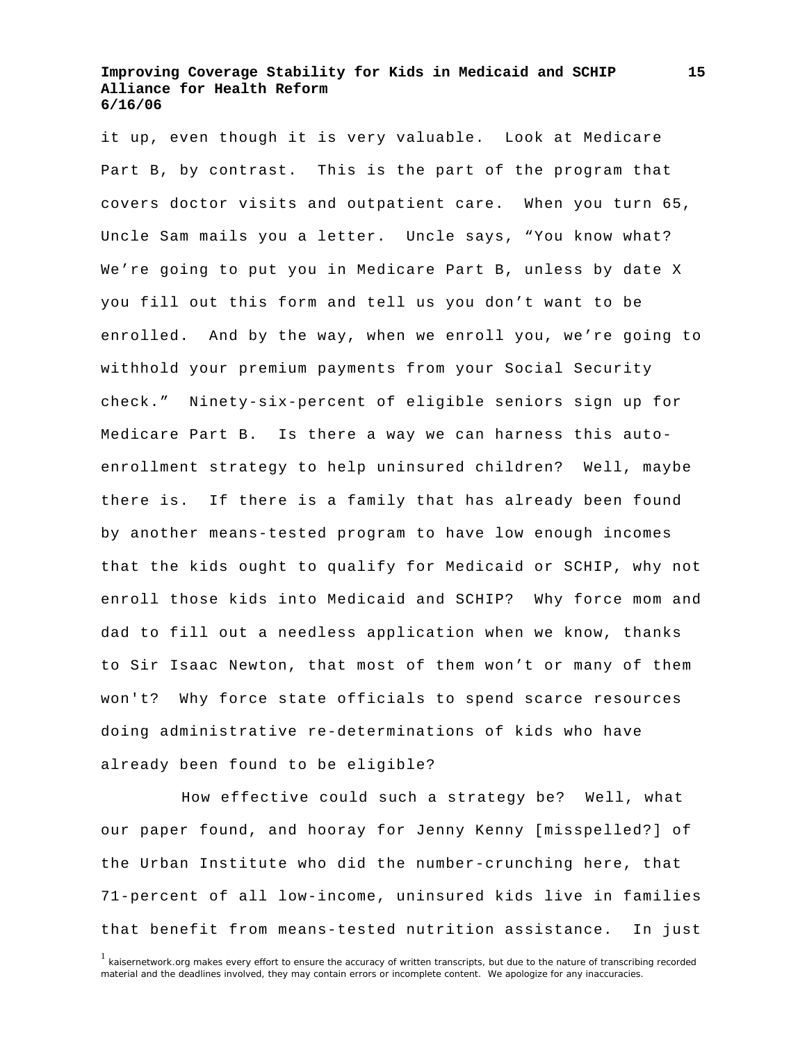it up, even though it is very valuable. Look at Medicare Part B, by contrast. This is the part of the program that covers doctor visits and outpatient care. When you turn 65, Uncle Sam mails you a letter. Uncle says, "You know what? We're going to put you in Medicare Part B, unless by date X you fill out this form and tell us you don't want to be enrolled. And by the way, when we enroll you, we're going to withhold your premium payments from your Social Security check." Ninety-six-percent of eligible seniors sign up for Medicare Part B. Is there a way we can harness this auto-enrollment strategy to help uninsured children? Well, maybe there is. If there is a family that has already been found by another means-tested program to have low enough incomes that the kids ought to qualify for Medicaid or SCHIP, why not enroll those kids into Medicaid and SCHIP? Why force mom and dad to fill out a needless application when we know, thanks to Sir Isaac Newton, that most of them won't or many of them won't? Why force state officials to spend scarce resources doing administrative re-determinations of kids who have already been found to be eligible?

How effective could such a strategy be? Well, what our paper found, and hooray for Jenny Kenny [misspelled?] of the Urban Institute who did the number-crunching here, that 71-percent of all low-income, uninsured kids live in families that benefit from means-tested nutrition assistance. In just

[1] kaisernetwork.org makes every effort to ensure the accuracy of written transcripts, but due to the nature of transcribing recorded material and the deadlines involved, they may contain errors or incomplete content. We apologize for any inaccuracies.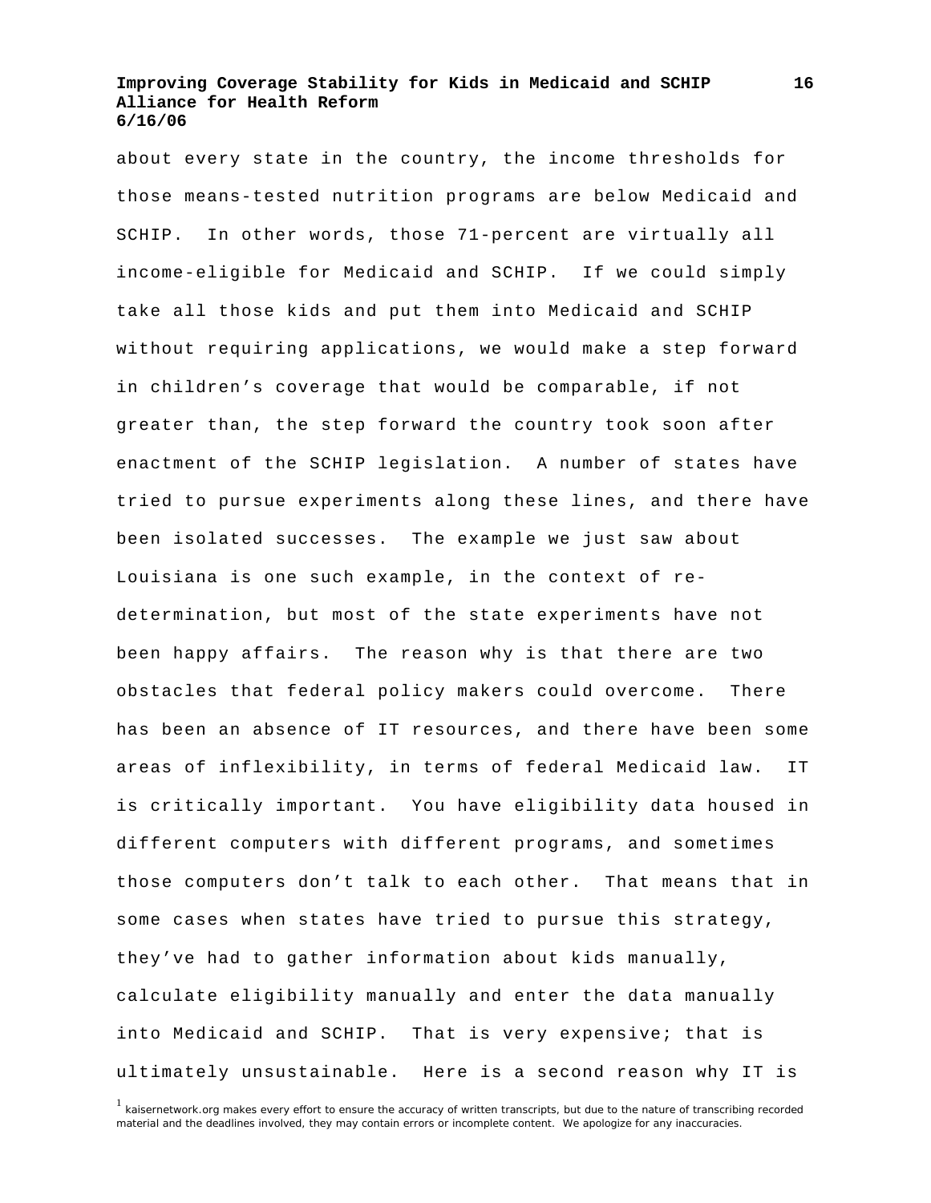about every state in the country, the income thresholds for those means-tested nutrition programs are below Medicaid and SCHIP. In other words, those 71-percent are virtually all income-eligible for Medicaid and SCHIP. If we could simply take all those kids and put them into Medicaid and SCHIP without requiring applications, we would make a step forward in children's coverage that would be comparable, if not greater than, the step forward the country took soon after enactment of the SCHIP legislation. A number of states have tried to pursue experiments along these lines, and there have been isolated successes. The example we just saw about Louisiana is one such example, in the context of re-determination, but most of the state experiments have not been happy affairs. The reason why is that there are two obstacles that federal policy makers could overcome. There has been an absence of IT resources, and there have been some areas of inflexibility, in terms of federal Medicaid law. IT is critically important. You have eligibility data housed in different computers with different programs, and sometimes those computers don't talk to each other. That means that in some cases when states have tried to pursue this strategy, they've had to gather information about kids manually, calculate eligibility manually and enter the data manually into Medicaid and SCHIP. That is very expensive; that is ultimately unsustainable. Here is a second reason why IT is

[1] kaisernetwork.org makes every effort to ensure the accuracy of written transcripts, but due to the nature of transcribing recorded material and the deadlines involved, they may contain errors or incomplete content. We apologize for any inaccuracies.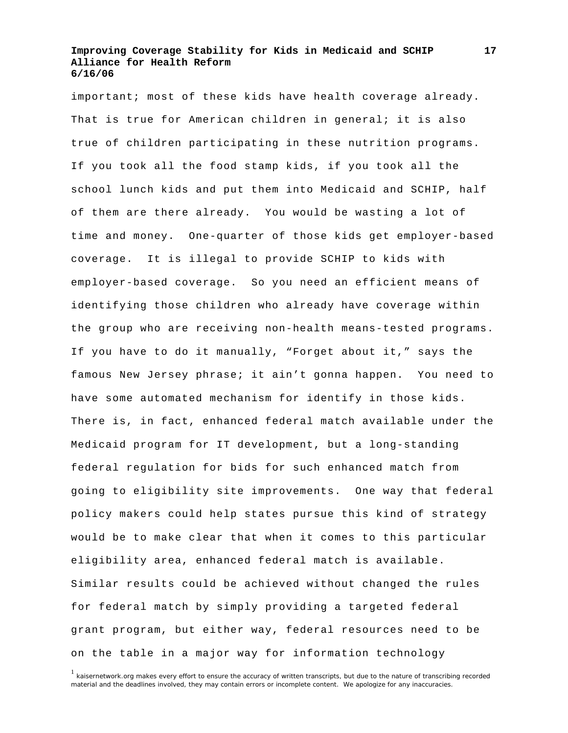important; most of these kids have health coverage already. That is true for American children in general; it is also true of children participating in these nutrition programs. If you took all the food stamp kids, if you took all the school lunch kids and put them into Medicaid and SCHIP, half of them are there already. You would be wasting a lot of time and money. One-quarter of those kids get employer-based coverage. It is illegal to provide SCHIP to kids with employer-based coverage. So you need an efficient means of identifying those children who already have coverage within the group who are receiving non-health means-tested programs. If you have to do it manually, "Forget about it," says the famous New Jersey phrase; it ain't gonna happen. You need to have some automated mechanism for identify in those kids. There is, in fact, enhanced federal match available under the Medicaid program for IT development, but a long-standing federal regulation for bids for such enhanced match from going to eligibility site improvements. One way that federal policy makers could help states pursue this kind of strategy would be to make clear that when it comes to this particular eligibility area, enhanced federal match is available. Similar results could be achieved without changed the rules for federal match by simply providing a targeted federal grant program, but either way, federal resources need to be on the table in a major way for information technology

[1] kaisernetwork.org makes every effort to ensure the accuracy of written transcripts, but due to the nature of transcribing recorded material and the deadlines involved, they may contain errors or incomplete content. We apologize for any inaccuracies.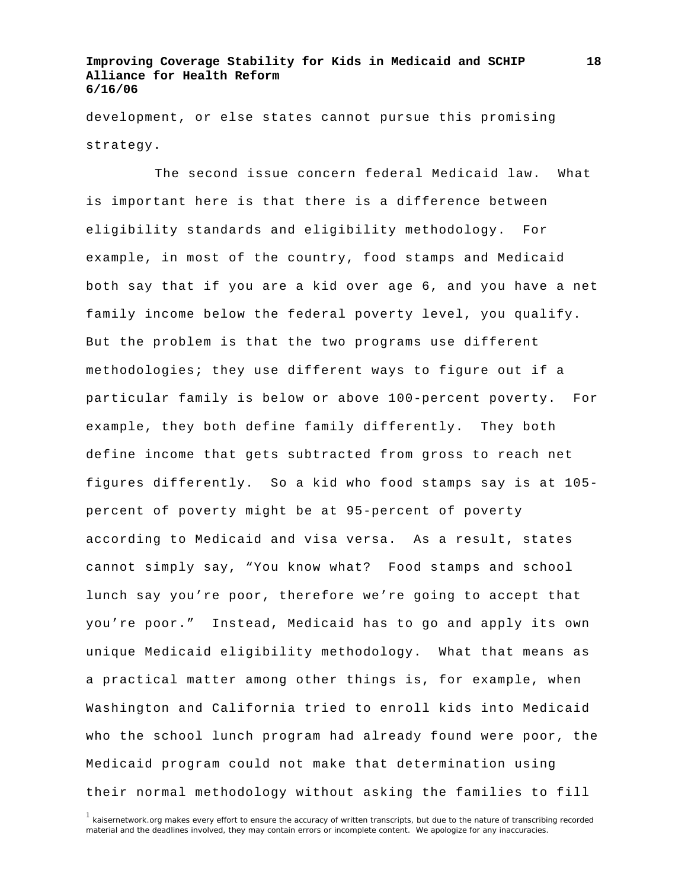development, or else states cannot pursue this promising strategy.

The second issue concern federal Medicaid law. What is important here is that there is a difference between eligibility standards and eligibility methodology. For example, in most of the country, food stamps and Medicaid both say that if you are a kid over age 6, and you have a net family income below the federal poverty level, you qualify. But the problem is that the two programs use different methodologies; they use different ways to figure out if a particular family is below or above 100-percent poverty. For example, they both define family differently. They both define income that gets subtracted from gross to reach net figures differently. So a kid who food stamps say is at 105-percent of poverty might be at 95-percent of poverty according to Medicaid and visa versa. As a result, states cannot simply say, "You know what? Food stamps and school lunch say you're poor, therefore we're going to accept that you're poor." Instead, Medicaid has to go and apply its own unique Medicaid eligibility methodology. What that means as a practical matter among other things is, for example, when Washington and California tried to enroll kids into Medicaid who the school lunch program had already found were poor, the Medicaid program could not make that determination using their normal methodology without asking the families to fill

[1] kaisernetwork.org makes every effort to ensure the accuracy of written transcripts, but due to the nature of transcribing recorded material and the deadlines involved, they may contain errors or incomplete content. We apologize for any inaccuracies.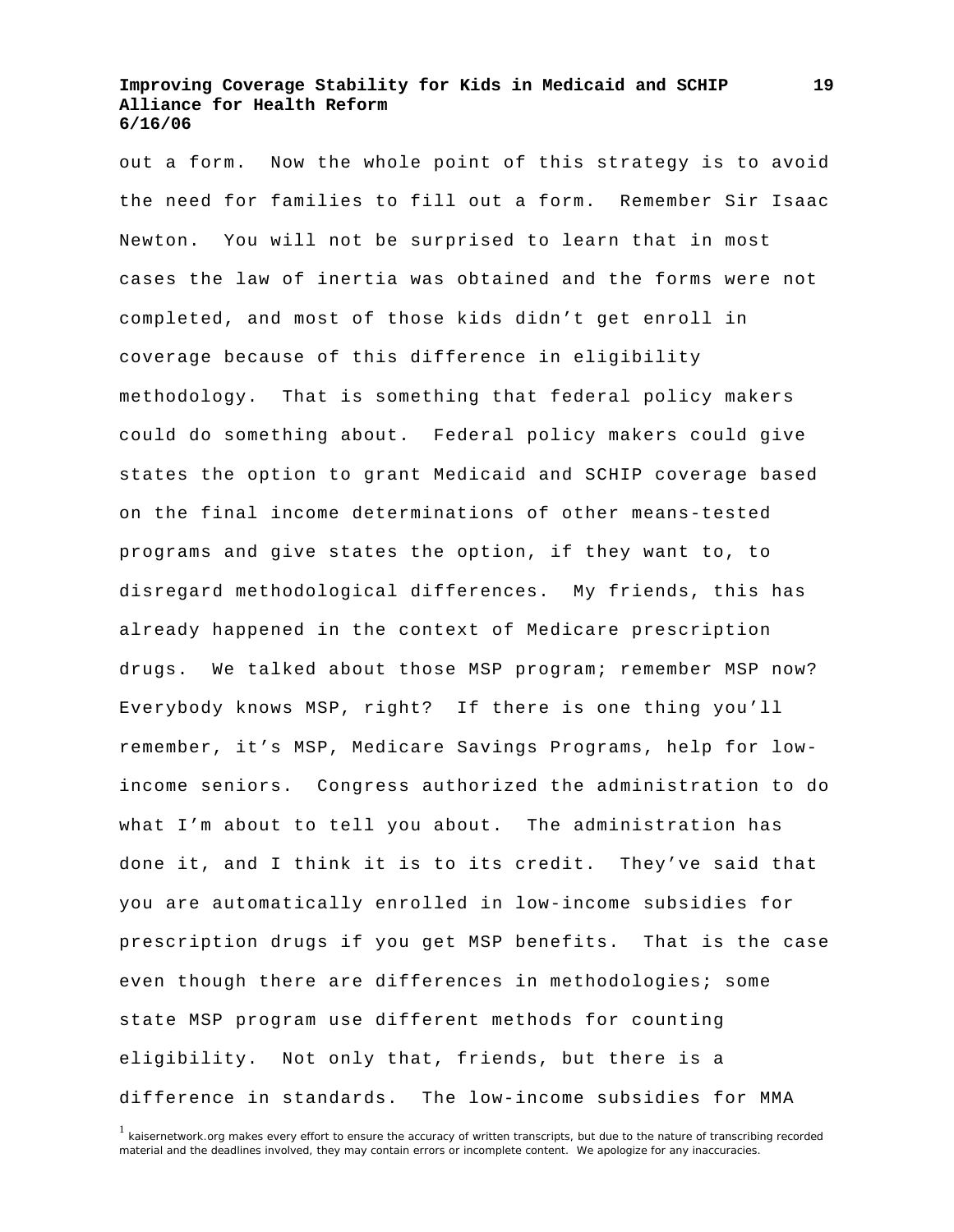out a form. Now the whole point of this strategy is to avoid the need for families to fill out a form. Remember Sir Isaac Newton. You will not be surprised to learn that in most cases the law of inertia was obtained and the forms were not completed, and most of those kids didn't get enroll in coverage because of this difference in eligibility methodology. That is something that federal policy makers could do something about. Federal policy makers could give states the option to grant Medicaid and SCHIP coverage based on the final income determinations of other means-tested programs and give states the option, if they want to, to disregard methodological differences. My friends, this has already happened in the context of Medicare prescription drugs. We talked about those MSP program; remember MSP now? Everybody knows MSP, right? If there is one thing you'll remember, it's MSP, Medicare Savings Programs, help for low-income seniors. Congress authorized the administration to do what I'm about to tell you about. The administration has done it, and I think it is to its credit. They've said that you are automatically enrolled in low-income subsidies for prescription drugs if you get MSP benefits. That is the case even though there are differences in methodologies; some state MSP program use different methods for counting eligibility. Not only that, friends, but there is a difference in standards. The low-income subsidies for MMA

[1] kaisernetwork.org makes every effort to ensure the accuracy of written transcripts, but due to the nature of transcribing recorded material and the deadlines involved, they may contain errors or incomplete content. We apologize for any inaccuracies.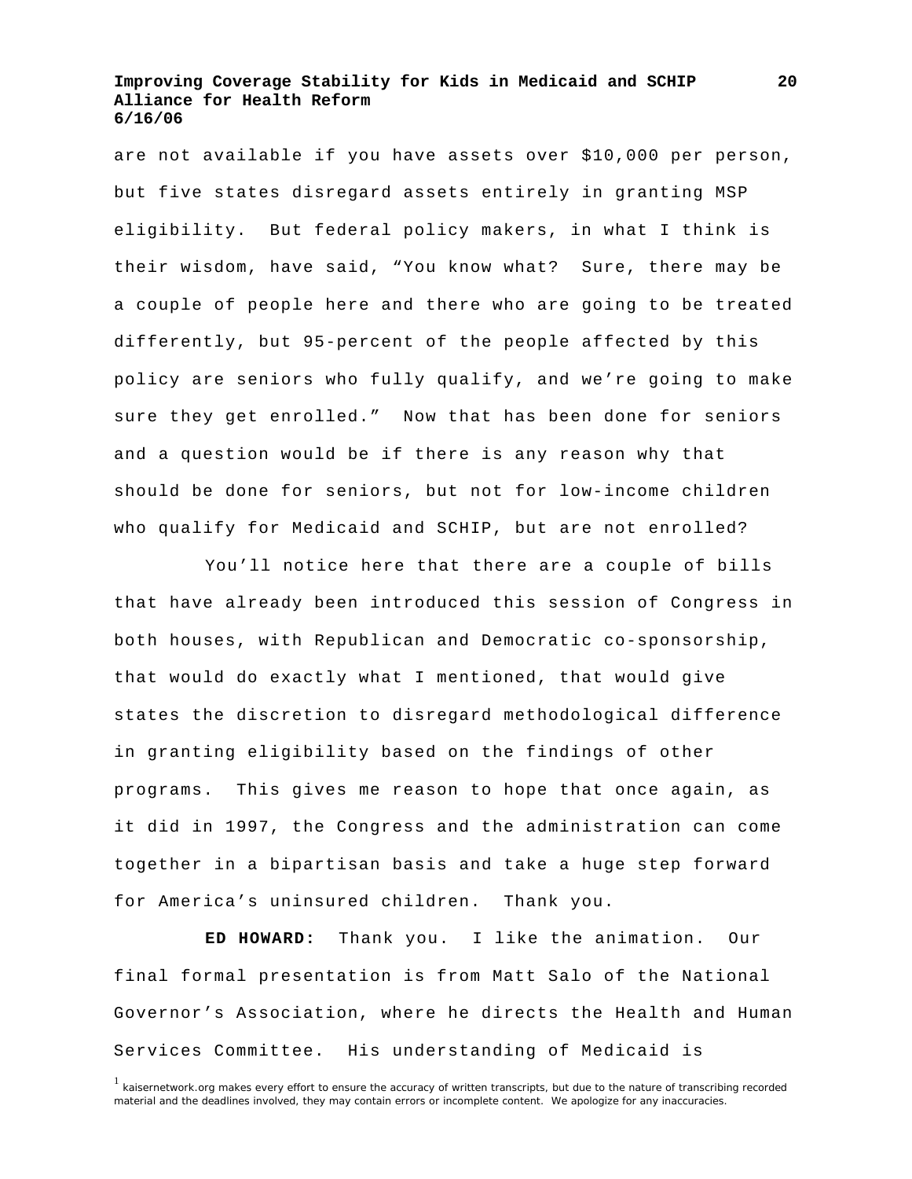are not available if you have assets over $10,000 per person, but five states disregard assets entirely in granting MSP eligibility. But federal policy makers, in what I think is their wisdom, have said, "You know what? Sure, there may be a couple of people here and there who are going to be treated differently, but 95-percent of the people affected by this policy are seniors who fully qualify, and we're going to make sure they get enrolled." Now that has been done for seniors and a question would be if there is any reason why that should be done for seniors, but not for low-income children who qualify for Medicaid and SCHIP, but are not enrolled?

You'll notice here that there are a couple of bills that have already been introduced this session of Congress in both houses, with Republican and Democratic co-sponsorship, that would do exactly what I mentioned, that would give states the discretion to disregard methodological difference in granting eligibility based on the findings of other programs. This gives me reason to hope that once again, as it did in 1997, the Congress and the administration can come together in a bipartisan basis and take a huge step forward for America's uninsured children. Thank you.

**ED HOWARD:** Thank you. I like the animation. Our final formal presentation is from Matt Salo of the National Governor's Association, where he directs the Health and Human Services Committee. His understanding of Medicaid is

[1] kaisernetwork.org makes every effort to ensure the accuracy of written transcripts, but due to the nature of transcribing recorded material and the deadlines involved, they may contain errors or incomplete content. We apologize for any inaccuracies.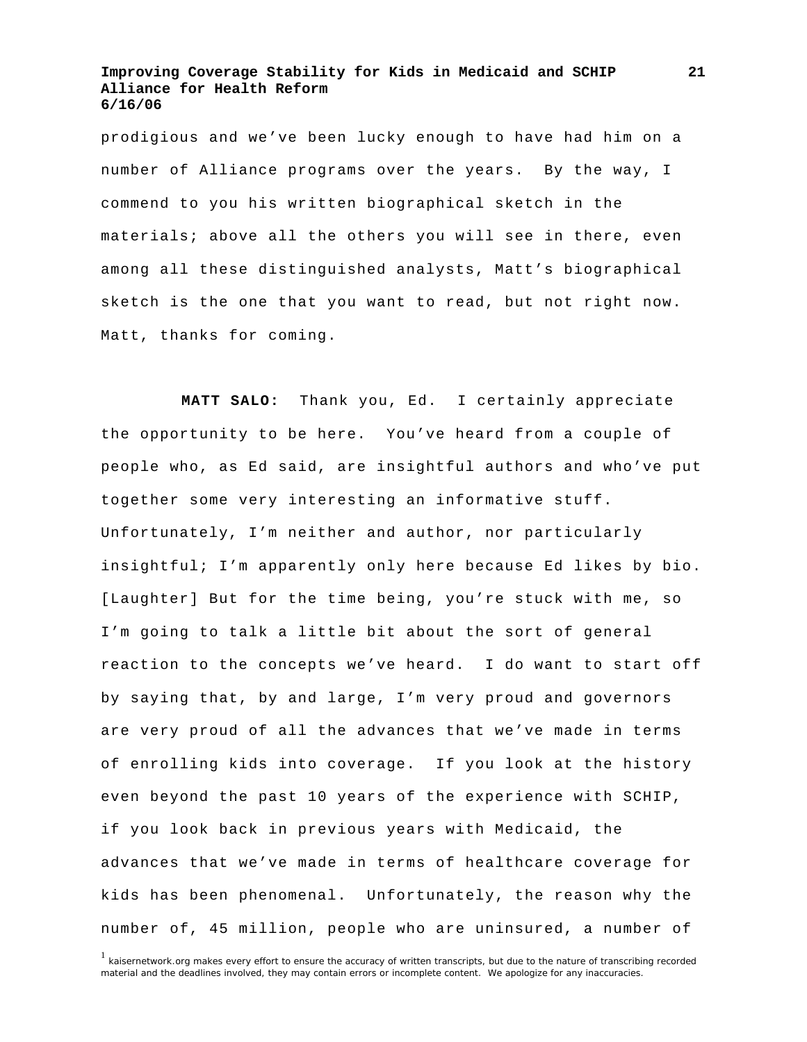prodigious and we've been lucky enough to have had him on a number of Alliance programs over the years. By the way, I commend to you his written biographical sketch in the materials; above all the others you will see in there, even among all these distinguished analysts, Matt's biographical sketch is the one that you want to read, but not right now. Matt, thanks for coming.

**MATT SALO:** Thank you, Ed. I certainly appreciate the opportunity to be here. You've heard from a couple of people who, as Ed said, are insightful authors and who've put together some very interesting an informative stuff. Unfortunately, I'm neither and author, nor particularly insightful; I'm apparently only here because Ed likes by bio. [Laughter] But for the time being, you're stuck with me, so I'm going to talk a little bit about the sort of general reaction to the concepts we've heard. I do want to start off by saying that, by and large, I'm very proud and governors are very proud of all the advances that we've made in terms of enrolling kids into coverage. If you look at the history even beyond the past 10 years of the experience with SCHIP, if you look back in previous years with Medicaid, the advances that we've made in terms of healthcare coverage for kids has been phenomenal. Unfortunately, the reason why the number of, 45 million, people who are uninsured, a number of

[1] kaisernetwork.org makes every effort to ensure the accuracy of written transcripts, but due to the nature of transcribing recorded material and the deadlines involved, they may contain errors or incomplete content. We apologize for any inaccuracies.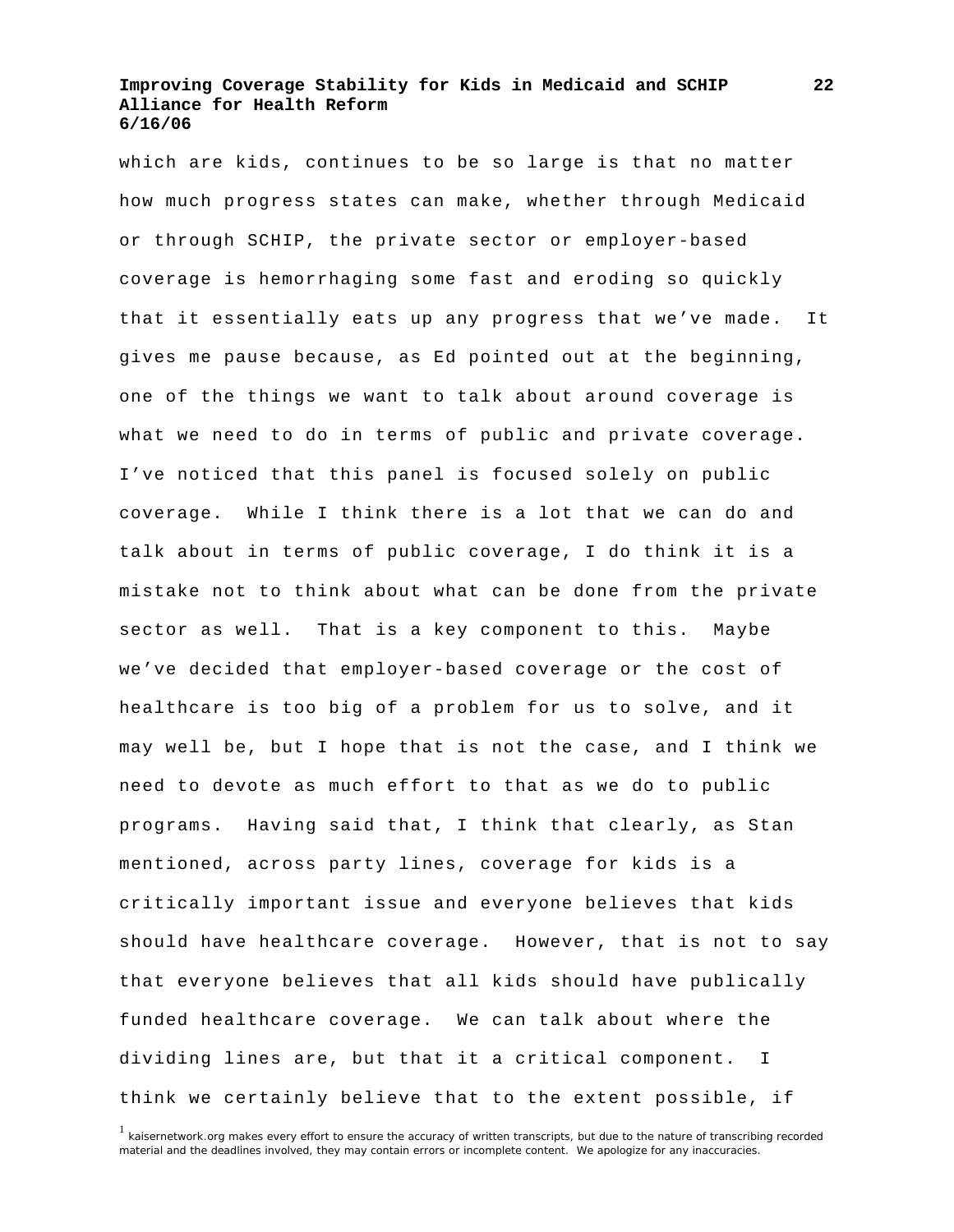which are kids, continues to be so large is that no matter how much progress states can make, whether through Medicaid or through SCHIP, the private sector or employer-based coverage is hemorrhaging some fast and eroding so quickly that it essentially eats up any progress that we've made. It gives me pause because, as Ed pointed out at the beginning, one of the things we want to talk about around coverage is what we need to do in terms of public and private coverage. I've noticed that this panel is focused solely on public coverage. While I think there is a lot that we can do and talk about in terms of public coverage, I do think it is a mistake not to think about what can be done from the private sector as well. That is a key component to this. Maybe we've decided that employer-based coverage or the cost of healthcare is too big of a problem for us to solve, and it may well be, but I hope that is not the case, and I think we need to devote as much effort to that as we do to public programs. Having said that, I think that clearly, as Stan mentioned, across party lines, coverage for kids is a critically important issue and everyone believes that kids should have healthcare coverage. However, that is not to say that everyone believes that all kids should have publically funded healthcare coverage. We can talk about where the dividing lines are, but that it a critical component. I think we certainly believe that to the extent possible, if

[1] kaisernetwork.org makes every effort to ensure the accuracy of written transcripts, but due to the nature of transcribing recorded material and the deadlines involved, they may contain errors or incomplete content. We apologize for any inaccuracies.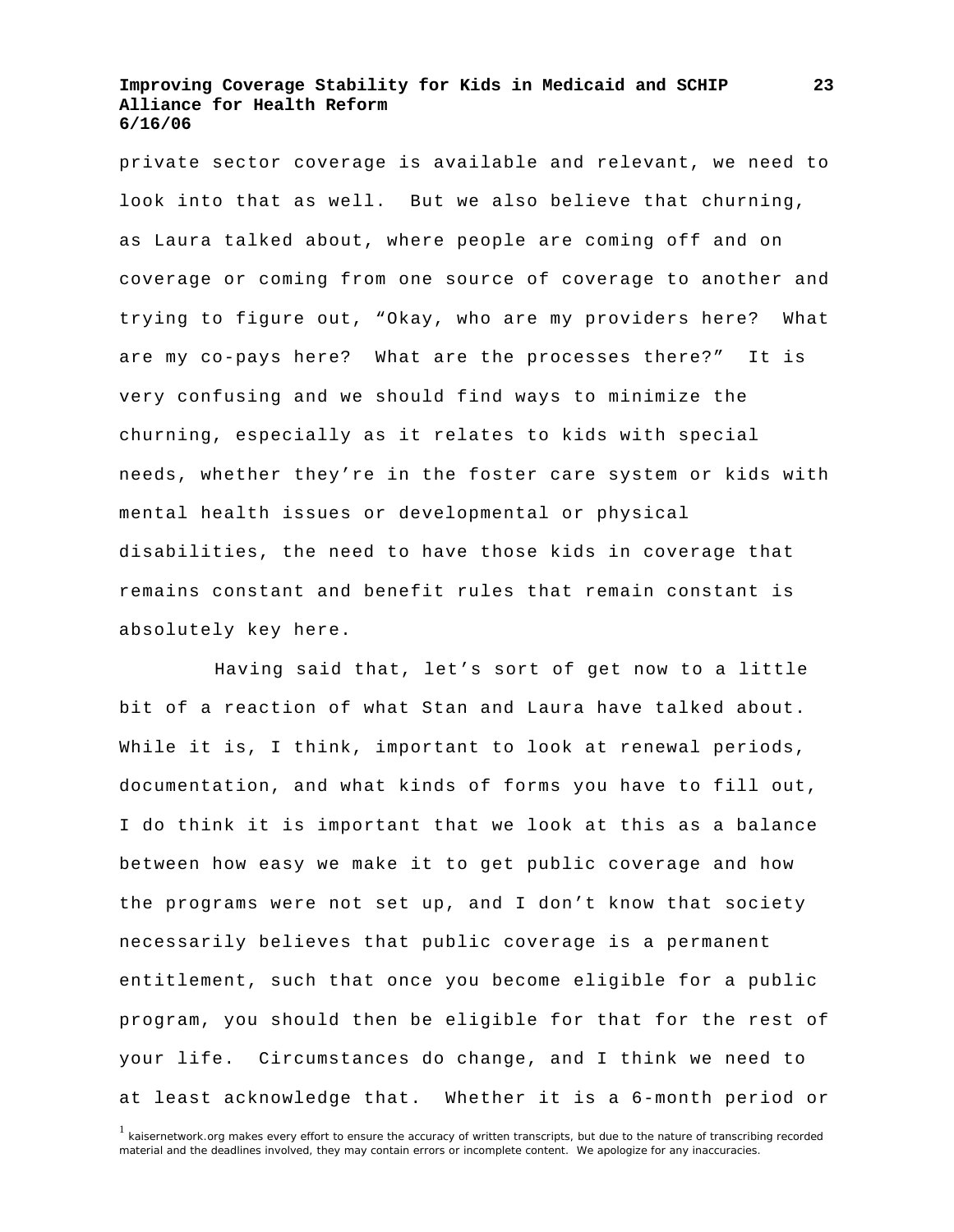private sector coverage is available and relevant, we need to look into that as well. But we also believe that churning, as Laura talked about, where people are coming off and on coverage or coming from one source of coverage to another and trying to figure out, "Okay, who are my providers here? What are my co-pays here? What are the processes there?" It is very confusing and we should find ways to minimize the churning, especially as it relates to kids with special needs, whether they're in the foster care system or kids with mental health issues or developmental or physical disabilities, the need to have those kids in coverage that remains constant and benefit rules that remain constant is absolutely key here.

Having said that, let's sort of get now to a little bit of a reaction of what Stan and Laura have talked about. While it is, I think, important to look at renewal periods, documentation, and what kinds of forms you have to fill out, I do think it is important that we look at this as a balance between how easy we make it to get public coverage and how the programs were not set up, and I don't know that society necessarily believes that public coverage is a permanent entitlement, such that once you become eligible for a public program, you should then be eligible for that for the rest of your life. Circumstances do change, and I think we need to at least acknowledge that. Whether it is a 6-month period or

[1] kaisernetwork.org makes every effort to ensure the accuracy of written transcripts, but due to the nature of transcribing recorded material and the deadlines involved, they may contain errors or incomplete content. We apologize for any inaccuracies.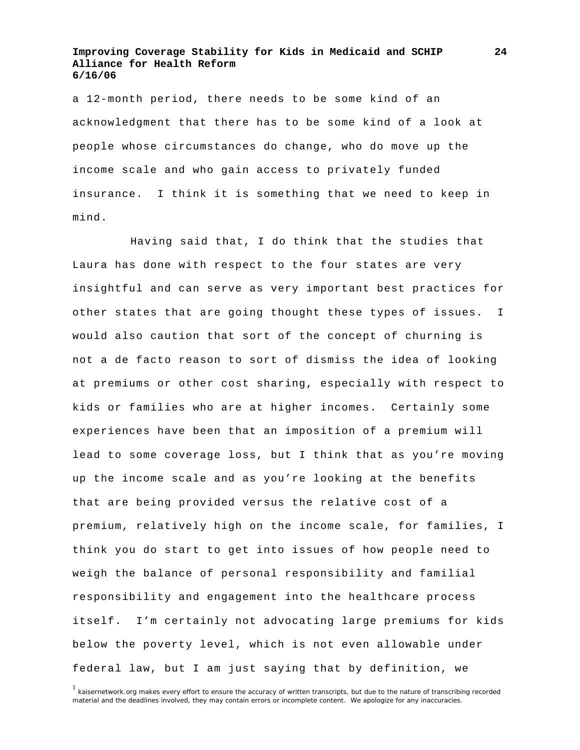a 12-month period, there needs to be some kind of an acknowledgment that there has to be some kind of a look at people whose circumstances do change, who do move up the income scale and who gain access to privately funded insurance. I think it is something that we need to keep in mind.

Having said that, I do think that the studies that Laura has done with respect to the four states are very insightful and can serve as very important best practices for other states that are going thought these types of issues. I would also caution that sort of the concept of churning is not a de facto reason to sort of dismiss the idea of looking at premiums or other cost sharing, especially with respect to kids or families who are at higher incomes. Certainly some experiences have been that an imposition of a premium will lead to some coverage loss, but I think that as you're moving up the income scale and as you're looking at the benefits that are being provided versus the relative cost of a premium, relatively high on the income scale, for families, I think you do start to get into issues of how people need to weigh the balance of personal responsibility and familial responsibility and engagement into the healthcare process itself. I'm certainly not advocating large premiums for kids below the poverty level, which is not even allowable under federal law, but I am just saying that by definition, we

[1] kaisernetwork.org makes every effort to ensure the accuracy of written transcripts, but due to the nature of transcribing recorded material and the deadlines involved, they may contain errors or incomplete content. We apologize for any inaccuracies.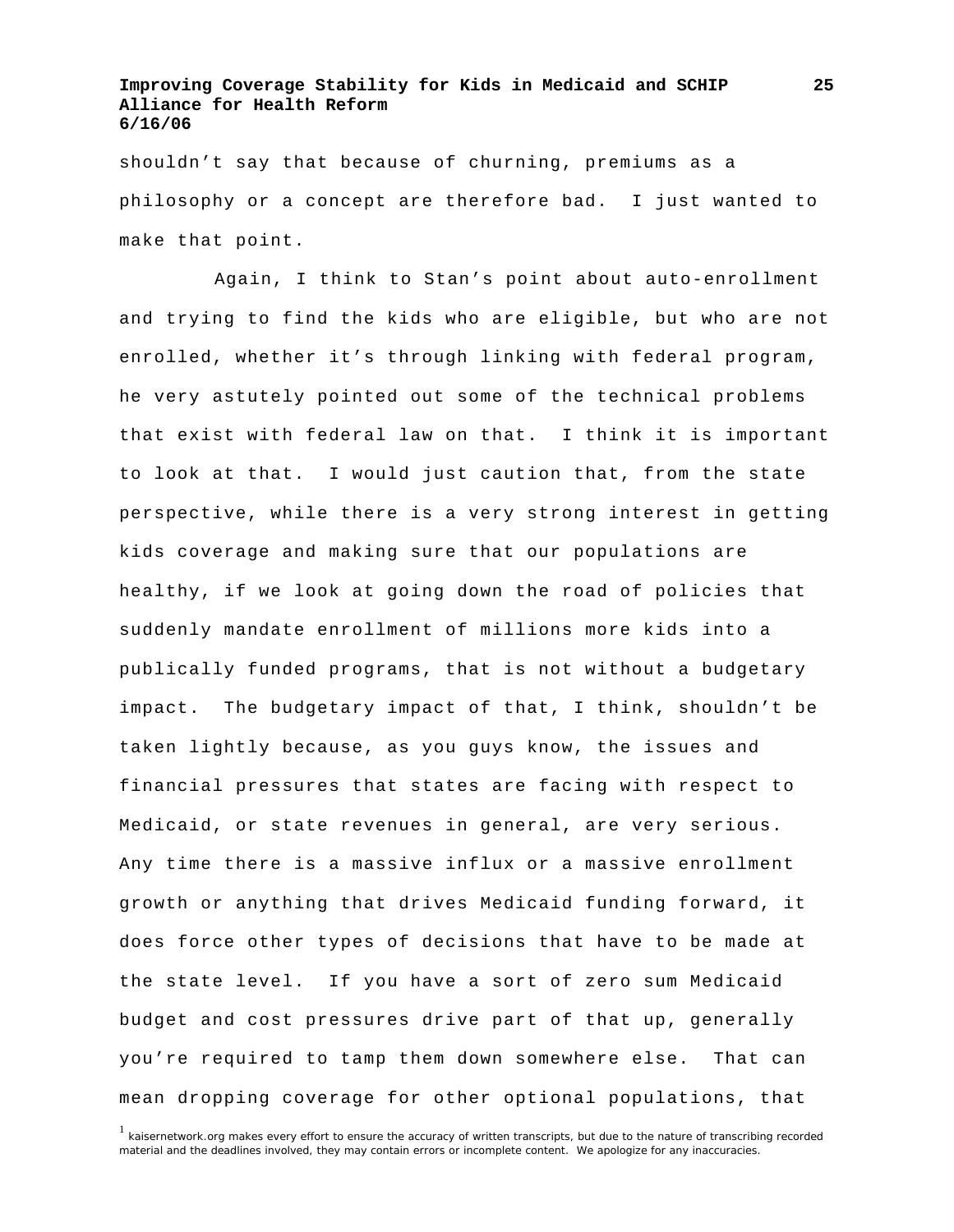shouldn't say that because of churning, premiums as a philosophy or a concept are therefore bad. I just wanted to make that point.

Again, I think to Stan's point about auto-enrollment and trying to find the kids who are eligible, but who are not enrolled, whether it's through linking with federal program, he very astutely pointed out some of the technical problems that exist with federal law on that. I think it is important to look at that. I would just caution that, from the state perspective, while there is a very strong interest in getting kids coverage and making sure that our populations are healthy, if we look at going down the road of policies that suddenly mandate enrollment of millions more kids into a publically funded programs, that is not without a budgetary impact. The budgetary impact of that, I think, shouldn't be taken lightly because, as you guys know, the issues and financial pressures that states are facing with respect to Medicaid, or state revenues in general, are very serious. Any time there is a massive influx or a massive enrollment growth or anything that drives Medicaid funding forward, it does force other types of decisions that have to be made at the state level. If you have a sort of zero sum Medicaid budget and cost pressures drive part of that up, generally you're required to tamp them down somewhere else. That can mean dropping coverage for other optional populations, that

[1] kaisernetwork.org makes every effort to ensure the accuracy of written transcripts, but due to the nature of transcribing recorded material and the deadlines involved, they may contain errors or incomplete content. We apologize for any inaccuracies.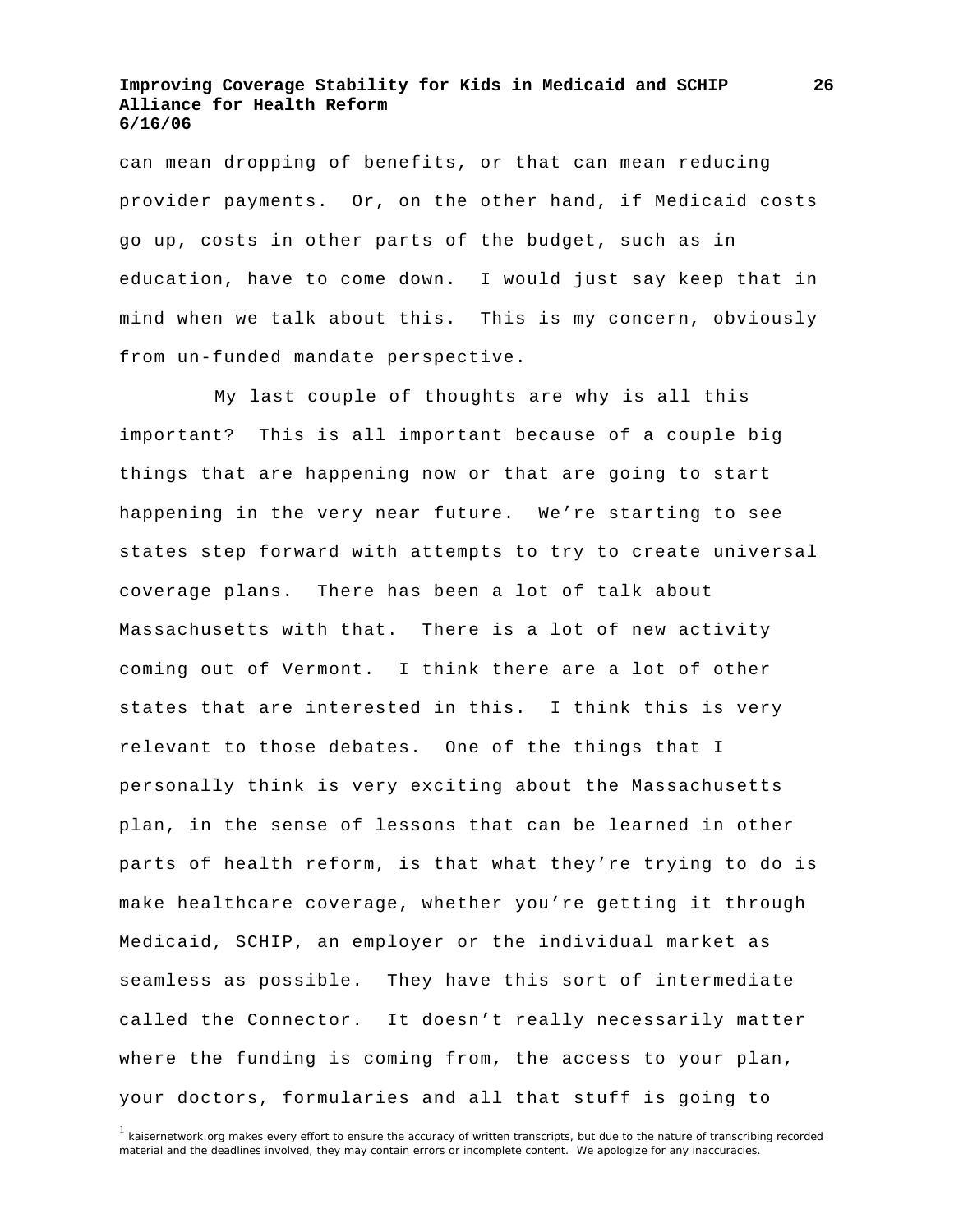can mean dropping of benefits, or that can mean reducing provider payments. Or, on the other hand, if Medicaid costs go up, costs in other parts of the budget, such as in education, have to come down. I would just say keep that in mind when we talk about this. This is my concern, obviously from un-funded mandate perspective.

My last couple of thoughts are why is all this important? This is all important because of a couple big things that are happening now or that are going to start happening in the very near future. We're starting to see states step forward with attempts to try to create universal coverage plans. There has been a lot of talk about Massachusetts with that. There is a lot of new activity coming out of Vermont. I think there are a lot of other states that are interested in this. I think this is very relevant to those debates. One of the things that I personally think is very exciting about the Massachusetts plan, in the sense of lessons that can be learned in other parts of health reform, is that what they're trying to do is make healthcare coverage, whether you're getting it through Medicaid, SCHIP, an employer or the individual market as seamless as possible. They have this sort of intermediate called the Connector. It doesn't really necessarily matter where the funding is coming from, the access to your plan, your doctors, formularies and all that stuff is going to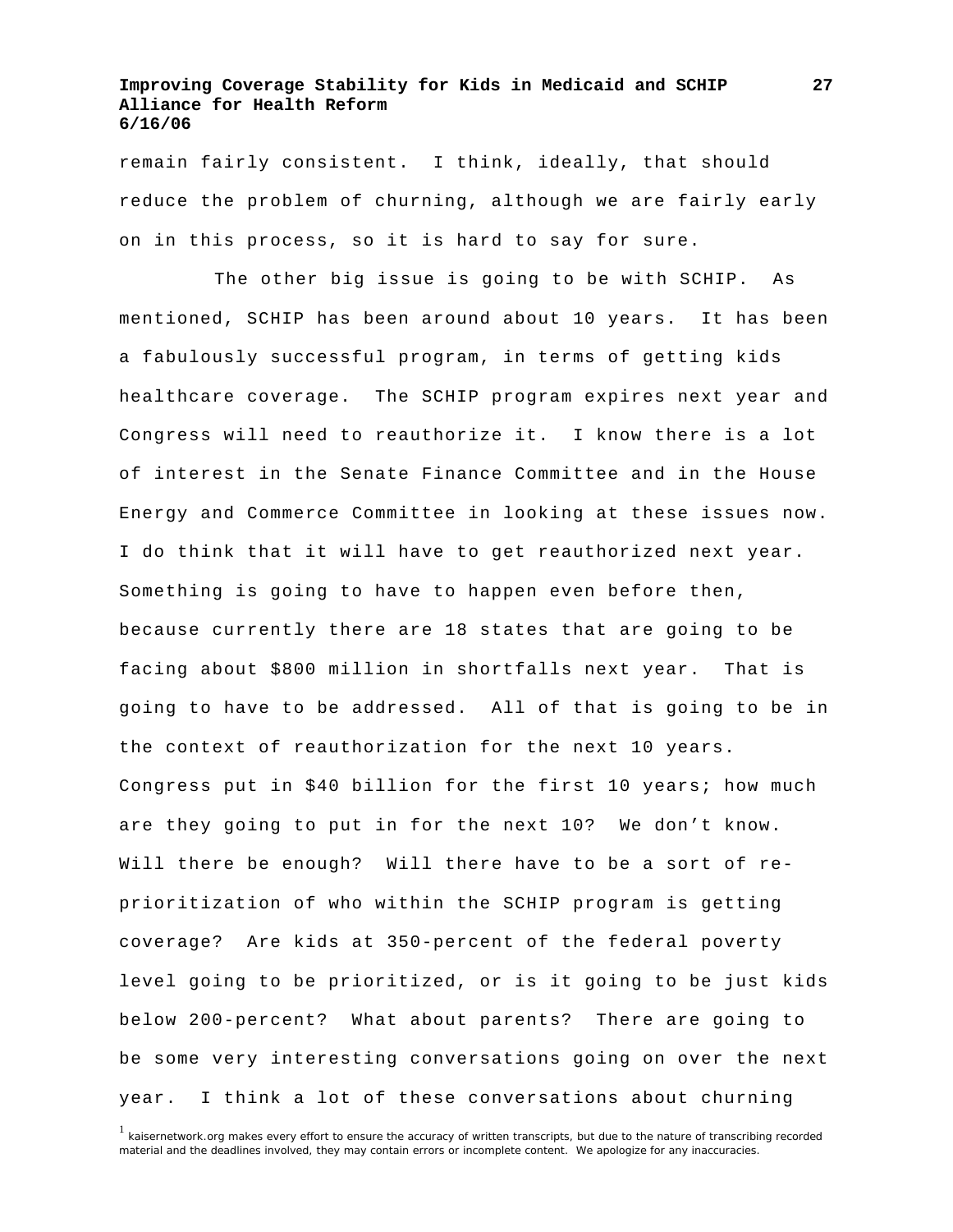remain fairly consistent. I think, ideally, that should reduce the problem of churning, although we are fairly early on in this process, so it is hard to say for sure.

The other big issue is going to be with SCHIP. As mentioned, SCHIP has been around about 10 years. It has been a fabulously successful program, in terms of getting kids healthcare coverage. The SCHIP program expires next year and Congress will need to reauthorize it. I know there is a lot of interest in the Senate Finance Committee and in the House Energy and Commerce Committee in looking at these issues now. I do think that it will have to get reauthorized next year. Something is going to have to happen even before then, because currently there are 18 states that are going to be facing about $800 million in shortfalls next year. That is going to have to be addressed. All of that is going to be in the context of reauthorization for the next 10 years. Congress put in $40 billion for the first 10 years; how much are they going to put in for the next 10? We don't know. Will there be enough? Will there have to be a sort of re-prioritization of who within the SCHIP program is getting coverage? Are kids at 350-percent of the federal poverty level going to be prioritized, or is it going to be just kids below 200-percent? What about parents? There are going to be some very interesting conversations going on over the next year. I think a lot of these conversations about churning

[1] kaisernetwork.org makes every effort to ensure the accuracy of written transcripts, but due to the nature of transcribing recorded material and the deadlines involved, they may contain errors or incomplete content. We apologize for any inaccuracies.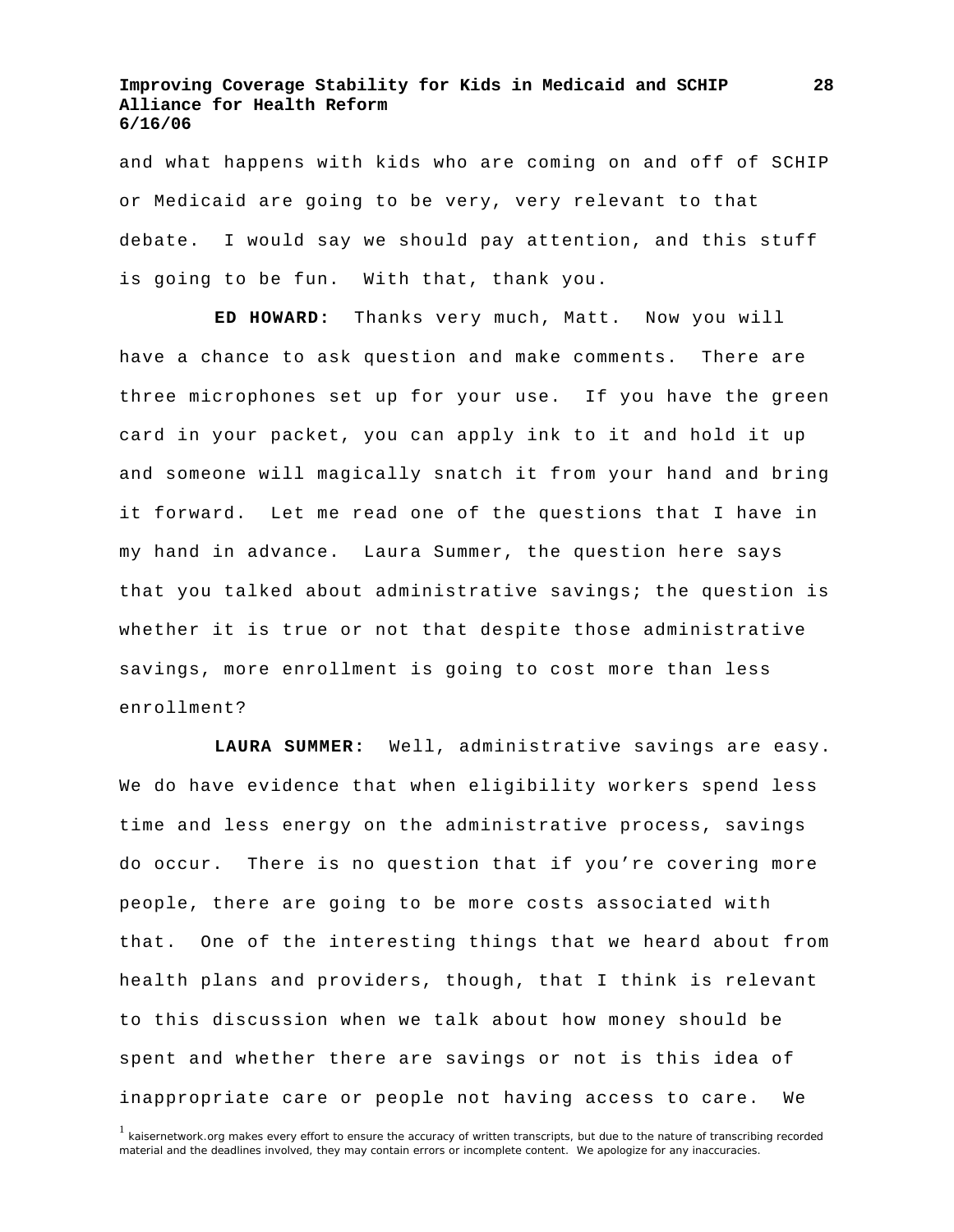and what happens with kids who are coming on and off of SCHIP or Medicaid are going to be very, very relevant to that debate. I would say we should pay attention, and this stuff is going to be fun. With that, thank you.

**ED HOWARD:** Thanks very much, Matt. Now you will have a chance to ask question and make comments. There are three microphones set up for your use. If you have the green card in your packet, you can apply ink to it and hold it up and someone will magically snatch it from your hand and bring it forward. Let me read one of the questions that I have in my hand in advance. Laura Summer, the question here says that you talked about administrative savings; the question is whether it is true or not that despite those administrative savings, more enrollment is going to cost more than less enrollment?

**LAURA SUMMER:** Well, administrative savings are easy. We do have evidence that when eligibility workers spend less time and less energy on the administrative process, savings do occur. There is no question that if you're covering more people, there are going to be more costs associated with that. One of the interesting things that we heard about from health plans and providers, though, that I think is relevant to this discussion when we talk about how money should be spent and whether there are savings or not is this idea of inappropriate care or people not having access to care. We

[1] kaisernetwork.org makes every effort to ensure the accuracy of written transcripts, but due to the nature of transcribing recorded material and the deadlines involved, they may contain errors or incomplete content. We apologize for any inaccuracies.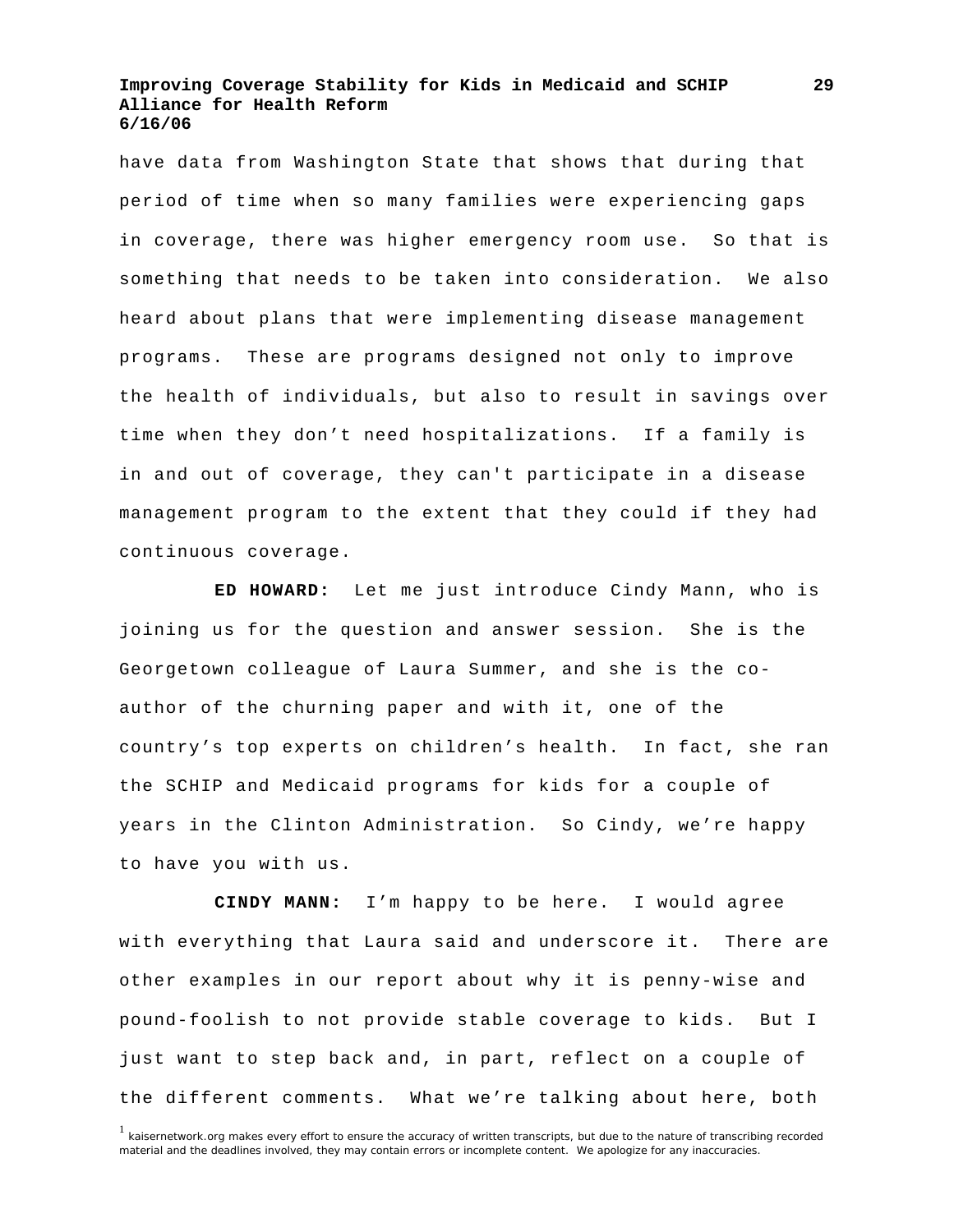have data from Washington State that shows that during that period of time when so many families were experiencing gaps in coverage, there was higher emergency room use. So that is something that needs to be taken into consideration. We also heard about plans that were implementing disease management programs. These are programs designed not only to improve the health of individuals, but also to result in savings over time when they don't need hospitalizations. If a family is in and out of coverage, they can't participate in a disease management program to the extent that they could if they had continuous coverage.

**ED HOWARD:** Let me just introduce Cindy Mann, who is joining us for the question and answer session. She is the Georgetown colleague of Laura Summer, and she is the co-author of the churning paper and with it, one of the country's top experts on children's health. In fact, she ran the SCHIP and Medicaid programs for kids for a couple of years in the Clinton Administration. So Cindy, we're happy to have you with us.

**CINDY MANN:** I'm happy to be here. I would agree with everything that Laura said and underscore it. There are other examples in our report about why it is penny-wise and pound-foolish to not provide stable coverage to kids. But I just want to step back and, in part, reflect on a couple of the different comments. What we're talking about here, both

[1] kaisernetwork.org makes every effort to ensure the accuracy of written transcripts, but due to the nature of transcribing recorded material and the deadlines involved, they may contain errors or incomplete content. We apologize for any inaccuracies.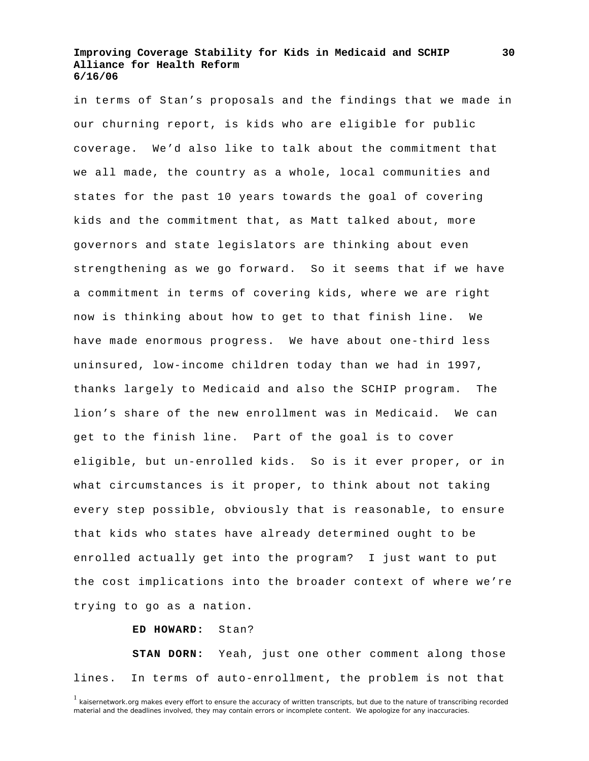in terms of Stan's proposals and the findings that we made in our churning report, is kids who are eligible for public coverage. We'd also like to talk about the commitment that we all made, the country as a whole, local communities and states for the past 10 years towards the goal of covering kids and the commitment that, as Matt talked about, more governors and state legislators are thinking about even strengthening as we go forward. So it seems that if we have a commitment in terms of covering kids, where we are right now is thinking about how to get to that finish line. We have made enormous progress. We have about one-third less uninsured, low-income children today than we had in 1997, thanks largely to Medicaid and also the SCHIP program. The lion's share of the new enrollment was in Medicaid. We can get to the finish line. Part of the goal is to cover eligible, but un-enrolled kids. So is it ever proper, or in what circumstances is it proper, to think about not taking every step possible, obviously that is reasonable, to ensure that kids who states have already determined ought to be enrolled actually get into the program? I just want to put the cost implications into the broader context of where we're trying to go as a nation.

**ED HOWARD:** Stan?

**STAN DORN:** Yeah, just one other comment along those lines. In terms of auto-enrollment, the problem is not that

[1] kaisernetwork.org makes every effort to ensure the accuracy of written transcripts, but due to the nature of transcribing recorded material and the deadlines involved, they may contain errors or incomplete content. We apologize for any inaccuracies.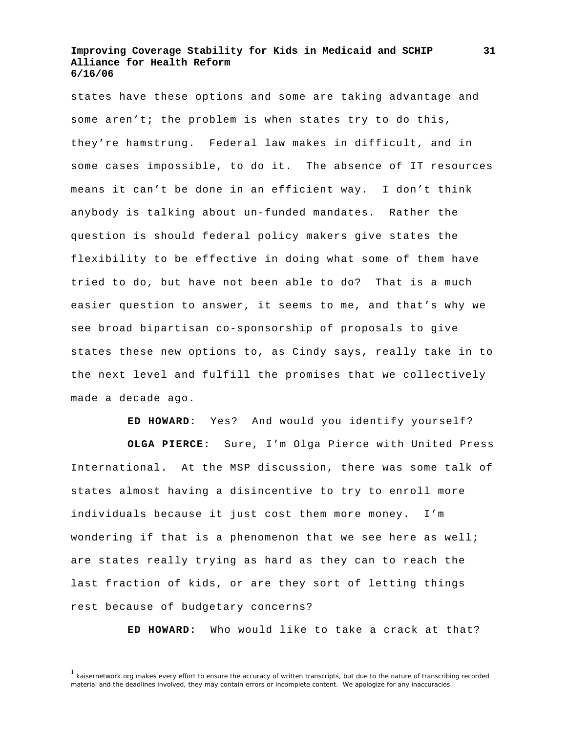states have these options and some are taking advantage and some aren't; the problem is when states try to do this, they're hamstrung. Federal law makes in difficult, and in some cases impossible, to do it. The absence of IT resources means it can't be done in an efficient way. I don't think anybody is talking about un-funded mandates. Rather the question is should federal policy makers give states the flexibility to be effective in doing what some of them have tried to do, but have not been able to do? That is a much easier question to answer, it seems to me, and that's why we see broad bipartisan co-sponsorship of proposals to give states these new options to, as Cindy says, really take in to the next level and fulfill the promises that we collectively made a decade ago.

**ED HOWARD:** Yes? And would you identify yourself?

**OLGA PIERCE:** Sure, I'm Olga Pierce with United Press International. At the MSP discussion, there was some talk of states almost having a disincentive to try to enroll more individuals because it just cost them more money. I'm wondering if that is a phenomenon that we see here as well; are states really trying as hard as they can to reach the last fraction of kids, or are they sort of letting things rest because of budgetary concerns?

**ED HOWARD:** Who would like to take a crack at that?

[1] kaisernetwork.org makes every effort to ensure the accuracy of written transcripts, but due to the nature of transcribing recorded material and the deadlines involved, they may contain errors or incomplete content. We apologize for any inaccuracies.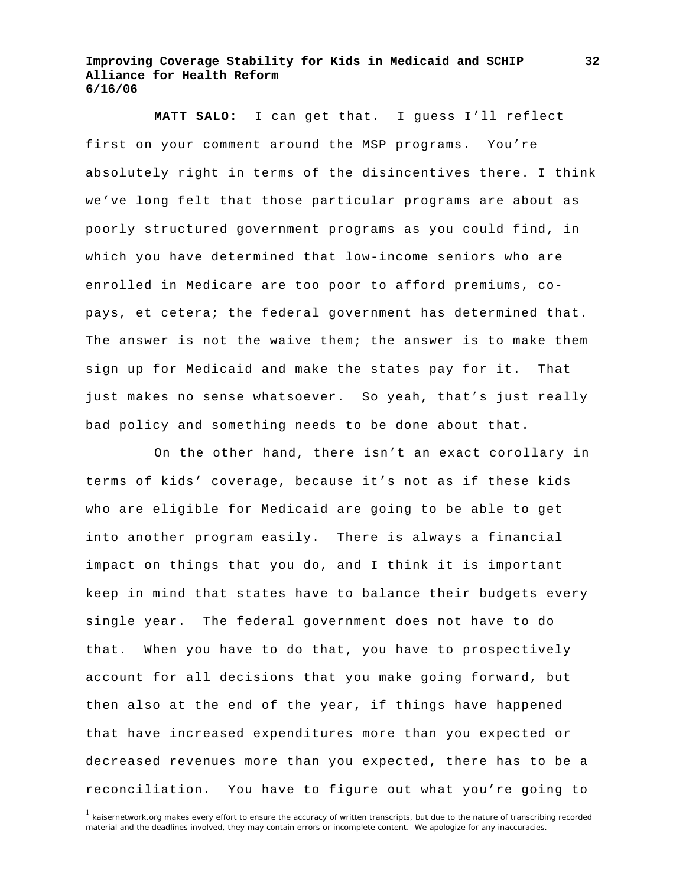**MATT SALO:** I can get that. I guess I'll reflect first on your comment around the MSP programs. You're absolutely right in terms of the disincentives there. I think we've long felt that those particular programs are about as poorly structured government programs as you could find, in which you have determined that low-income seniors who are enrolled in Medicare are too poor to afford premiums, co-pays, et cetera; the federal government has determined that. The answer is not the waive them; the answer is to make them sign up for Medicaid and make the states pay for it. That just makes no sense whatsoever. So yeah, that's just really bad policy and something needs to be done about that.

On the other hand, there isn't an exact corollary in terms of kids' coverage, because it's not as if these kids who are eligible for Medicaid are going to be able to get into another program easily. There is always a financial impact on things that you do, and I think it is important keep in mind that states have to balance their budgets every single year. The federal government does not have to do that. When you have to do that, you have to prospectively account for all decisions that you make going forward, but then also at the end of the year, if things have happened that have increased expenditures more than you expected or decreased revenues more than you expected, there has to be a reconciliation. You have to figure out what you're going to

[1] kaisernetwork.org makes every effort to ensure the accuracy of written transcripts, but due to the nature of transcribing recorded material and the deadlines involved, they may contain errors or incomplete content. We apologize for any inaccuracies.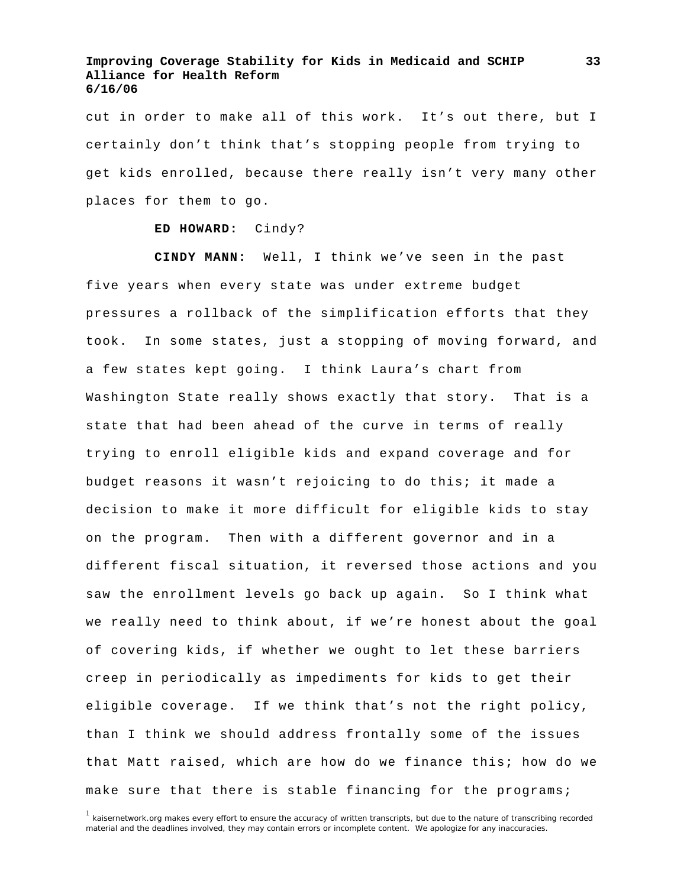cut in order to make all of this work. It’s out there, but I certainly don’t think that’s stopping people from trying to get kids enrolled, because there really isn’t very many other places for them to go.

**ED HOWARD:** Cindy?

**CINDY MANN:** Well, I think we’ve seen in the past five years when every state was under extreme budget pressures a rollback of the simplification efforts that they took. In some states, just a stopping of moving forward, and a few states kept going. I think Laura’s chart from Washington State really shows exactly that story. That is a state that had been ahead of the curve in terms of really trying to enroll eligible kids and expand coverage and for budget reasons it wasn’t rejoicing to do this; it made a decision to make it more difficult for eligible kids to stay on the program. Then with a different governor and in a different fiscal situation, it reversed those actions and you saw the enrollment levels go back up again. So I think what we really need to think about, if we’re honest about the goal of covering kids, if whether we ought to let these barriers creep in periodically as impediments for kids to get their eligible coverage. If we think that’s not the right policy, than I think we should address frontally some of the issues that Matt raised, which are how do we finance this; how do we make sure that there is stable financing for the programs;

[1] kaisernetwork.org makes every effort to ensure the accuracy of written transcripts, but due to the nature of transcribing recorded material and the deadlines involved, they may contain errors or incomplete content. We apologize for any inaccuracies.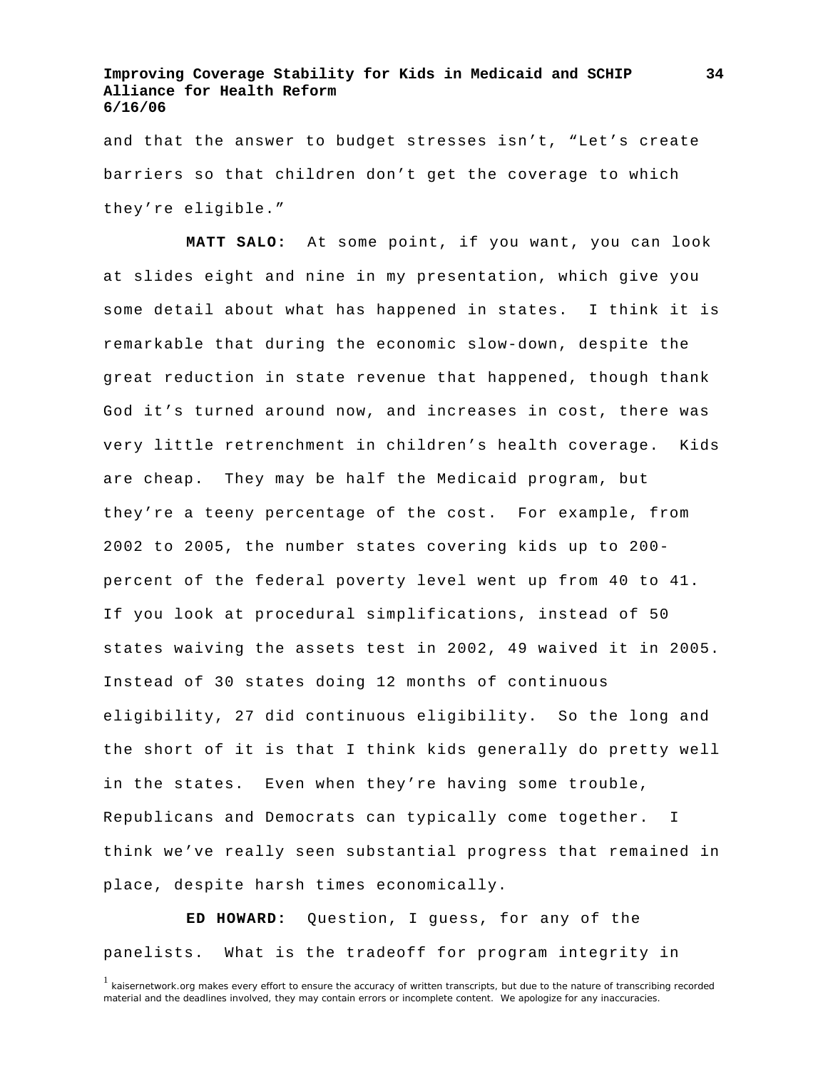and that the answer to budget stresses isn't, "Let's create barriers so that children don't get the coverage to which they're eligible."

**MATT SALO:** At some point, if you want, you can look at slides eight and nine in my presentation, which give you some detail about what has happened in states. I think it is remarkable that during the economic slow-down, despite the great reduction in state revenue that happened, though thank God it's turned around now, and increases in cost, there was very little retrenchment in children's health coverage. Kids are cheap. They may be half the Medicaid program, but they're a teeny percentage of the cost. For example, from 2002 to 2005, the number states covering kids up to 200-percent of the federal poverty level went up from 40 to 41. If you look at procedural simplifications, instead of 50 states waiving the assets test in 2002, 49 waived it in 2005. Instead of 30 states doing 12 months of continuous eligibility, 27 did continuous eligibility. So the long and the short of it is that I think kids generally do pretty well in the states. Even when they're having some trouble, Republicans and Democrats can typically come together. I think we've really seen substantial progress that remained in place, despite harsh times economically.

**ED HOWARD:** Question, I guess, for any of the panelists. What is the tradeoff for program integrity in

[1] kaisernetwork.org makes every effort to ensure the accuracy of written transcripts, but due to the nature of transcribing recorded material and the deadlines involved, they may contain errors or incomplete content. We apologize for any inaccuracies.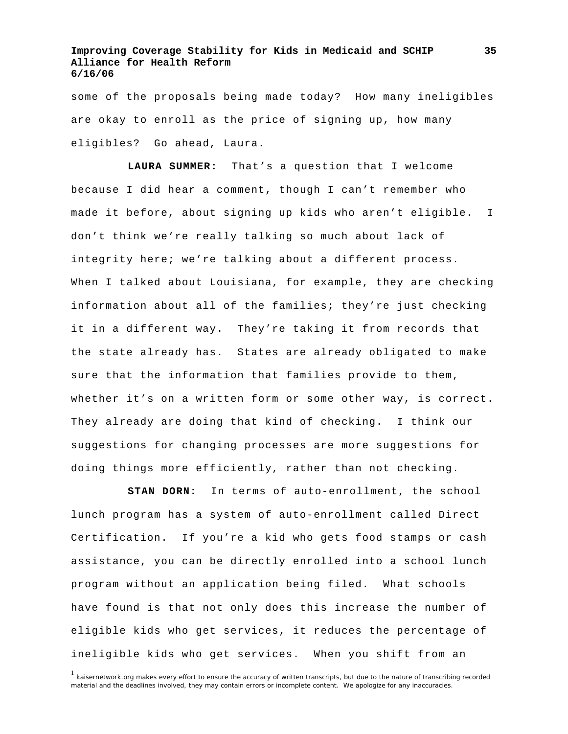some of the proposals being made today? How many ineligibles are okay to enroll as the price of signing up, how many eligibles? Go ahead, Laura.

**LAURA SUMMER:** That's a question that I welcome because I did hear a comment, though I can't remember who made it before, about signing up kids who aren't eligible. I don't think we're really talking so much about lack of integrity here; we're talking about a different process. When I talked about Louisiana, for example, they are checking information about all of the families; they're just checking it in a different way. They're taking it from records that the state already has. States are already obligated to make sure that the information that families provide to them, whether it's on a written form or some other way, is correct. They already are doing that kind of checking. I think our suggestions for changing processes are more suggestions for doing things more efficiently, rather than not checking.

**STAN DORN:** In terms of auto-enrollment, the school lunch program has a system of auto-enrollment called Direct Certification. If you're a kid who gets food stamps or cash assistance, you can be directly enrolled into a school lunch program without an application being filed. What schools have found is that not only does this increase the number of eligible kids who get services, it reduces the percentage of ineligible kids who get services. When you shift from an

[1] kaisernetwork.org makes every effort to ensure the accuracy of written transcripts, but due to the nature of transcribing recorded material and the deadlines involved, they may contain errors or incomplete content. We apologize for any inaccuracies.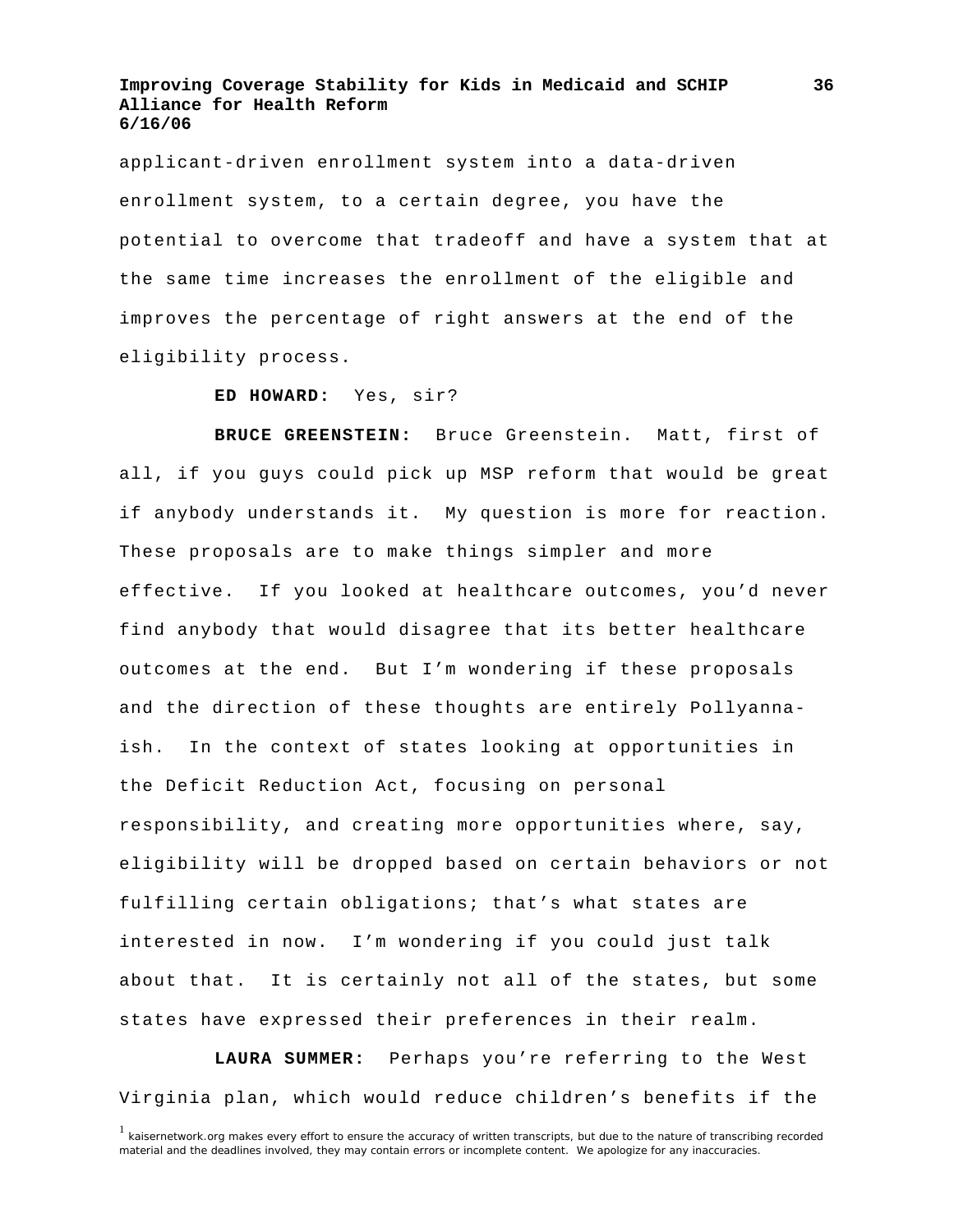applicant-driven enrollment system into a data-driven enrollment system, to a certain degree, you have the potential to overcome that tradeoff and have a system that at the same time increases the enrollment of the eligible and improves the percentage of right answers at the end of the eligibility process.

**ED HOWARD:** Yes, sir?

**BRUCE GREENSTEIN:** Bruce Greenstein. Matt, first of all, if you guys could pick up MSP reform that would be great if anybody understands it. My question is more for reaction. These proposals are to make things simpler and more effective. If you looked at healthcare outcomes, you'd never find anybody that would disagree that its better healthcare outcomes at the end. But I'm wondering if these proposals and the direction of these thoughts are entirely Pollyanna-ish. In the context of states looking at opportunities in the Deficit Reduction Act, focusing on personal responsibility, and creating more opportunities where, say, eligibility will be dropped based on certain behaviors or not fulfilling certain obligations; that's what states are interested in now. I'm wondering if you could just talk about that. It is certainly not all of the states, but some states have expressed their preferences in their realm.

**LAURA SUMMER:** Perhaps you're referring to the West Virginia plan, which would reduce children's benefits if the

[1] kaisernetwork.org makes every effort to ensure the accuracy of written transcripts, but due to the nature of transcribing recorded material and the deadlines involved, they may contain errors or incomplete content. We apologize for any inaccuracies.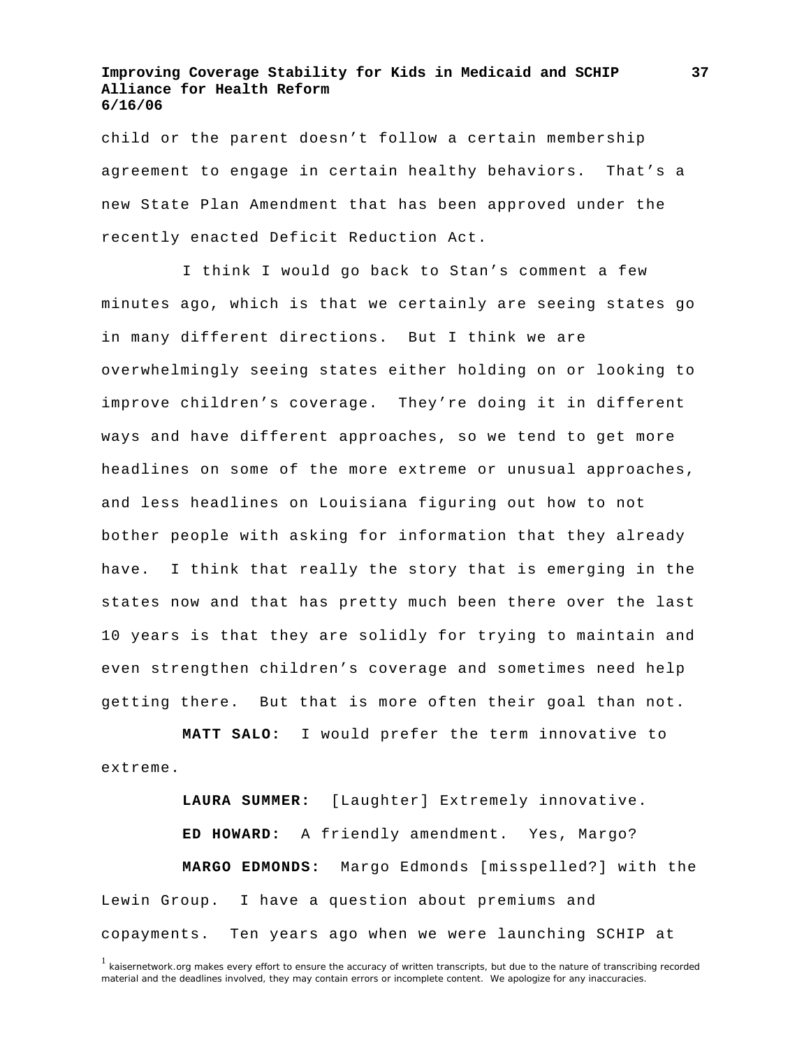child or the parent doesn't follow a certain membership agreement to engage in certain healthy behaviors. That's a new State Plan Amendment that has been approved under the recently enacted Deficit Reduction Act.

I think I would go back to Stan's comment a few minutes ago, which is that we certainly are seeing states go in many different directions. But I think we are overwhelmingly seeing states either holding on or looking to improve children's coverage. They're doing it in different ways and have different approaches, so we tend to get more headlines on some of the more extreme or unusual approaches, and less headlines on Louisiana figuring out how to not bother people with asking for information that they already have. I think that really the story that is emerging in the states now and that has pretty much been there over the last 10 years is that they are solidly for trying to maintain and even strengthen children's coverage and sometimes need help getting there. But that is more often their goal than not.

**MATT SALO:** I would prefer the term innovative to extreme.

**LAURA SUMMER:** [Laughter] Extremely innovative.

**ED HOWARD:** A friendly amendment. Yes, Margo?

**MARGO EDMONDS:** Margo Edmonds [misspelled?] with the Lewin Group. I have a question about premiums and copayments. Ten years ago when we were launching SCHIP at

[1] kaisernetwork.org makes every effort to ensure the accuracy of written transcripts, but due to the nature of transcribing recorded material and the deadlines involved, they may contain errors or incomplete content. We apologize for any inaccuracies.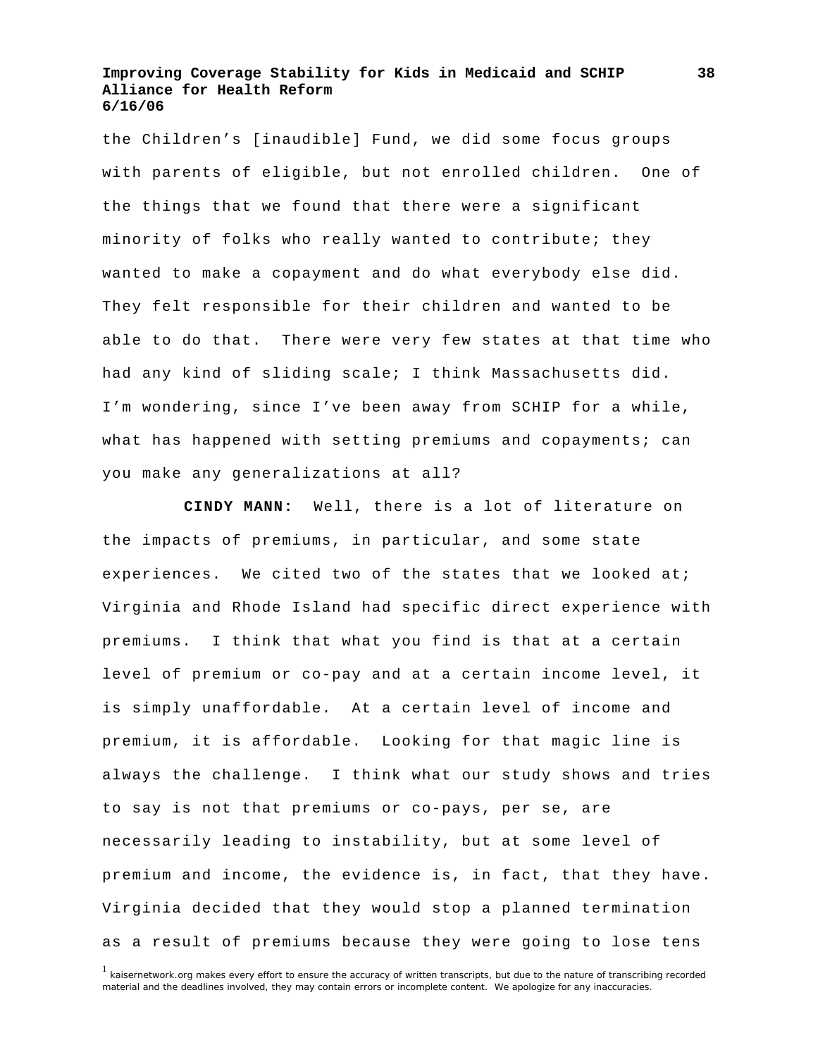the Children's [inaudible] Fund, we did some focus groups with parents of eligible, but not enrolled children. One of the things that we found that there were a significant minority of folks who really wanted to contribute; they wanted to make a copayment and do what everybody else did. They felt responsible for their children and wanted to be able to do that. There were very few states at that time who had any kind of sliding scale; I think Massachusetts did. I'm wondering, since I've been away from SCHIP for a while, what has happened with setting premiums and copayments; can you make any generalizations at all?

**CINDY MANN:** Well, there is a lot of literature on the impacts of premiums, in particular, and some state experiences. We cited two of the states that we looked at; Virginia and Rhode Island had specific direct experience with premiums. I think that what you find is that at a certain level of premium or co-pay and at a certain income level, it is simply unaffordable. At a certain level of income and premium, it is affordable. Looking for that magic line is always the challenge. I think what our study shows and tries to say is not that premiums or co-pays, per se, are necessarily leading to instability, but at some level of premium and income, the evidence is, in fact, that they have. Virginia decided that they would stop a planned termination as a result of premiums because they were going to lose tens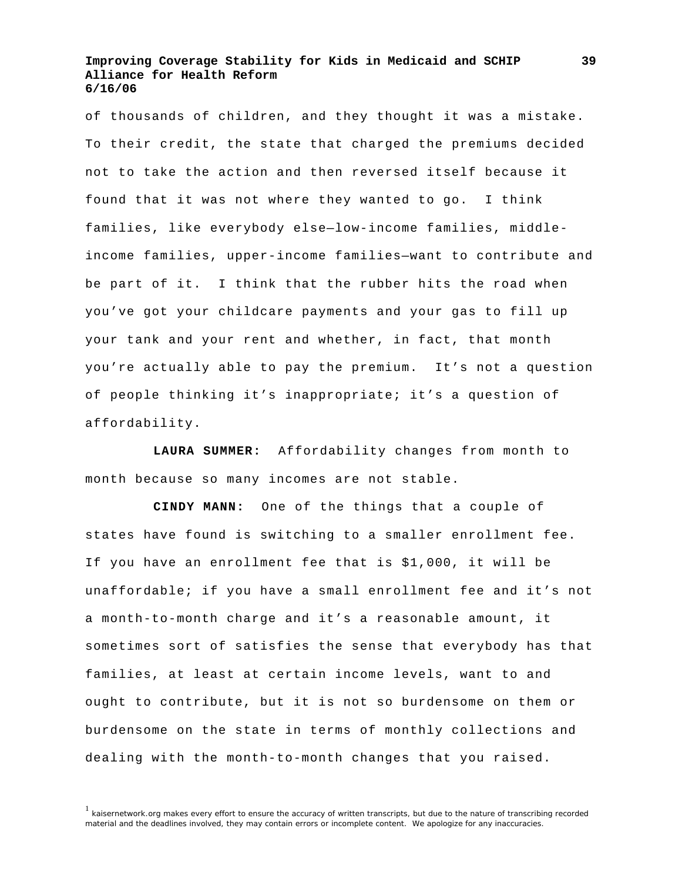of thousands of children, and they thought it was a mistake. To their credit, the state that charged the premiums decided not to take the action and then reversed itself because it found that it was not where they wanted to go. I think families, like everybody else—low-income families, middle-income families, upper-income families—want to contribute and be part of it. I think that the rubber hits the road when you've got your childcare payments and your gas to fill up your tank and your rent and whether, in fact, that month you're actually able to pay the premium. It's not a question of people thinking it's inappropriate; it's a question of affordability.

**LAURA SUMMER:** Affordability changes from month to month because so many incomes are not stable.

**CINDY MANN:** One of the things that a couple of states have found is switching to a smaller enrollment fee. If you have an enrollment fee that is $1,000, it will be unaffordable; if you have a small enrollment fee and it's not a month-to-month charge and it's a reasonable amount, it sometimes sort of satisfies the sense that everybody has that families, at least at certain income levels, want to and ought to contribute, but it is not so burdensome on them or burdensome on the state in terms of monthly collections and dealing with the month-to-month changes that you raised.

[1] kaisernetwork.org makes every effort to ensure the accuracy of written transcripts, but due to the nature of transcribing recorded material and the deadlines involved, they may contain errors or incomplete content. We apologize for any inaccuracies.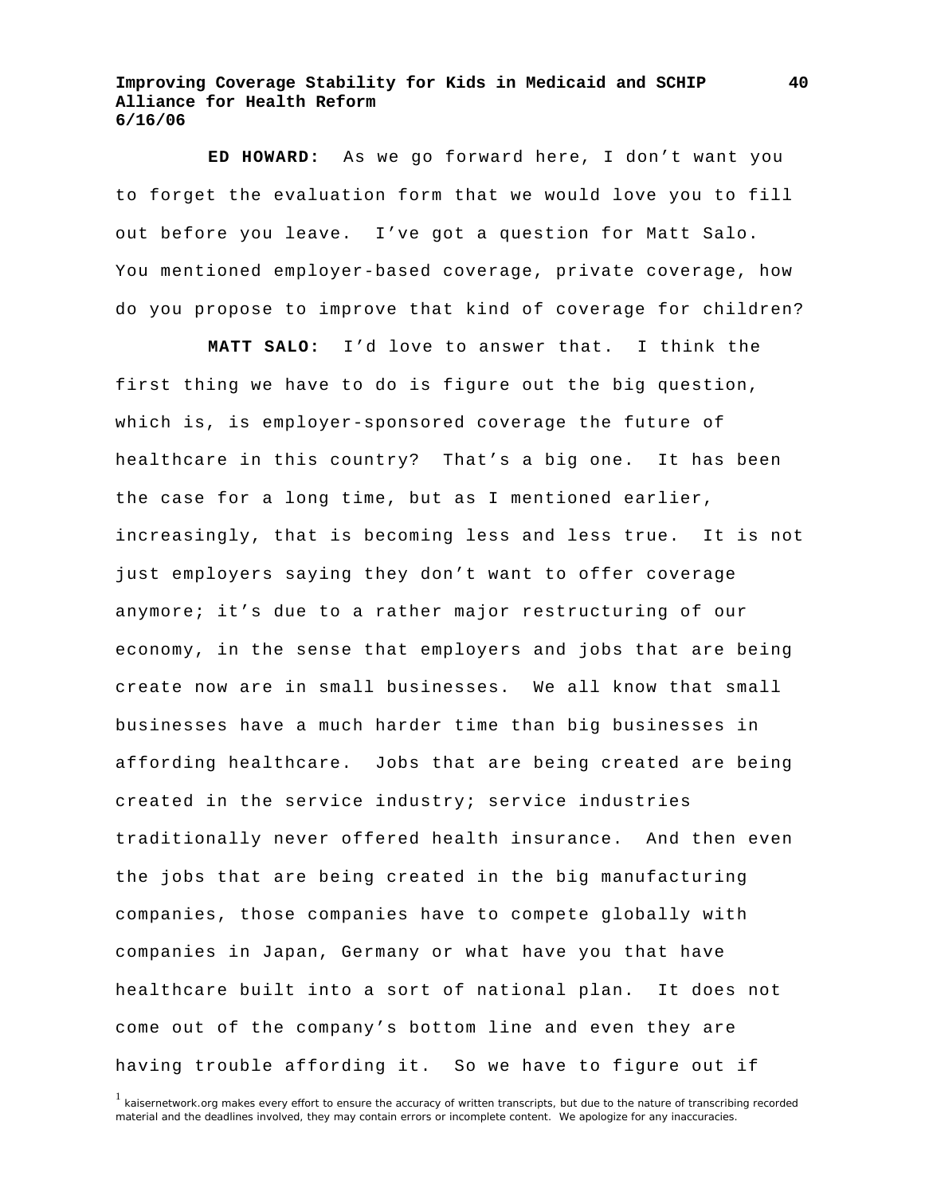**ED HOWARD:** As we go forward here, I don't want you to forget the evaluation form that we would love you to fill out before you leave. I've got a question for Matt Salo. You mentioned employer-based coverage, private coverage, how do you propose to improve that kind of coverage for children?

**MATT SALO:** I'd love to answer that. I think the first thing we have to do is figure out the big question, which is, is employer-sponsored coverage the future of healthcare in this country? That's a big one. It has been the case for a long time, but as I mentioned earlier, increasingly, that is becoming less and less true. It is not just employers saying they don't want to offer coverage anymore; it's due to a rather major restructuring of our economy, in the sense that employers and jobs that are being create now are in small businesses. We all know that small businesses have a much harder time than big businesses in affording healthcare. Jobs that are being created are being created in the service industry; service industries traditionally never offered health insurance. And then even the jobs that are being created in the big manufacturing companies, those companies have to compete globally with companies in Japan, Germany or what have you that have healthcare built into a sort of national plan. It does not come out of the company's bottom line and even they are having trouble affording it. So we have to figure out if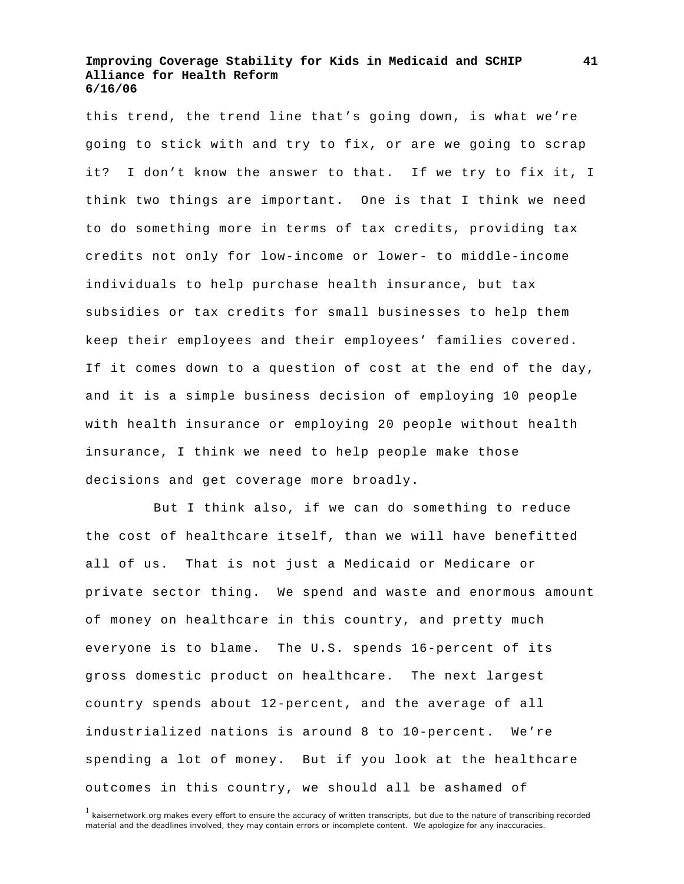this trend, the trend line that's going down, is what we're going to stick with and try to fix, or are we going to scrap it? I don't know the answer to that. If we try to fix it, I think two things are important. One is that I think we need to do something more in terms of tax credits, providing tax credits not only for low-income or lower- to middle-income individuals to help purchase health insurance, but tax subsidies or tax credits for small businesses to help them keep their employees and their employees' families covered. If it comes down to a question of cost at the end of the day, and it is a simple business decision of employing 10 people with health insurance or employing 20 people without health insurance, I think we need to help people make those decisions and get coverage more broadly.

But I think also, if we can do something to reduce the cost of healthcare itself, than we will have benefitted all of us. That is not just a Medicaid or Medicare or private sector thing. We spend and waste and enormous amount of money on healthcare in this country, and pretty much everyone is to blame. The U.S. spends 16-percent of its gross domestic product on healthcare. The next largest country spends about 12-percent, and the average of all industrialized nations is around 8 to 10-percent. We're spending a lot of money. But if you look at the healthcare outcomes in this country, we should all be ashamed of

[1] kaisernetwork.org makes every effort to ensure the accuracy of written transcripts, but due to the nature of transcribing recorded material and the deadlines involved, they may contain errors or incomplete content. We apologize for any inaccuracies.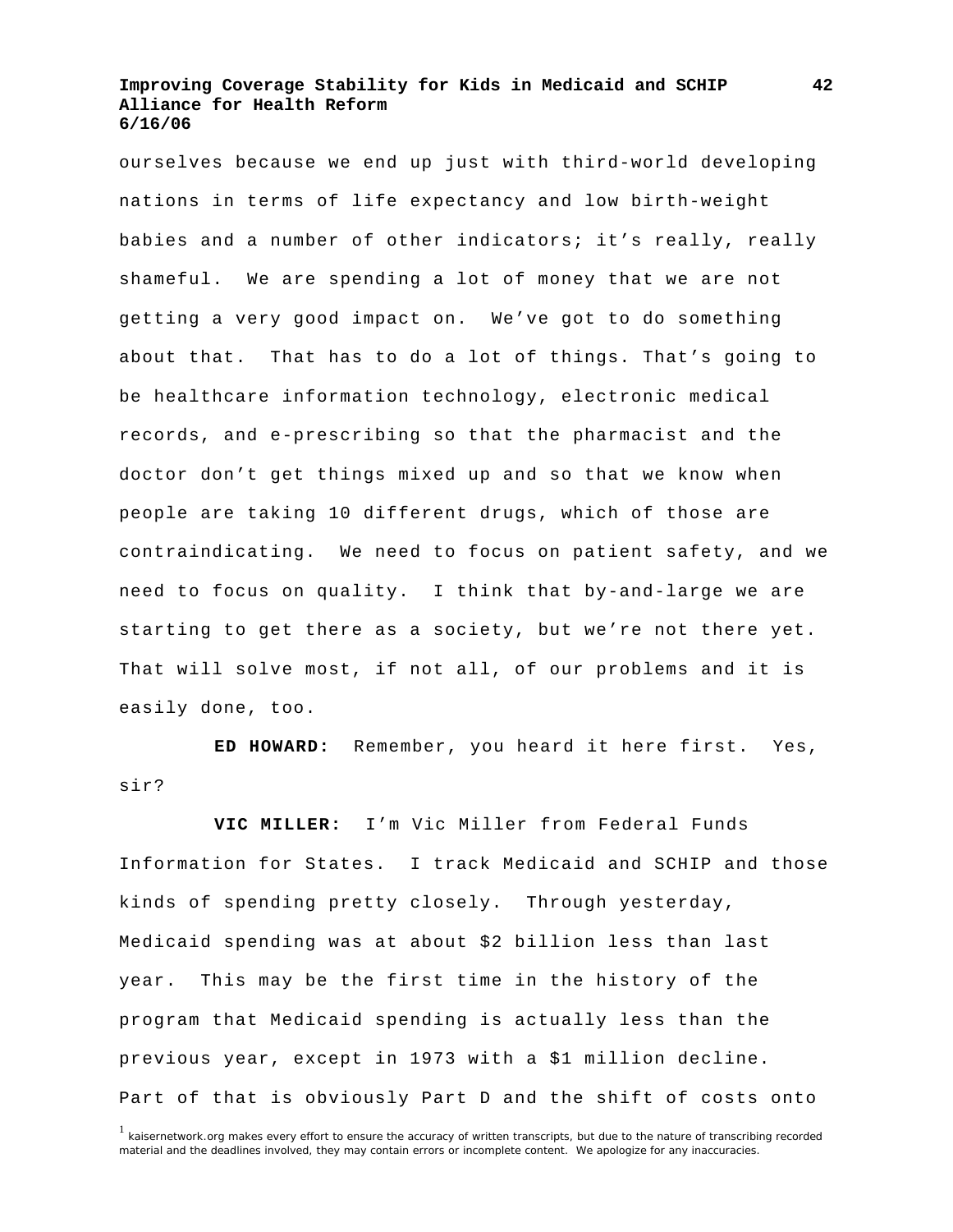ourselves because we end up just with third-world developing nations in terms of life expectancy and low birth-weight babies and a number of other indicators; it's really, really shameful. We are spending a lot of money that we are not getting a very good impact on. We've got to do something about that. That has to do a lot of things. That's going to be healthcare information technology, electronic medical records, and e-prescribing so that the pharmacist and the doctor don't get things mixed up and so that we know when people are taking 10 different drugs, which of those are contraindicating. We need to focus on patient safety, and we need to focus on quality. I think that by-and-large we are starting to get there as a society, but we're not there yet. That will solve most, if not all, of our problems and it is easily done, too.

**ED HOWARD:** Remember, you heard it here first. Yes, sir?

**VIC MILLER:** I'm Vic Miller from Federal Funds Information for States. I track Medicaid and SCHIP and those kinds of spending pretty closely. Through yesterday, Medicaid spending was at about $2 billion less than last year. This may be the first time in the history of the program that Medicaid spending is actually less than the previous year, except in 1973 with a $1 million decline. Part of that is obviously Part D and the shift of costs onto

[1] kaisernetwork.org makes every effort to ensure the accuracy of written transcripts, but due to the nature of transcribing recorded material and the deadlines involved, they may contain errors or incomplete content. We apologize for any inaccuracies.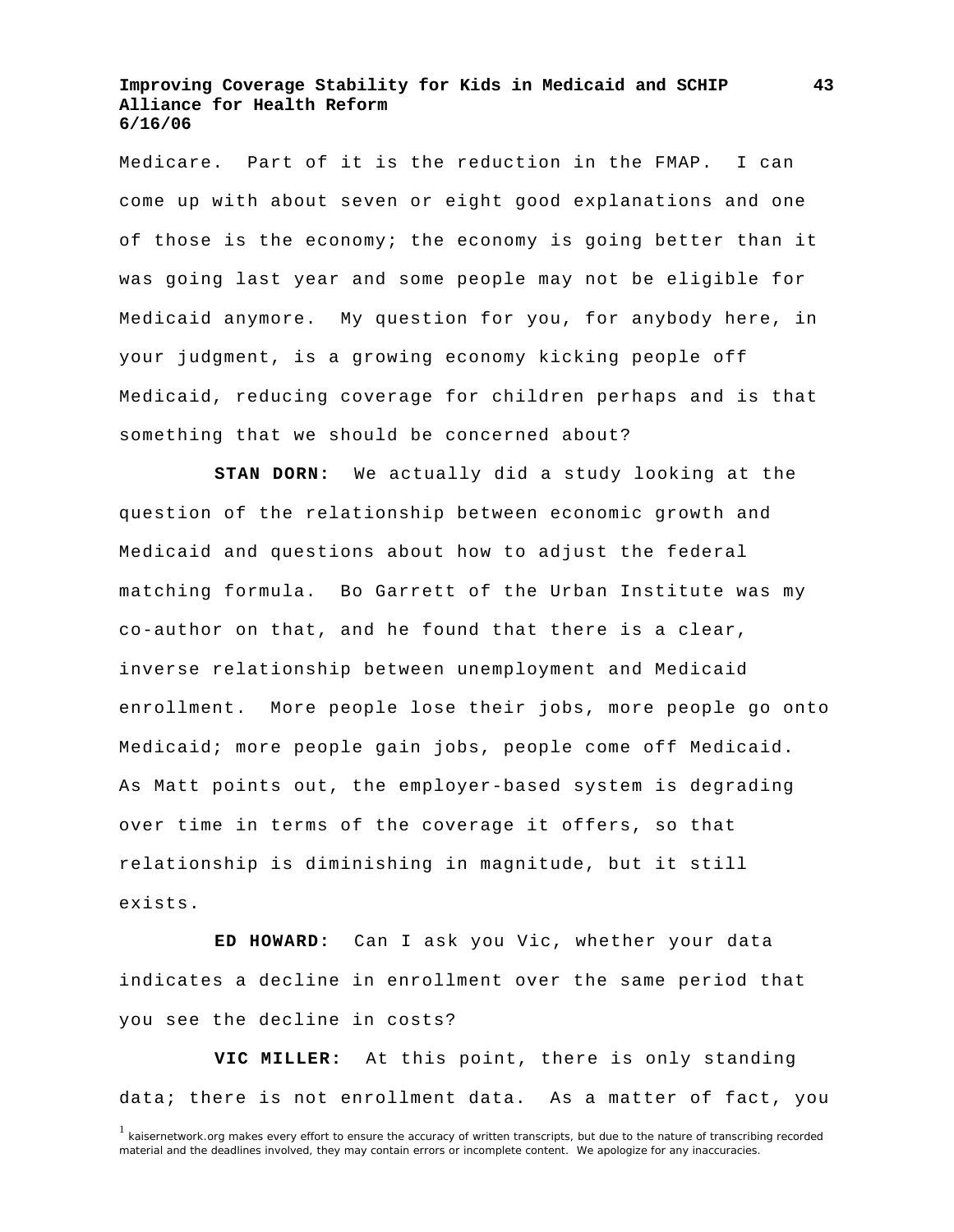Medicare. Part of it is the reduction in the FMAP. I can come up with about seven or eight good explanations and one of those is the economy; the economy is going better than it was going last year and some people may not be eligible for Medicaid anymore. My question for you, for anybody here, in your judgment, is a growing economy kicking people off Medicaid, reducing coverage for children perhaps and is that something that we should be concerned about?

**STAN DORN:** We actually did a study looking at the question of the relationship between economic growth and Medicaid and questions about how to adjust the federal matching formula. Bo Garrett of the Urban Institute was my co-author on that, and he found that there is a clear, inverse relationship between unemployment and Medicaid enrollment. More people lose their jobs, more people go onto Medicaid; more people gain jobs, people come off Medicaid. As Matt points out, the employer-based system is degrading over time in terms of the coverage it offers, so that relationship is diminishing in magnitude, but it still exists.

**ED HOWARD:** Can I ask you Vic, whether your data indicates a decline in enrollment over the same period that you see the decline in costs?

**VIC MILLER:** At this point, there is only standing data; there is not enrollment data. As a matter of fact, you

[1] kaisernetwork.org makes every effort to ensure the accuracy of written transcripts, but due to the nature of transcribing recorded material and the deadlines involved, they may contain errors or incomplete content. We apologize for any inaccuracies.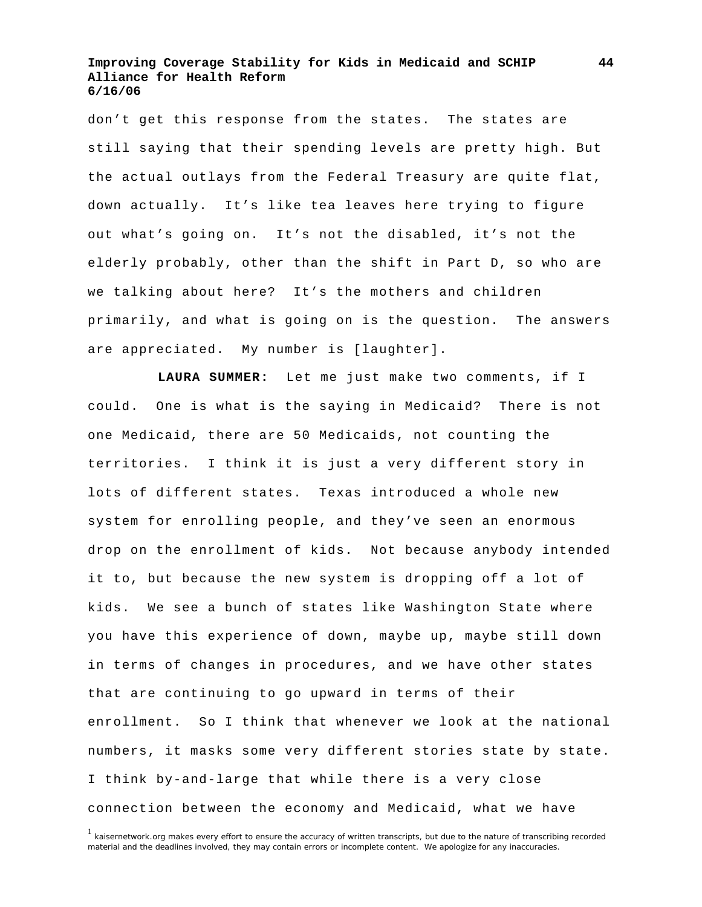don't get this response from the states. The states are still saying that their spending levels are pretty high. But the actual outlays from the Federal Treasury are quite flat, down actually. It's like tea leaves here trying to figure out what's going on. It's not the disabled, it's not the elderly probably, other than the shift in Part D, so who are we talking about here? It's the mothers and children primarily, and what is going on is the question. The answers are appreciated. My number is [laughter].

**LAURA SUMMER:** Let me just make two comments, if I could. One is what is the saying in Medicaid? There is not one Medicaid, there are 50 Medicaids, not counting the territories. I think it is just a very different story in lots of different states. Texas introduced a whole new system for enrolling people, and they've seen an enormous drop on the enrollment of kids. Not because anybody intended it to, but because the new system is dropping off a lot of kids. We see a bunch of states like Washington State where you have this experience of down, maybe up, maybe still down in terms of changes in procedures, and we have other states that are continuing to go upward in terms of their enrollment. So I think that whenever we look at the national numbers, it masks some very different stories state by state. I think by-and-large that while there is a very close connection between the economy and Medicaid, what we have

[1] kaisernetwork.org makes every effort to ensure the accuracy of written transcripts, but due to the nature of transcribing recorded material and the deadlines involved, they may contain errors or incomplete content. We apologize for any inaccuracies.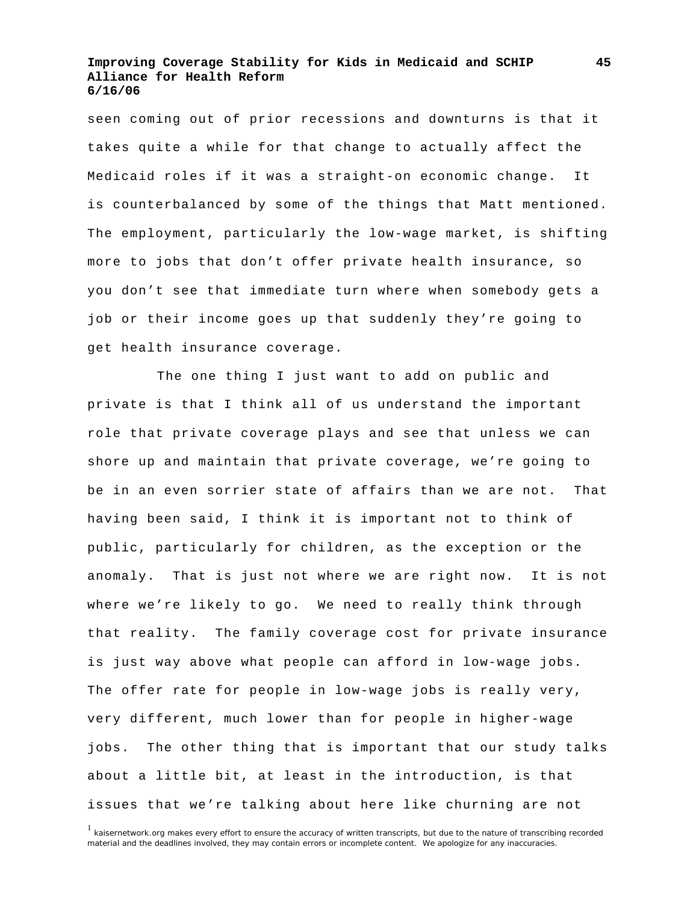seen coming out of prior recessions and downturns is that it takes quite a while for that change to actually affect the Medicaid roles if it was a straight-on economic change. It is counterbalanced by some of the things that Matt mentioned. The employment, particularly the low-wage market, is shifting more to jobs that don't offer private health insurance, so you don't see that immediate turn where when somebody gets a job or their income goes up that suddenly they're going to get health insurance coverage.

The one thing I just want to add on public and private is that I think all of us understand the important role that private coverage plays and see that unless we can shore up and maintain that private coverage, we're going to be in an even sorrier state of affairs than we are not. That having been said, I think it is important not to think of public, particularly for children, as the exception or the anomaly. That is just not where we are right now. It is not where we're likely to go. We need to really think through that reality. The family coverage cost for private insurance is just way above what people can afford in low-wage jobs. The offer rate for people in low-wage jobs is really very, very different, much lower than for people in higher-wage jobs. The other thing that is important that our study talks about a little bit, at least in the introduction, is that issues that we're talking about here like churning are not

[1] kaisernetwork.org makes every effort to ensure the accuracy of written transcripts, but due to the nature of transcribing recorded material and the deadlines involved, they may contain errors or incomplete content. We apologize for any inaccuracies.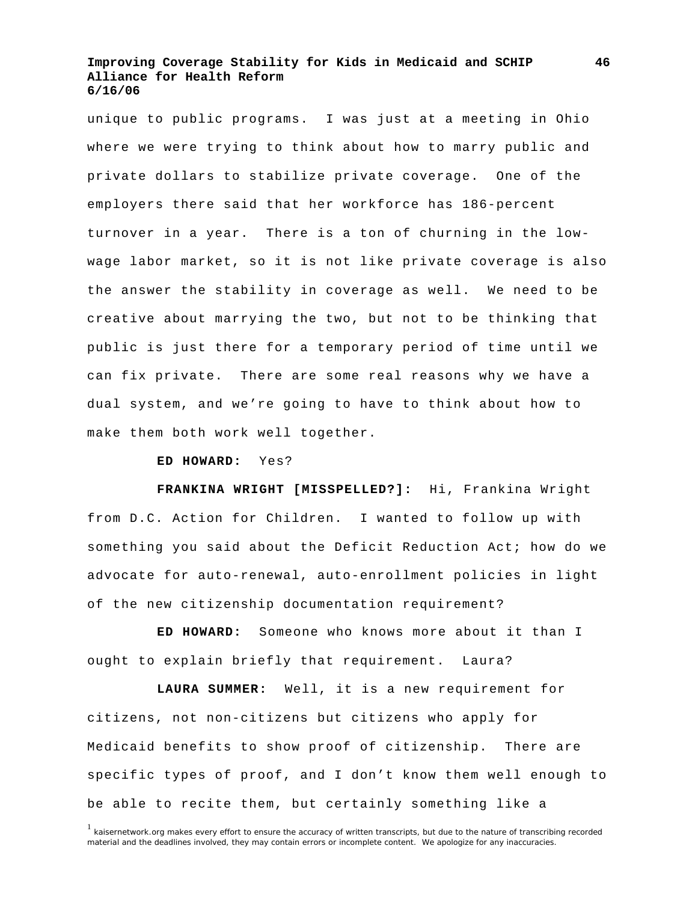unique to public programs. I was just at a meeting in Ohio where we were trying to think about how to marry public and private dollars to stabilize private coverage. One of the employers there said that her workforce has 186-percent turnover in a year. There is a ton of churning in the low-wage labor market, so it is not like private coverage is also the answer the stability in coverage as well. We need to be creative about marrying the two, but not to be thinking that public is just there for a temporary period of time until we can fix private. There are some real reasons why we have a dual system, and we're going to have to think about how to make them both work well together.

**ED HOWARD:** Yes?

**FRANKINA WRIGHT [MISSPELLED?]:** Hi, Frankina Wright from D.C. Action for Children. I wanted to follow up with something you said about the Deficit Reduction Act; how do we advocate for auto-renewal, auto-enrollment policies in light of the new citizenship documentation requirement?

**ED HOWARD:** Someone who knows more about it than I ought to explain briefly that requirement. Laura?

**LAURA SUMMER:** Well, it is a new requirement for citizens, not non-citizens but citizens who apply for Medicaid benefits to show proof of citizenship. There are specific types of proof, and I don't know them well enough to be able to recite them, but certainly something like a

[1] kaisernetwork.org makes every effort to ensure the accuracy of written transcripts, but due to the nature of transcribing recorded material and the deadlines involved, they may contain errors or incomplete content. We apologize for any inaccuracies.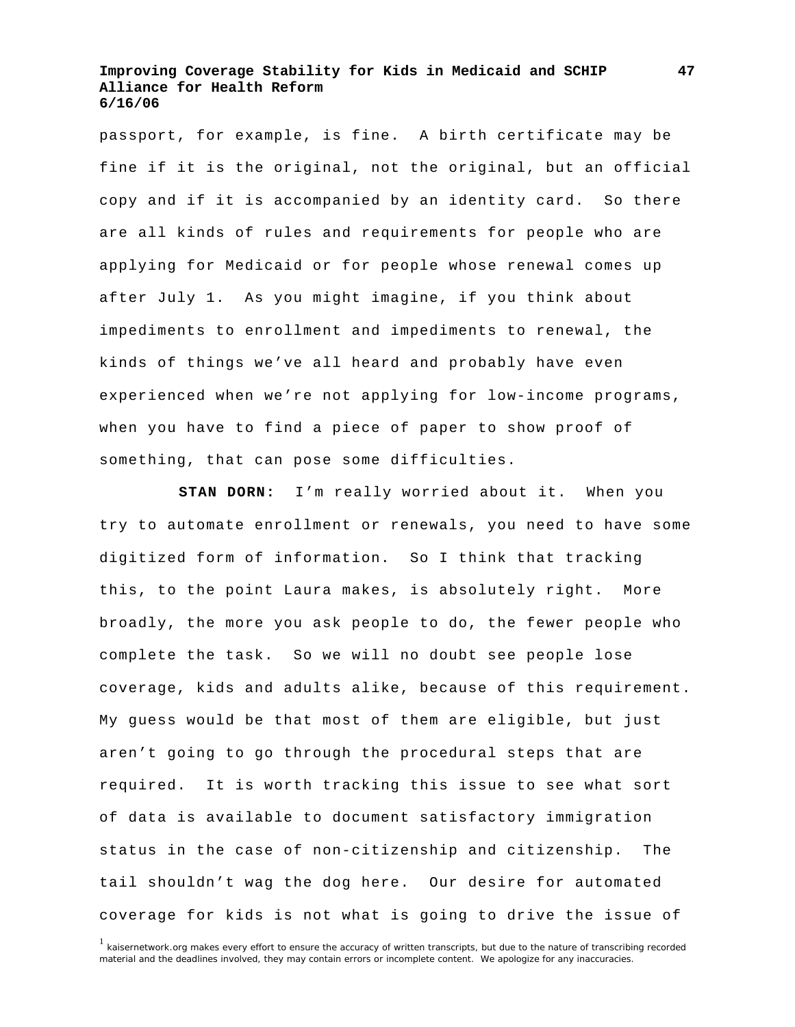passport, for example, is fine. A birth certificate may be fine if it is the original, not the original, but an official copy and if it is accompanied by an identity card. So there are all kinds of rules and requirements for people who are applying for Medicaid or for people whose renewal comes up after July 1. As you might imagine, if you think about impediments to enrollment and impediments to renewal, the kinds of things we've all heard and probably have even experienced when we're not applying for low-income programs, when you have to find a piece of paper to show proof of something, that can pose some difficulties.

**STAN DORN:** I'm really worried about it. When you try to automate enrollment or renewals, you need to have some digitized form of information. So I think that tracking this, to the point Laura makes, is absolutely right. More broadly, the more you ask people to do, the fewer people who complete the task. So we will no doubt see people lose coverage, kids and adults alike, because of this requirement. My guess would be that most of them are eligible, but just aren't going to go through the procedural steps that are required. It is worth tracking this issue to see what sort of data is available to document satisfactory immigration status in the case of non-citizenship and citizenship. The tail shouldn't wag the dog here. Our desire for automated coverage for kids is not what is going to drive the issue of

[1] kaisernetwork.org makes every effort to ensure the accuracy of written transcripts, but due to the nature of transcribing recorded material and the deadlines involved, they may contain errors or incomplete content. We apologize for any inaccuracies.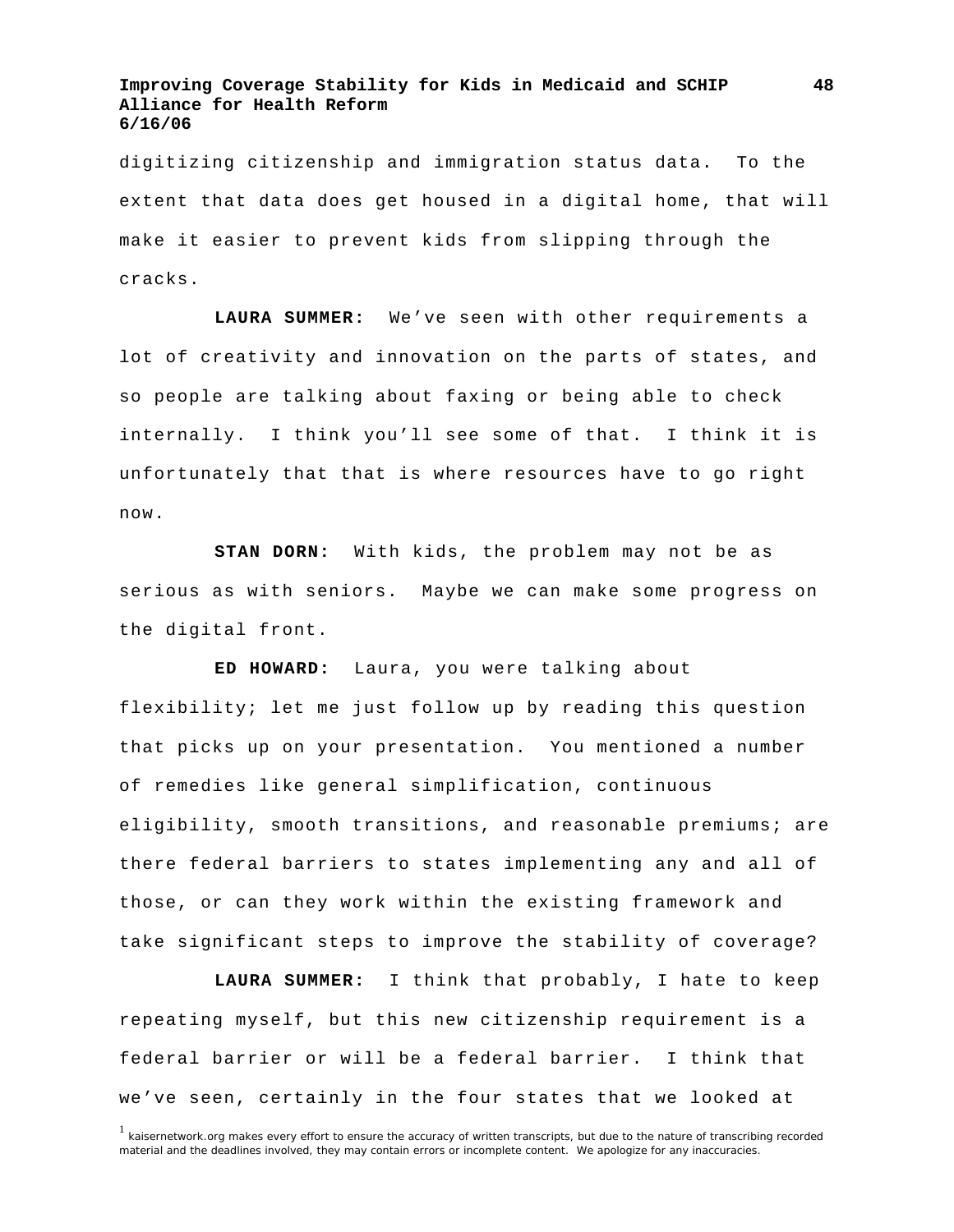digitizing citizenship and immigration status data. To the extent that data does get housed in a digital home, that will make it easier to prevent kids from slipping through the cracks.

**LAURA SUMMER:** We've seen with other requirements a lot of creativity and innovation on the parts of states, and so people are talking about faxing or being able to check internally. I think you'll see some of that. I think it is unfortunately that that is where resources have to go right now.

**STAN DORN:** With kids, the problem may not be as serious as with seniors. Maybe we can make some progress on the digital front.

**ED HOWARD:** Laura, you were talking about flexibility; let me just follow up by reading this question that picks up on your presentation. You mentioned a number of remedies like general simplification, continuous eligibility, smooth transitions, and reasonable premiums; are there federal barriers to states implementing any and all of those, or can they work within the existing framework and take significant steps to improve the stability of coverage?

**LAURA SUMMER:** I think that probably, I hate to keep repeating myself, but this new citizenship requirement is a federal barrier or will be a federal barrier. I think that we've seen, certainly in the four states that we looked at

[1] kaisernetwork.org makes every effort to ensure the accuracy of written transcripts, but due to the nature of transcribing recorded material and the deadlines involved, they may contain errors or incomplete content. We apologize for any inaccuracies.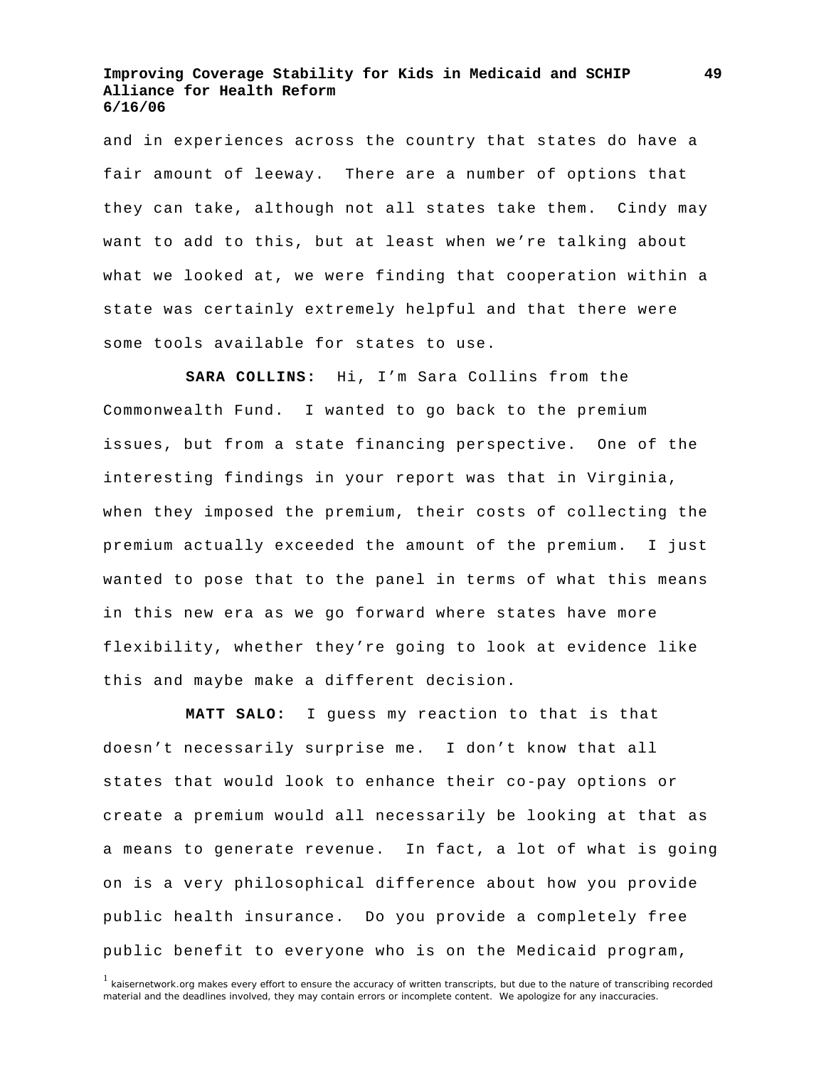and in experiences across the country that states do have a fair amount of leeway. There are a number of options that they can take, although not all states take them. Cindy may want to add to this, but at least when we're talking about what we looked at, we were finding that cooperation within a state was certainly extremely helpful and that there were some tools available for states to use.

**SARA COLLINS:** Hi, I'm Sara Collins from the Commonwealth Fund. I wanted to go back to the premium issues, but from a state financing perspective. One of the interesting findings in your report was that in Virginia, when they imposed the premium, their costs of collecting the premium actually exceeded the amount of the premium. I just wanted to pose that to the panel in terms of what this means in this new era as we go forward where states have more flexibility, whether they're going to look at evidence like this and maybe make a different decision.

**MATT SALO:** I guess my reaction to that is that doesn't necessarily surprise me. I don't know that all states that would look to enhance their co-pay options or create a premium would all necessarily be looking at that as a means to generate revenue. In fact, a lot of what is going on is a very philosophical difference about how you provide public health insurance. Do you provide a completely free public benefit to everyone who is on the Medicaid program,

[1] kaisernetwork.org makes every effort to ensure the accuracy of written transcripts, but due to the nature of transcribing recorded material and the deadlines involved, they may contain errors or incomplete content. We apologize for any inaccuracies.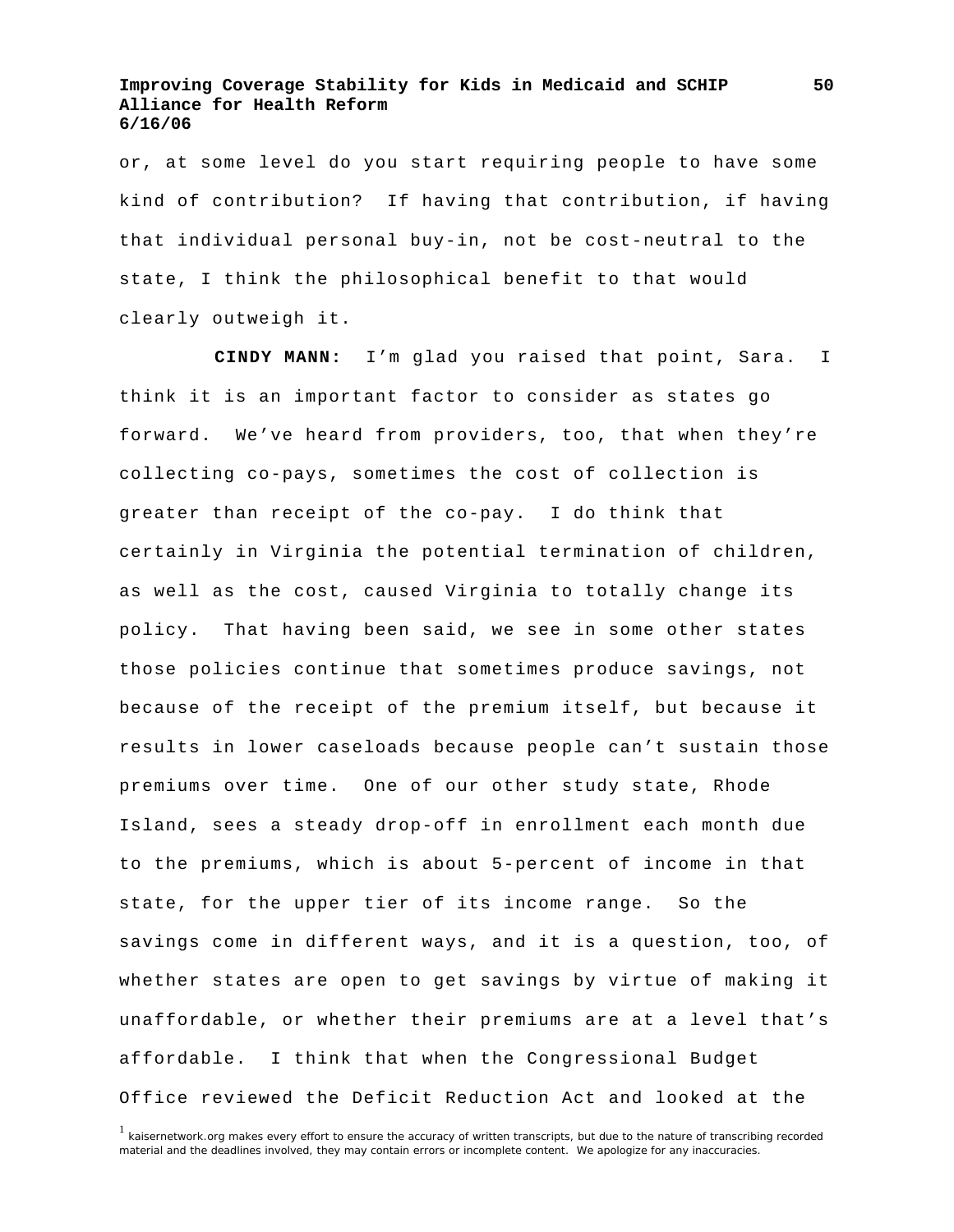or, at some level do you start requiring people to have some kind of contribution? If having that contribution, if having that individual personal buy-in, not be cost-neutral to the state, I think the philosophical benefit to that would clearly outweigh it.

**CINDY MANN:** I'm glad you raised that point, Sara. I think it is an important factor to consider as states go forward. We've heard from providers, too, that when they're collecting co-pays, sometimes the cost of collection is greater than receipt of the co-pay. I do think that certainly in Virginia the potential termination of children, as well as the cost, caused Virginia to totally change its policy. That having been said, we see in some other states those policies continue that sometimes produce savings, not because of the receipt of the premium itself, but because it results in lower caseloads because people can't sustain those premiums over time. One of our other study state, Rhode Island, sees a steady drop-off in enrollment each month due to the premiums, which is about 5-percent of income in that state, for the upper tier of its income range. So the savings come in different ways, and it is a question, too, of whether states are open to get savings by virtue of making it unaffordable, or whether their premiums are at a level that's affordable. I think that when the Congressional Budget Office reviewed the Deficit Reduction Act and looked at the

[1] kaisernetwork.org makes every effort to ensure the accuracy of written transcripts, but due to the nature of transcribing recorded material and the deadlines involved, they may contain errors or incomplete content. We apologize for any inaccuracies.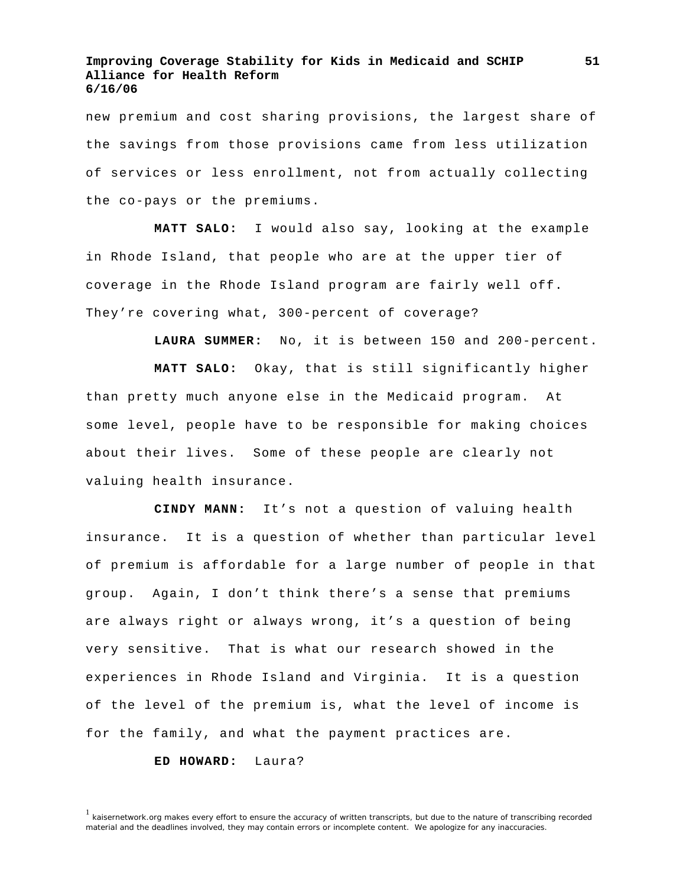new premium and cost sharing provisions, the largest share of the savings from those provisions came from less utilization of services or less enrollment, not from actually collecting the co-pays or the premiums.

**MATT SALO:** I would also say, looking at the example in Rhode Island, that people who are at the upper tier of coverage in the Rhode Island program are fairly well off. They're covering what, 300-percent of coverage?

**LAURA SUMMER:** No, it is between 150 and 200-percent.

**MATT SALO:** Okay, that is still significantly higher than pretty much anyone else in the Medicaid program. At some level, people have to be responsible for making choices about their lives. Some of these people are clearly not valuing health insurance.

**CINDY MANN:** It's not a question of valuing health insurance. It is a question of whether than particular level of premium is affordable for a large number of people in that group. Again, I don't think there's a sense that premiums are always right or always wrong, it's a question of being very sensitive. That is what our research showed in the experiences in Rhode Island and Virginia. It is a question of the level of the premium is, what the level of income is for the family, and what the payment practices are.

**ED HOWARD:** Laura?

[1] kaisernetwork.org makes every effort to ensure the accuracy of written transcripts, but due to the nature of transcribing recorded material and the deadlines involved, they may contain errors or incomplete content. We apologize for any inaccuracies.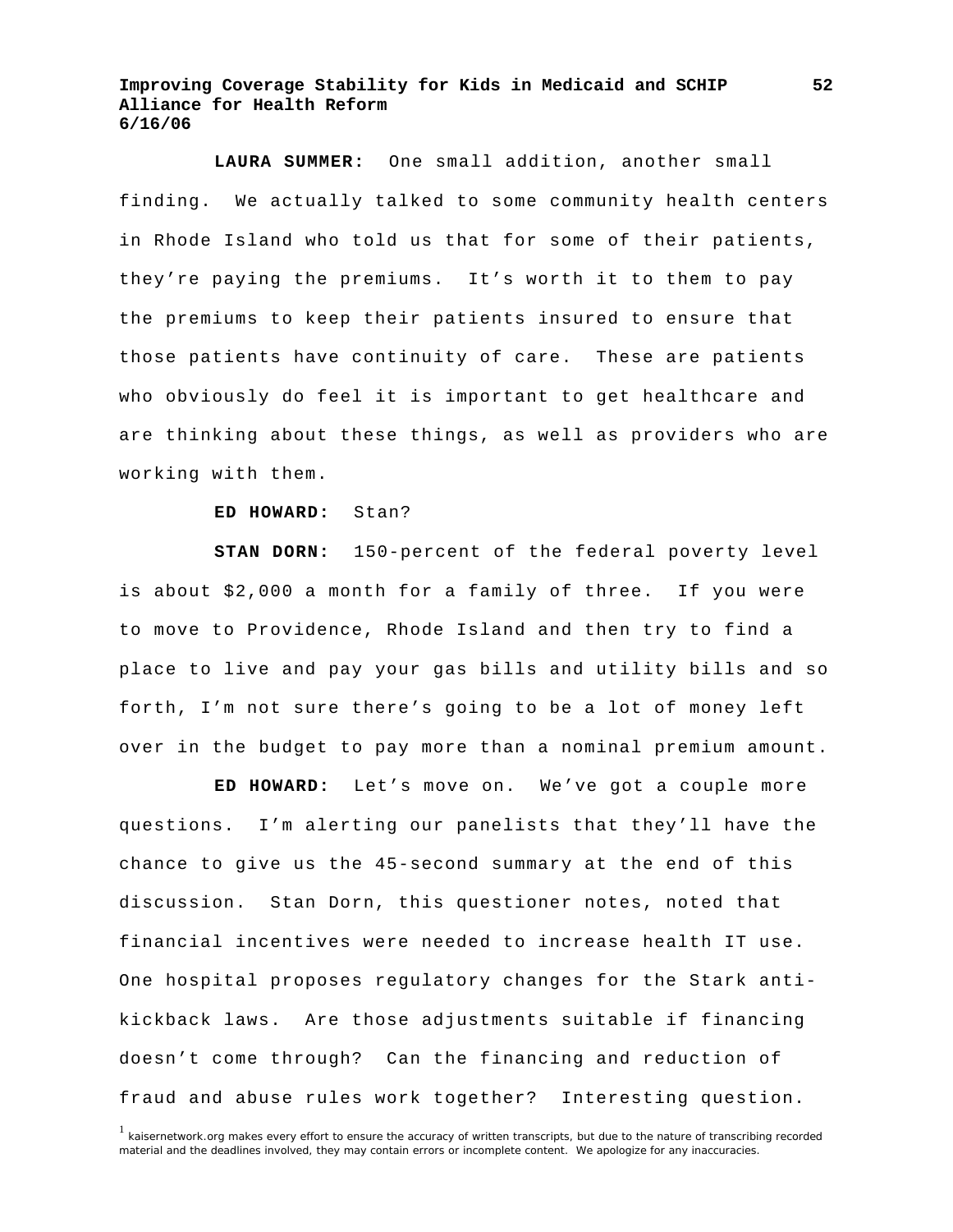**LAURA SUMMER:** One small addition, another small finding. We actually talked to some community health centers in Rhode Island who told us that for some of their patients, they're paying the premiums. It's worth it to them to pay the premiums to keep their patients insured to ensure that those patients have continuity of care. These are patients who obviously do feel it is important to get healthcare and are thinking about these things, as well as providers who are working with them.

**ED HOWARD:** Stan?

**STAN DORN:** 150-percent of the federal poverty level is about $2,000 a month for a family of three. If you were to move to Providence, Rhode Island and then try to find a place to live and pay your gas bills and utility bills and so forth, I'm not sure there's going to be a lot of money left over in the budget to pay more than a nominal premium amount.

**ED HOWARD:** Let's move on. We've got a couple more questions. I'm alerting our panelists that they'll have the chance to give us the 45-second summary at the end of this discussion. Stan Dorn, this questioner notes, noted that financial incentives were needed to increase health IT use. One hospital proposes regulatory changes for the Stark anti-kickback laws. Are those adjustments suitable if financing doesn't come through? Can the financing and reduction of fraud and abuse rules work together? Interesting question.

[1] kaisernetwork.org makes every effort to ensure the accuracy of written transcripts, but due to the nature of transcribing recorded material and the deadlines involved, they may contain errors or incomplete content. We apologize for any inaccuracies.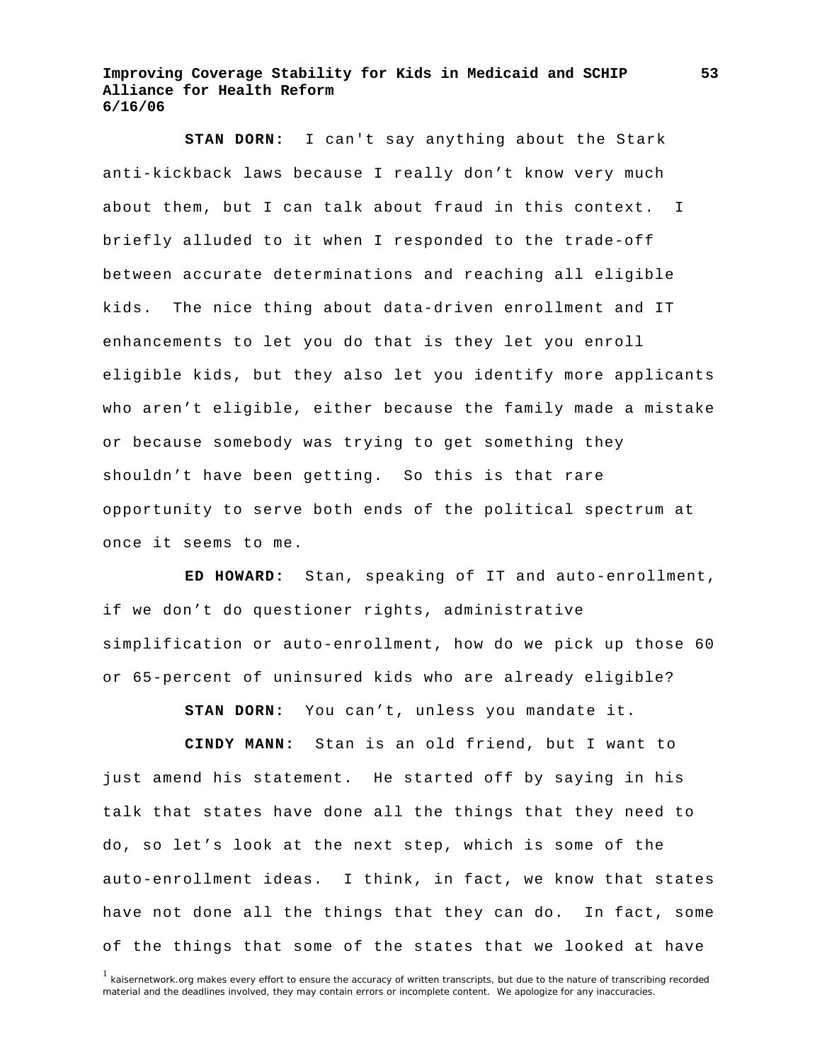**STAN DORN:** I can't say anything about the Stark anti-kickback laws because I really don't know very much about them, but I can talk about fraud in this context. I briefly alluded to it when I responded to the trade-off between accurate determinations and reaching all eligible kids. The nice thing about data-driven enrollment and IT enhancements to let you do that is they let you enroll eligible kids, but they also let you identify more applicants who aren't eligible, either because the family made a mistake or because somebody was trying to get something they shouldn't have been getting. So this is that rare opportunity to serve both ends of the political spectrum at once it seems to me.

**ED HOWARD:** Stan, speaking of IT and auto-enrollment, if we don't do questioner rights, administrative simplification or auto-enrollment, how do we pick up those 60 or 65-percent of uninsured kids who are already eligible?

**STAN DORN:** You can't, unless you mandate it.

**CINDY MANN:** Stan is an old friend, but I want to just amend his statement. He started off by saying in his talk that states have done all the things that they need to do, so let's look at the next step, which is some of the auto-enrollment ideas. I think, in fact, we know that states have not done all the things that they can do. In fact, some of the things that some of the states that we looked at have

[1] kaisernetwork.org makes every effort to ensure the accuracy of written transcripts, but due to the nature of transcribing recorded material and the deadlines involved, they may contain errors or incomplete content. We apologize for any inaccuracies.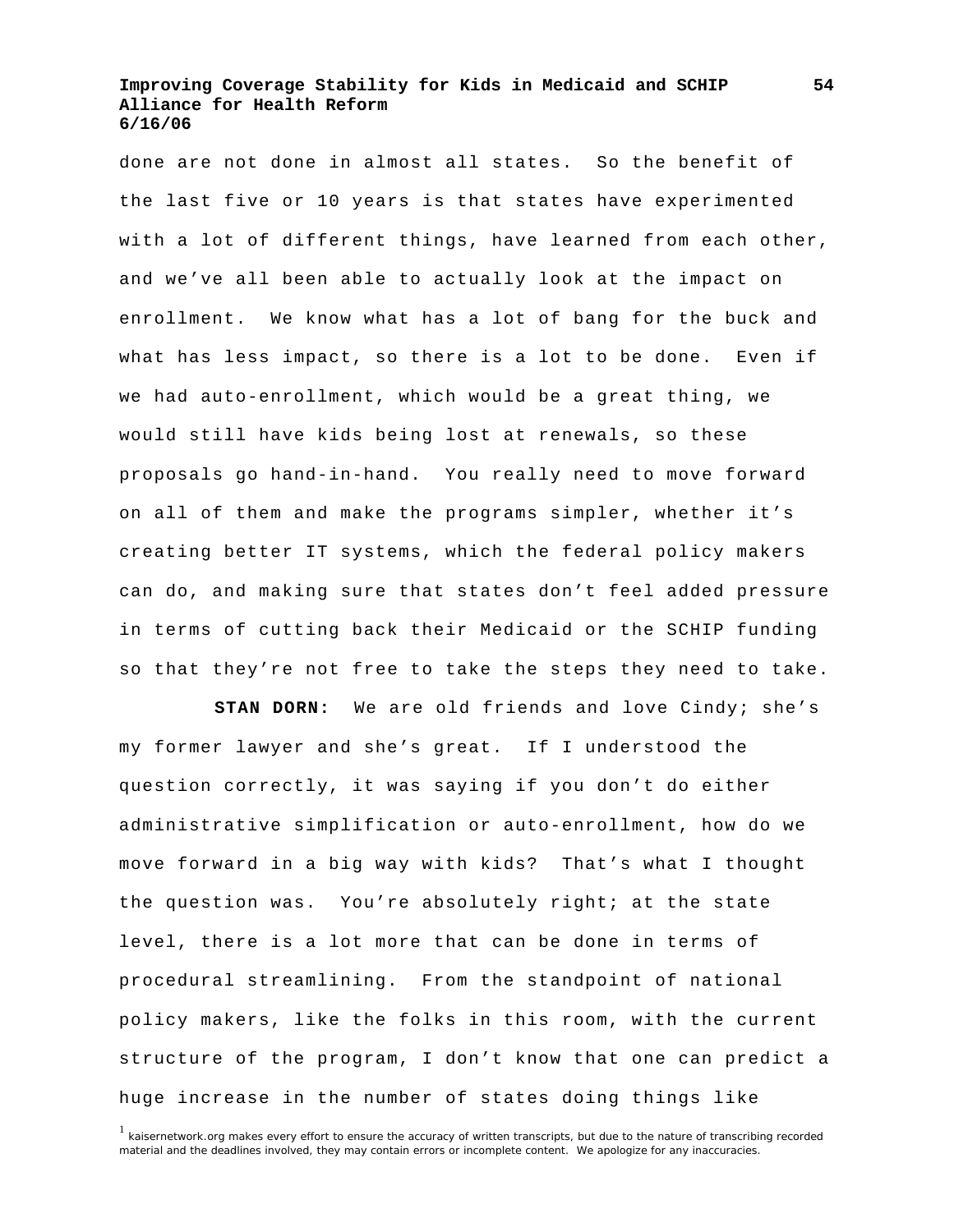done are not done in almost all states. So the benefit of the last five or 10 years is that states have experimented with a lot of different things, have learned from each other, and we've all been able to actually look at the impact on enrollment. We know what has a lot of bang for the buck and what has less impact, so there is a lot to be done. Even if we had auto-enrollment, which would be a great thing, we would still have kids being lost at renewals, so these proposals go hand-in-hand. You really need to move forward on all of them and make the programs simpler, whether it's creating better IT systems, which the federal policy makers can do, and making sure that states don't feel added pressure in terms of cutting back their Medicaid or the SCHIP funding so that they're not free to take the steps they need to take.

**STAN DORN:** We are old friends and love Cindy; she's my former lawyer and she's great. If I understood the question correctly, it was saying if you don't do either administrative simplification or auto-enrollment, how do we move forward in a big way with kids? That's what I thought the question was. You're absolutely right; at the state level, there is a lot more that can be done in terms of procedural streamlining. From the standpoint of national policy makers, like the folks in this room, with the current structure of the program, I don't know that one can predict a huge increase in the number of states doing things like

[1] kaisernetwork.org makes every effort to ensure the accuracy of written transcripts, but due to the nature of transcribing recorded material and the deadlines involved, they may contain errors or incomplete content. We apologize for any inaccuracies.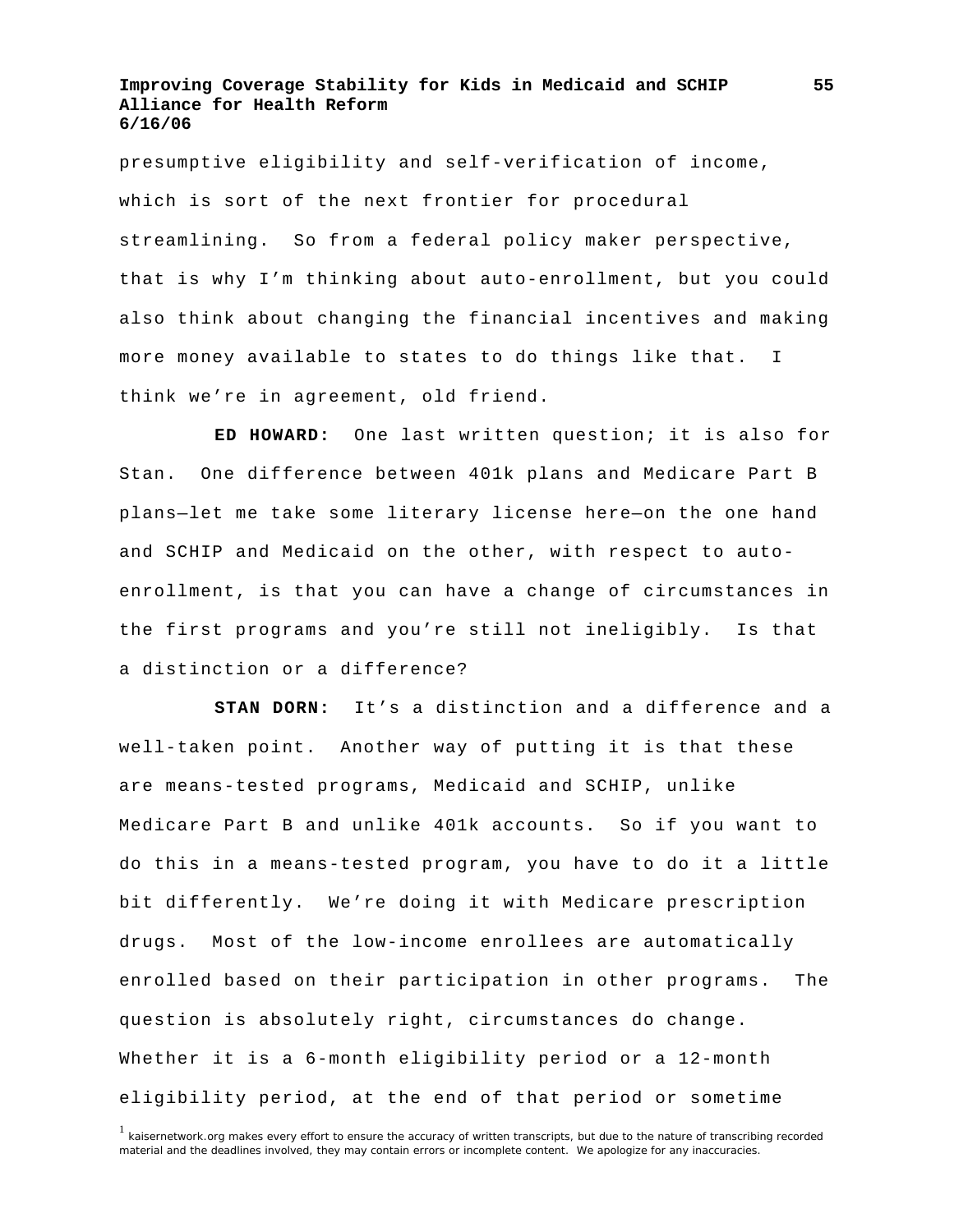presumptive eligibility and self-verification of income, which is sort of the next frontier for procedural streamlining. So from a federal policy maker perspective, that is why I'm thinking about auto-enrollment, but you could also think about changing the financial incentives and making more money available to states to do things like that. I think we're in agreement, old friend.

**ED HOWARD:** One last written question; it is also for Stan. One difference between 401k plans and Medicare Part B plans—let me take some literary license here—on the one hand and SCHIP and Medicaid on the other, with respect to auto-enrollment, is that you can have a change of circumstances in the first programs and you're still not ineligibly. Is that a distinction or a difference?

**STAN DORN:** It's a distinction and a difference and a well-taken point. Another way of putting it is that these are means-tested programs, Medicaid and SCHIP, unlike Medicare Part B and unlike 401k accounts. So if you want to do this in a means-tested program, you have to do it a little bit differently. We're doing it with Medicare prescription drugs. Most of the low-income enrollees are automatically enrolled based on their participation in other programs. The question is absolutely right, circumstances do change. Whether it is a 6-month eligibility period or a 12-month eligibility period, at the end of that period or sometime

[1] kaisernetwork.org makes every effort to ensure the accuracy of written transcripts, but due to the nature of transcribing recorded material and the deadlines involved, they may contain errors or incomplete content. We apologize for any inaccuracies.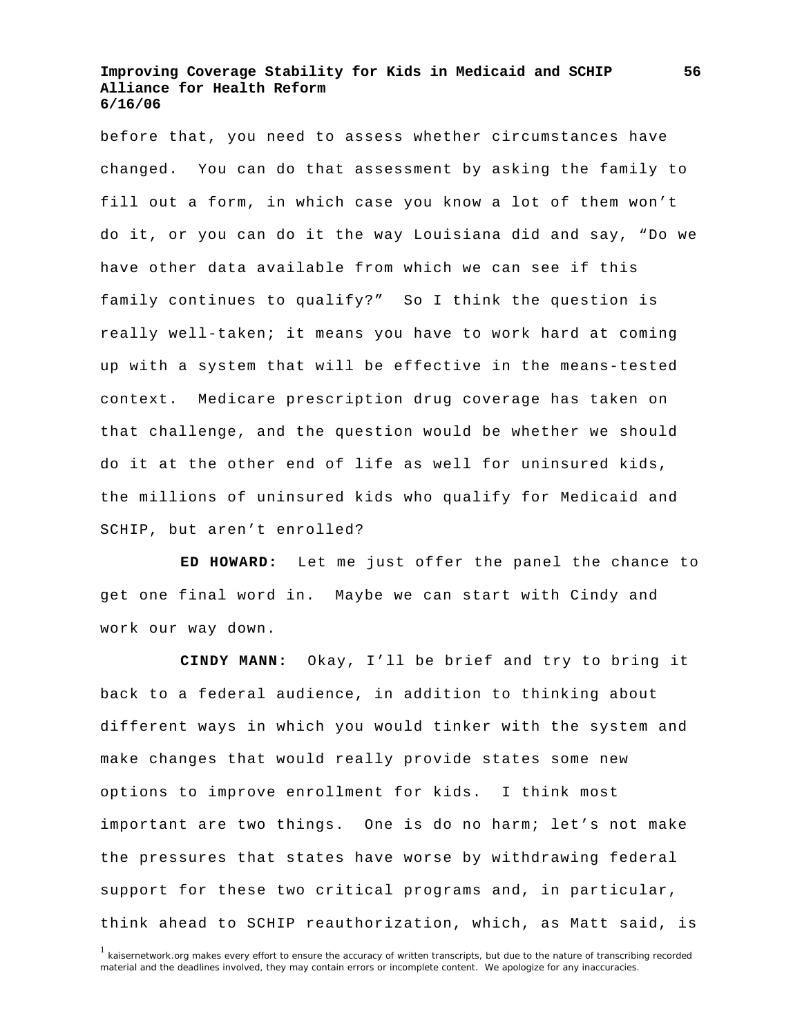before that, you need to assess whether circumstances have changed. You can do that assessment by asking the family to fill out a form, in which case you know a lot of them won't do it, or you can do it the way Louisiana did and say, "Do we have other data available from which we can see if this family continues to qualify?" So I think the question is really well-taken; it means you have to work hard at coming up with a system that will be effective in the means-tested context. Medicare prescription drug coverage has taken on that challenge, and the question would be whether we should do it at the other end of life as well for uninsured kids, the millions of uninsured kids who qualify for Medicaid and SCHIP, but aren't enrolled?

**ED HOWARD:** Let me just offer the panel the chance to get one final word in. Maybe we can start with Cindy and work our way down.

**CINDY MANN:** Okay, I'll be brief and try to bring it back to a federal audience, in addition to thinking about different ways in which you would tinker with the system and make changes that would really provide states some new options to improve enrollment for kids. I think most important are two things. One is do no harm; let's not make the pressures that states have worse by withdrawing federal support for these two critical programs and, in particular, think ahead to SCHIP reauthorization, which, as Matt said, is

[1] kaisernetwork.org makes every effort to ensure the accuracy of written transcripts, but due to the nature of transcribing recorded material and the deadlines involved, they may contain errors or incomplete content. We apologize for any inaccuracies.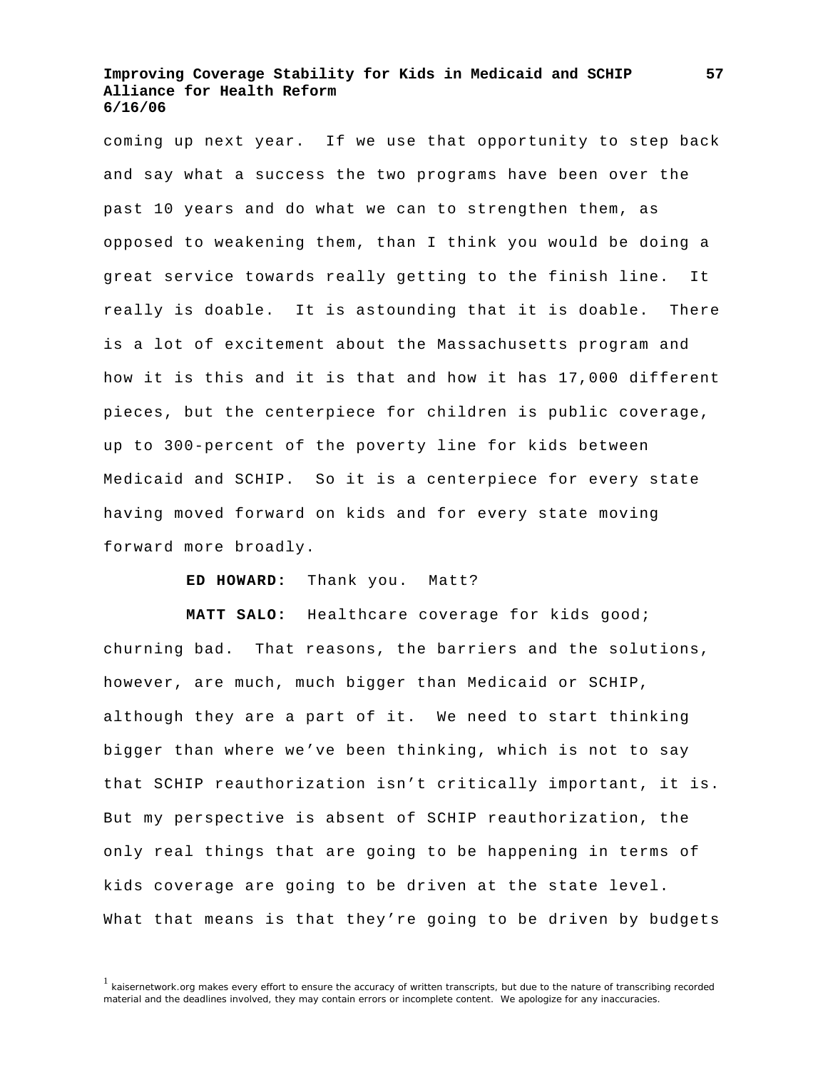coming up next year. If we use that opportunity to step back and say what a success the two programs have been over the past 10 years and do what we can to strengthen them, as opposed to weakening them, than I think you would be doing a great service towards really getting to the finish line. It really is doable. It is astounding that it is doable. There is a lot of excitement about the Massachusetts program and how it is this and it is that and how it has 17,000 different pieces, but the centerpiece for children is public coverage, up to 300-percent of the poverty line for kids between Medicaid and SCHIP. So it is a centerpiece for every state having moved forward on kids and for every state moving forward more broadly.

**ED HOWARD:** Thank you. Matt?

**MATT SALO:** Healthcare coverage for kids good; churning bad. That reasons, the barriers and the solutions, however, are much, much bigger than Medicaid or SCHIP, although they are a part of it. We need to start thinking bigger than where we've been thinking, which is not to say that SCHIP reauthorization isn't critically important, it is. But my perspective is absent of SCHIP reauthorization, the only real things that are going to be happening in terms of kids coverage are going to be driven at the state level. What that means is that they're going to be driven by budgets

[1] kaisernetwork.org makes every effort to ensure the accuracy of written transcripts, but due to the nature of transcribing recorded material and the deadlines involved, they may contain errors or incomplete content. We apologize for any inaccuracies.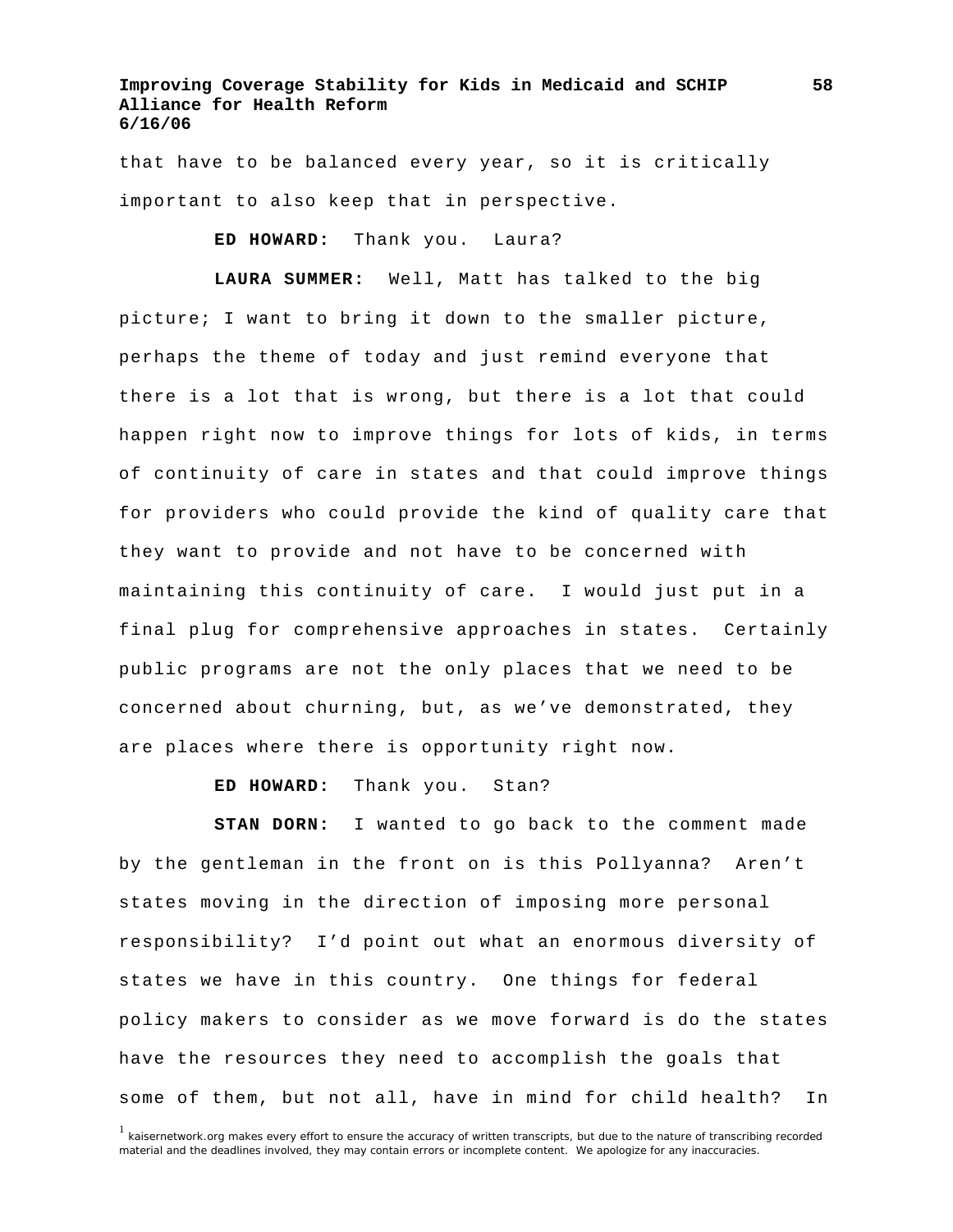that have to be balanced every year, so it is critically important to also keep that in perspective.

**ED HOWARD:** Thank you. Laura?

**LAURA SUMMER:** Well, Matt has talked to the big picture; I want to bring it down to the smaller picture, perhaps the theme of today and just remind everyone that there is a lot that is wrong, but there is a lot that could happen right now to improve things for lots of kids, in terms of continuity of care in states and that could improve things for providers who could provide the kind of quality care that they want to provide and not have to be concerned with maintaining this continuity of care. I would just put in a final plug for comprehensive approaches in states. Certainly public programs are not the only places that we need to be concerned about churning, but, as we've demonstrated, they are places where there is opportunity right now.

**ED HOWARD:** Thank you. Stan?

**STAN DORN:** I wanted to go back to the comment made by the gentleman in the front on is this Pollyanna? Aren't states moving in the direction of imposing more personal responsibility? I'd point out what an enormous diversity of states we have in this country. One things for federal policy makers to consider as we move forward is do the states have the resources they need to accomplish the goals that some of them, but not all, have in mind for child health? In

[1] kaisernetwork.org makes every effort to ensure the accuracy of written transcripts, but due to the nature of transcribing recorded material and the deadlines involved, they may contain errors or incomplete content. We apologize for any inaccuracies.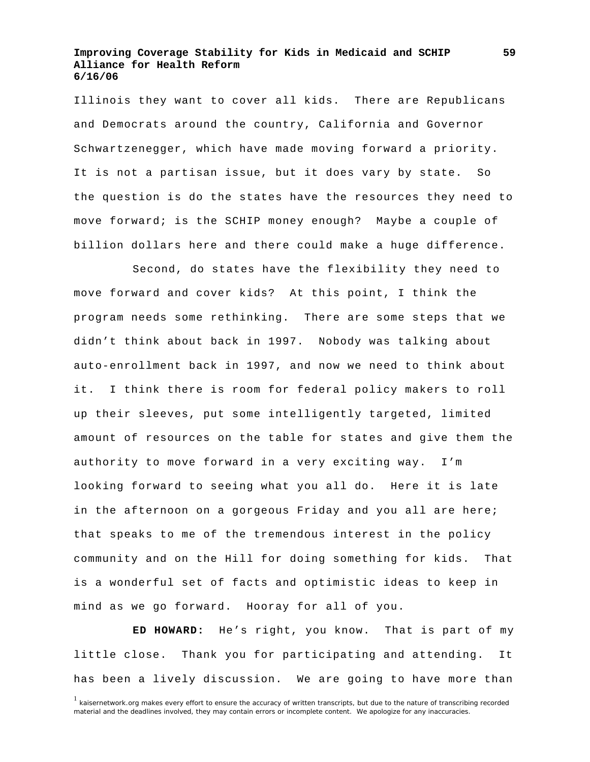Illinois they want to cover all kids. There are Republicans and Democrats around the country, California and Governor Schwartzenegger, which have made moving forward a priority. It is not a partisan issue, but it does vary by state. So the question is do the states have the resources they need to move forward; is the SCHIP money enough? Maybe a couple of billion dollars here and there could make a huge difference.

Second, do states have the flexibility they need to move forward and cover kids? At this point, I think the program needs some rethinking. There are some steps that we didn't think about back in 1997. Nobody was talking about auto-enrollment back in 1997, and now we need to think about it. I think there is room for federal policy makers to roll up their sleeves, put some intelligently targeted, limited amount of resources on the table for states and give them the authority to move forward in a very exciting way. I'm looking forward to seeing what you all do. Here it is late in the afternoon on a gorgeous Friday and you all are here; that speaks to me of the tremendous interest in the policy community and on the Hill for doing something for kids. That is a wonderful set of facts and optimistic ideas to keep in mind as we go forward. Hooray for all of you.

**ED HOWARD:** He's right, you know. That is part of my little close. Thank you for participating and attending. It has been a lively discussion. We are going to have more than

[1] kaisernetwork.org makes every effort to ensure the accuracy of written transcripts, but due to the nature of transcribing recorded material and the deadlines involved, they may contain errors or incomplete content. We apologize for any inaccuracies.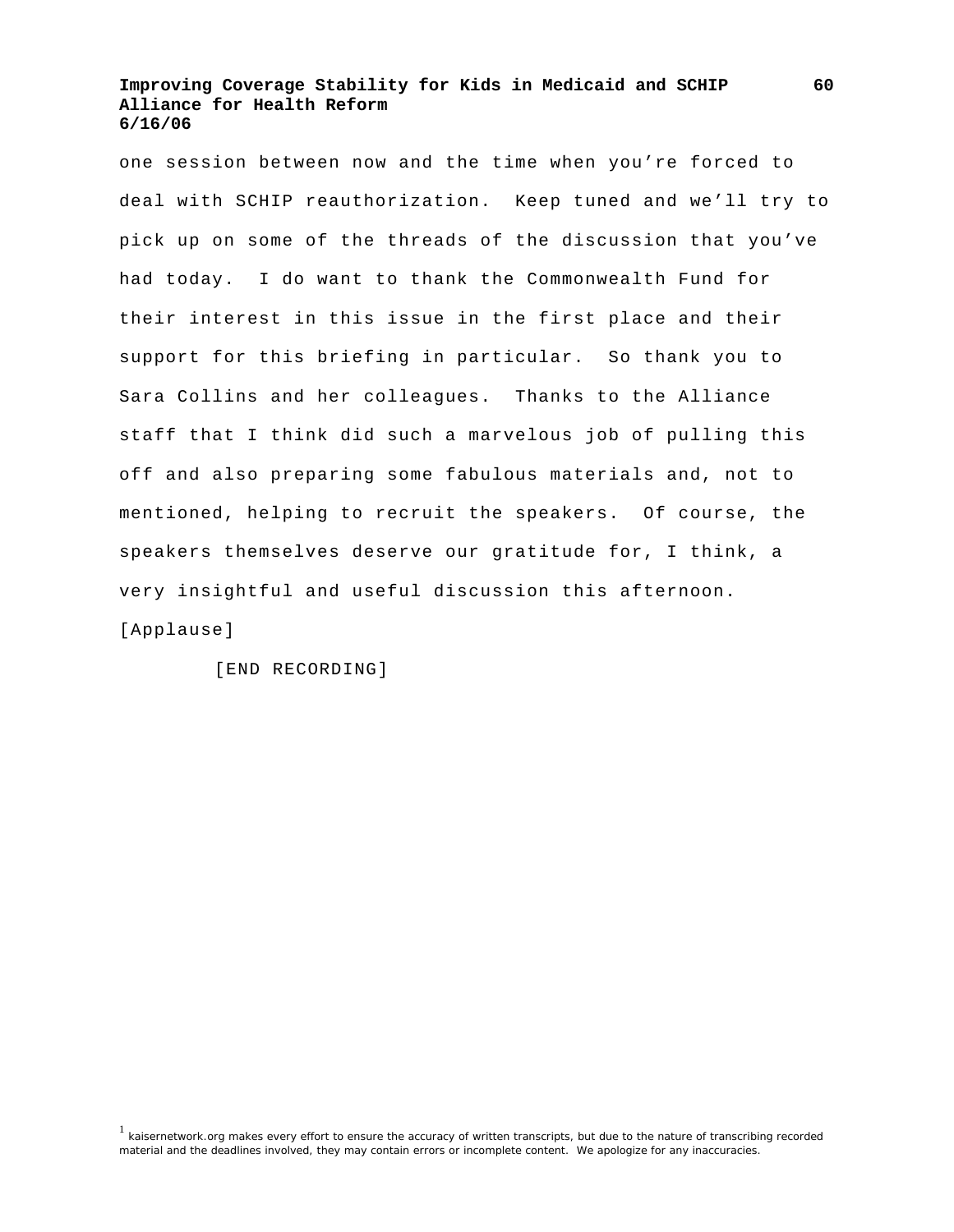one session between now and the time when you're forced to deal with SCHIP reauthorization. Keep tuned and we'll try to pick up on some of the threads of the discussion that you've had today. I do want to thank the Commonwealth Fund for their interest in this issue in the first place and their support for this briefing in particular. So thank you to Sara Collins and her colleagues. Thanks to the Alliance staff that I think did such a marvelous job of pulling this off and also preparing some fabulous materials and, not to mentioned, helping to recruit the speakers. Of course, the speakers themselves deserve our gratitude for, I think, a very insightful and useful discussion this afternoon. [Applause]

[END RECORDING]

[1] kaisernetwork.org makes every effort to ensure the accuracy of written transcripts, but due to the nature of transcribing recorded material and the deadlines involved, they may contain errors or incomplete content. We apologize for any inaccuracies.